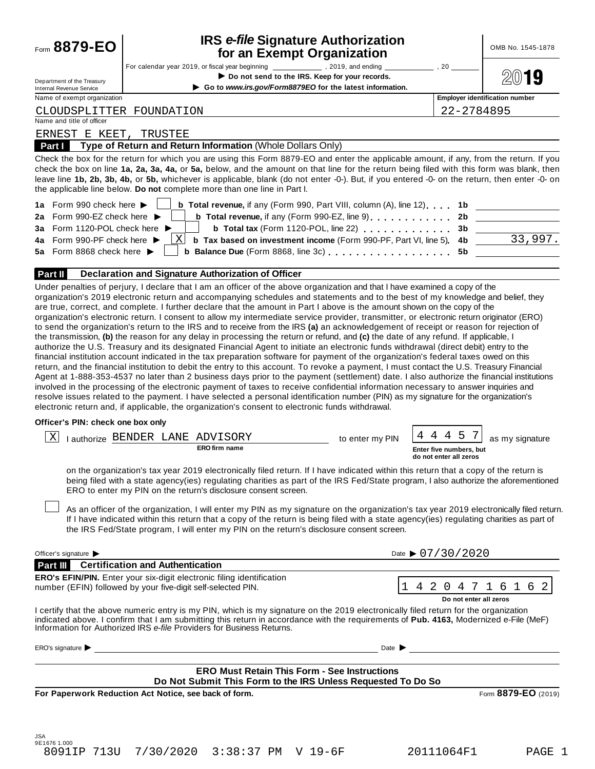Form **8879-EO**

# IRS *e-file* Signature Authorization for an Exempt Organization

OMB No. 1545-1878

For calendar year 2019, or fiscal year beginning ____________ , 2019, and ending ____________ , 20 ______

▶ **Do not send to the IRS. Keep for your records.**

▶ **Go to *www.irs.gov/Form8879EO* for the latest information.**

Department of the Treasury
Internal Revenue Service

**2019**

| Name of exempt organization | Employer identification number |
|---|---|
| CLOUDSPLITTER FOUNDATION | 22-2784895 |

Name and title of officer

ERNEST E KEET, TRUSTEE

**Part I** **Type of Return and Return Information** (Whole Dollars Only)

Check the box for the return for which you are using this Form 8879-EO and enter the applicable amount, if any, from the return. If you check the box on line **1a, 2a, 3a, 4a,** or **5a,** below, and the amount on that line for the return being filed with this form was blank, then leave line **1b, 2b, 3b, 4b,** or **5b,** whichever is applicable, blank (do not enter -0-). But, if you entered -0- on the return, then enter -0- on the applicable line below. **Do not** complete more than one line in Part I.

| | | | | |
|---|---|---|---|---|
| **1a** Form 990 check here ▶ | [ ] | **b Total revenue,** if any (Form 990, Part VIII, column (A), line 12) | **1b** | |
| **2a** Form 990-EZ check here ▶ | [ ] | **b Total revenue,** if any (Form 990-EZ, line 9) | **2b** | |
| **3a** Form 1120-POL check here ▶ | [ ] | **b Total tax** (Form 1120-POL, line 22) | **3b** | |
| **4a** Form 990-PF check here ▶ | [X] | **b Tax based on investment income** (Form 990-PF, Part VI, line 5) | **4b** | 33,997. |
| **5a** Form 8868 check here ▶ | [ ] | **b Balance Due** (Form 8868, line 3c) | **5b** | |

**Part II** **Declaration and Signature Authorization of Officer**

Under penalties of perjury, I declare that I am an officer of the above organization and that I have examined a copy of the organization's 2019 electronic return and accompanying schedules and statements and to the best of my knowledge and belief, they are true, correct, and complete. I further declare that the amount in Part I above is the amount shown on the copy of the organization's electronic return. I consent to allow my intermediate service provider, transmitter, or electronic return originator (ERO) to send the organization's return to the IRS and to receive from the IRS **(a)** an acknowledgement of receipt or reason for rejection of the transmission, **(b)** the reason for any delay in processing the return or refund, and **(c)** the date of any refund. If applicable, I authorize the U.S. Treasury and its designated Financial Agent to initiate an electronic funds withdrawal (direct debit) entry to the financial institution account indicated in the tax preparation software for payment of the organization's federal taxes owed on this return, and the financial institution to debit the entry to this account. To revoke a payment, I must contact the U.S. Treasury Financial Agent at 1-888-353-4537 no later than 2 business days prior to the payment (settlement) date. I also authorize the financial institutions involved in the processing of the electronic payment of taxes to receive confidential information necessary to answer inquiries and resolve issues related to the payment. I have selected a personal identification number (PIN) as my signature for the organization's electronic return and, if applicable, the organization's consent to electronic funds withdrawal.

**Officer's PIN: check one box only**

[X] I authorize BENDER LANE ADVISORY (ERO firm name) to enter my PIN 44457 (Enter five numbers, but do not enter all zeros) as my signature on the organization's tax year 2019 electronically filed return. If I have indicated within this return that a copy of the return is being filed with a state agency(ies) regulating charities as part of the IRS Fed/State program, I also authorize the aforementioned ERO to enter my PIN on the return's disclosure consent screen.

[ ] As an officer of the organization, I will enter my PIN as my signature on the organization's tax year 2019 electronically filed return. If I have indicated within this return that a copy of the return is being filed with a state agency(ies) regulating charities as part of the IRS Fed/State program, I will enter my PIN on the return's disclosure consent screen.

Officer's signature ▶ ______________________ Date ▶ 07/30/2020

**Part III** **Certification and Authentication**

**ERO's EFIN/PIN.** Enter your six-digit electronic filing identification number (EFIN) followed by your five-digit self-selected PIN.

1 4 2 0 4 7 1 6 1 6 2

**Do not enter all zeros**

I certify that the above numeric entry is my PIN, which is my signature on the 2019 electronically filed return for the organization indicated above. I confirm that I am submitting this return in accordance with the requirements of **Pub. 4163,** Modernized e-File (MeF) Information for Authorized IRS *e-file* Providers for Business Returns.

ERO's signature ▶ ______________________ Date ▶ ______________

**ERO Must Retain This Form - See Instructions**
**Do Not Submit This Form to the IRS Unless Requested To Do So**

**For Paperwork Reduction Act Notice, see back of form.** Form **8879-EO** (2019)

JSA
9E1676 1.000
8091IP 713U 7/30/2020 3:38:37 PM V 19-6F 20111064F1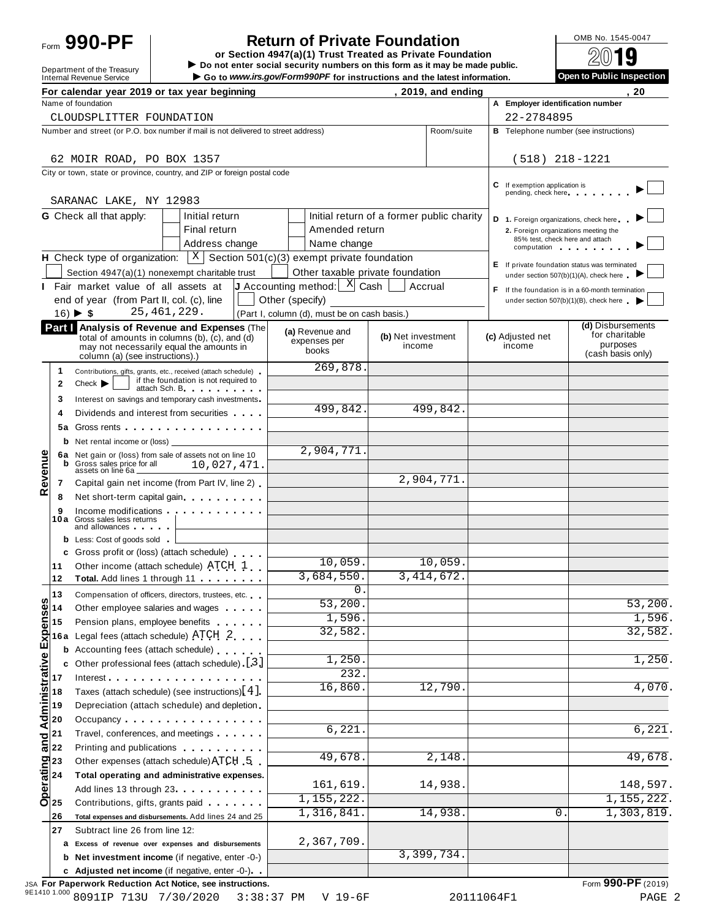Form **990-PF**

# Return of Private Foundation

**or Section 4947(a)(1) Trust Treated as Private Foundation**

▶ Do not enter social security numbers on this form as it may be made public.

▶ Go to *www.irs.gov/Form990PF* for instructions and the latest information.

Department of the Treasury
Internal Revenue Service

OMB No. 1545-0047

**2019**

**Open to Public Inspection**

For calendar year 2019 or tax year beginning , 2019, and ending , 20

Name of foundation: CLOUDSPLITTER FOUNDATION

A Employer identification number: 22-2784895

Number and street (or P.O. box number if mail is not delivered to street address): 62 MOIR ROAD, PO BOX 1357 — Room/suite:

B Telephone number (see instructions): (518) 218-1221

City or town, state or province, country, and ZIP or foreign postal code: SARANAC LAKE, NY 12983

C If exemption application is pending, check here ▶ ☐

G Check all that apply: ☐ Initial return ☐ Initial return of a former public charity ☐ Final return ☐ Amended return ☐ Address change ☐ Name change

D 1. Foreign organizations, check here ▶ ☐
2. Foreign organizations meeting the 85% test, check here and attach computation ▶ ☐

H Check type of organization: [X] Section 501(c)(3) exempt private foundation ☐ Section 4947(a)(1) nonexempt charitable trust ☐ Other taxable private foundation

E If private foundation status was terminated under section 507(b)(1)(A), check here ▶ ☐

I Fair market value of all assets at end of year (from Part II, col. (c), line 16) ▶ $ 25,461,229.

J Accounting method: [X] Cash ☐ Accrual ☐ Other (specify) (Part I, column (d), must be on cash basis.)

F If the foundation is in a 60-month termination under section 507(b)(1)(B), check here ▶ ☐

## Part I Analysis of Revenue and Expenses

(The total of amounts in columns (b), (c), and (d) may not necessarily equal the amounts in column (a) (see instructions).)

| | | (a) Revenue and expenses per books | (b) Net investment income | (c) Adjusted net income | (d) Disbursements for charitable purposes (cash basis only) |
|---|---|---|---|---|---|
| **Revenue** | 1 Contributions, gifts, grants, etc., received (attach schedule) | 269,878. | | | |
| | 2 Check ▶ ☐ if the foundation is not required to attach Sch. B | | | | |
| | 3 Interest on savings and temporary cash investments | | | | |
| | 4 Dividends and interest from securities | 499,842. | 499,842. | | |
| | 5a Gross rents | | | | |
| | b Net rental income or (loss) | | | | |
| | 6a Net gain or (loss) from sale of assets not on line 10 | 2,904,771. | | | |
| | b Gross sales price for all assets on line 6a 10,027,471. | | | | |
| | 7 Capital gain net income (from Part IV, line 2) | | 2,904,771. | | |
| | 8 Net short-term capital gain | | | | |
| | 9 Income modifications | | | | |
| | 10a Gross sales less returns and allowances | | | | |
| | b Less: Cost of goods sold | | | | |
| | c Gross profit or (loss) (attach schedule) | | | | |
| | 11 Other income (attach schedule) ATCH 1 | 10,059. | 10,059. | | |
| | 12 **Total.** Add lines 1 through 11 | 3,684,550. | 3,414,672. | | |
| **Operating and Administrative Expenses** | 13 Compensation of officers, directors, trustees, etc. | 0. | | | |
| | 14 Other employee salaries and wages | 53,200. | | | 53,200. |
| | 15 Pension plans, employee benefits | 1,596. | | | 1,596. |
| | 16a Legal fees (attach schedule) ATCH 2 | 32,582. | | | 32,582. |
| | b Accounting fees (attach schedule) | | | | |
| | c Other professional fees (attach schedule) [3] | 1,250. | | | 1,250. |
| | 17 Interest | 232. | | | |
| | 18 Taxes (attach schedule) (see instructions) [4] | 16,860. | 12,790. | | 4,070. |
| | 19 Depreciation (attach schedule) and depletion | | | | |
| | 20 Occupancy | | | | |
| | 21 Travel, conferences, and meetings | 6,221. | | | 6,221. |
| | 22 Printing and publications | | | | |
| | 23 Other expenses (attach schedule) ATCH 5 | 49,678. | 2,148. | | 49,678. |
| | 24 **Total operating and administrative expenses.** Add lines 13 through 23 | 161,619. | 14,938. | | 148,597. |
| | 25 Contributions, gifts, grants paid | 1,155,222. | | | 1,155,222. |
| | 26 **Total expenses and disbursements.** Add lines 24 and 25 | 1,316,841. | 14,938. | 0. | 1,303,819. |
| | 27 Subtract line 26 from line 12: | | | | |
| | a **Excess of revenue over expenses and disbursements** | 2,367,709. | | | |
| | b **Net investment income** (if negative, enter -0-) | | 3,399,734. | | |
| | c **Adjusted net income** (if negative, enter -0-) | | | | |

JSA **For Paperwork Reduction Act Notice, see instructions.** Form **990-PF** (2019)

9E1410 1.000 8091IP 713U 7/30/2020 3:38:37 PM V 19-6F 20111064F1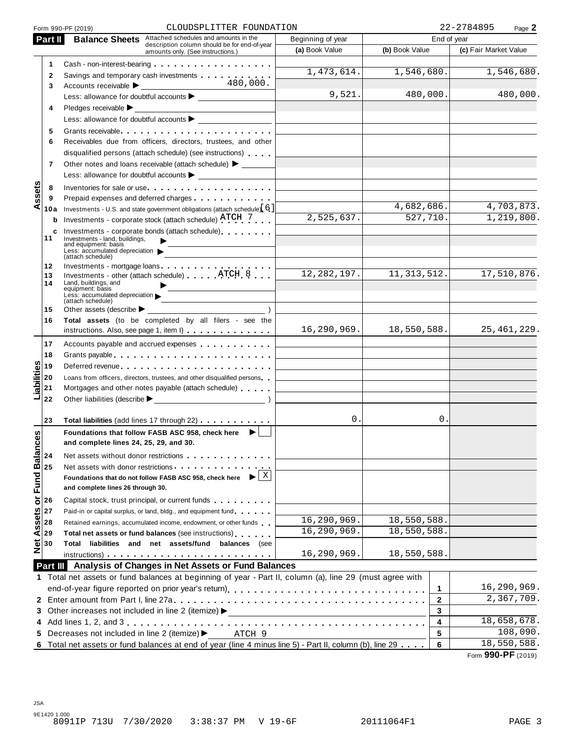Form 990-PF (2019) CLOUDSPLITTER FOUNDATION 22-2784895 Page **2**

## Part II Balance Sheets

Attached schedules and amounts in the description column should be for end-of-year amounts only. (See instructions.)

| | | | Beginning of year (a) Book Value | End of year (b) Book Value | End of year (c) Fair Market Value |
|---|---|---|---|---|---|
| **Assets** | 1 | Cash - non-interest-bearing | | | |
| | 2 | Savings and temporary cash investments | 1,473,614. | 1,546,680. | 1,546,680. |
| | 3 | Accounts receivable ▶ 480,000. | | | |
| | | Less: allowance for doubtful accounts ▶ | 9,521. | 480,000. | 480,000. |
| | 4 | Pledges receivable ▶ | | | |
| | | Less: allowance for doubtful accounts ▶ | | | |
| | 5 | Grants receivable | | | |
| | 6 | Receivables due from officers, directors, trustees, and other disqualified persons (attach schedule) (see instructions) | | | |
| | 7 | Other notes and loans receivable (attach schedule) ▶ | | | |
| | | Less: allowance for doubtful accounts ▶ | | | |
| | 8 | Inventories for sale or use | | | |
| | 9 | Prepaid expenses and deferred charges | | | |
| | 10a | Investments - U.S. and state government obligations (attach schedule) [6] | | 4,682,686. | 4,703,873. |
| | b | Investments - corporate stock (attach schedule) ATCH 7 | 2,525,637. | 527,710. | 1,219,800. |
| | c | Investments - corporate bonds (attach schedule) | | | |
| | 11 | Investments - land, buildings, and equipment: basis ▶ | | | |
| | | Less: accumulated depreciation (attach schedule) ▶ | | | |
| | 12 | Investments - mortgage loans | | | |
| | 13 | Investments - other (attach schedule) ATCH 8 | 12,282,197. | 11,313,512. | 17,510,876. |
| | 14 | Land, buildings, and equipment: basis ▶ | | | |
| | | Less: accumulated depreciation (attach schedule) ▶ | | | |
| | 15 | Other assets (describe ▶ ) | | | |
| | 16 | **Total assets** (to be completed by all filers - see the instructions. Also, see page 1, item I) | 16,290,969. | 18,550,588. | 25,461,229. |
| **Liabilities** | 17 | Accounts payable and accrued expenses | | | |
| | 18 | Grants payable | | | |
| | 19 | Deferred revenue | | | |
| | 20 | Loans from officers, directors, trustees, and other disqualified persons | | | |
| | 21 | Mortgages and other notes payable (attach schedule) | | | |
| | 22 | Other liabilities (describe ▶ ) | | | |
| | 23 | **Total liabilities** (add lines 17 through 22) | 0. | 0. | |
| **Net Assets or Fund Balances** | | **Foundations that follow FASB ASC 958, check here** ▶ ☐ **and complete lines 24, 25, 29, and 30.** | | | |
| | 24 | Net assets without donor restrictions | | | |
| | 25 | Net assets with donor restrictions | | | |
| | | **Foundations that do not follow FASB ASC 958, check here** ▶ ☒ **and complete lines 26 through 30.** | | | |
| | 26 | Capital stock, trust principal, or current funds | | | |
| | 27 | Paid-in or capital surplus, or land, bldg., and equipment fund | | | |
| | 28 | Retained earnings, accumulated income, endowment, or other funds | 16,290,969. | 18,550,588. | |
| | 29 | **Total net assets or fund balances** (see instructions) | 16,290,969. | 18,550,588. | |
| | 30 | **Total liabilities and net assets/fund balances** (see instructions) | 16,290,969. | 18,550,588. | |

## Part III Analysis of Changes in Net Assets or Fund Balances

| | | Line | Amount |
|---|---|---|---|
| 1 | Total net assets or fund balances at beginning of year - Part II, column (a), line 29 (must agree with end-of-year figure reported on prior year's return) | 1 | 16,290,969. |
| 2 | Enter amount from Part I, line 27a | 2 | 2,367,709. |
| 3 | Other increases not included in line 2 (itemize) ▶ | 3 | |
| 4 | Add lines 1, 2, and 3 | 4 | 18,658,678. |
| 5 | Decreases not included in line 2 (itemize) ▶ ATCH 9 | 5 | 108,090. |
| 6 | Total net assets or fund balances at end of year (line 4 minus line 5) - Part II, column (b), line 29 | 6 | 18,550,588. |

Form **990-PF** (2019)

JSA
9E1420 1.000
8091IP 713U 7/30/2020 3:38:37 PM V 19-6F 20111064F1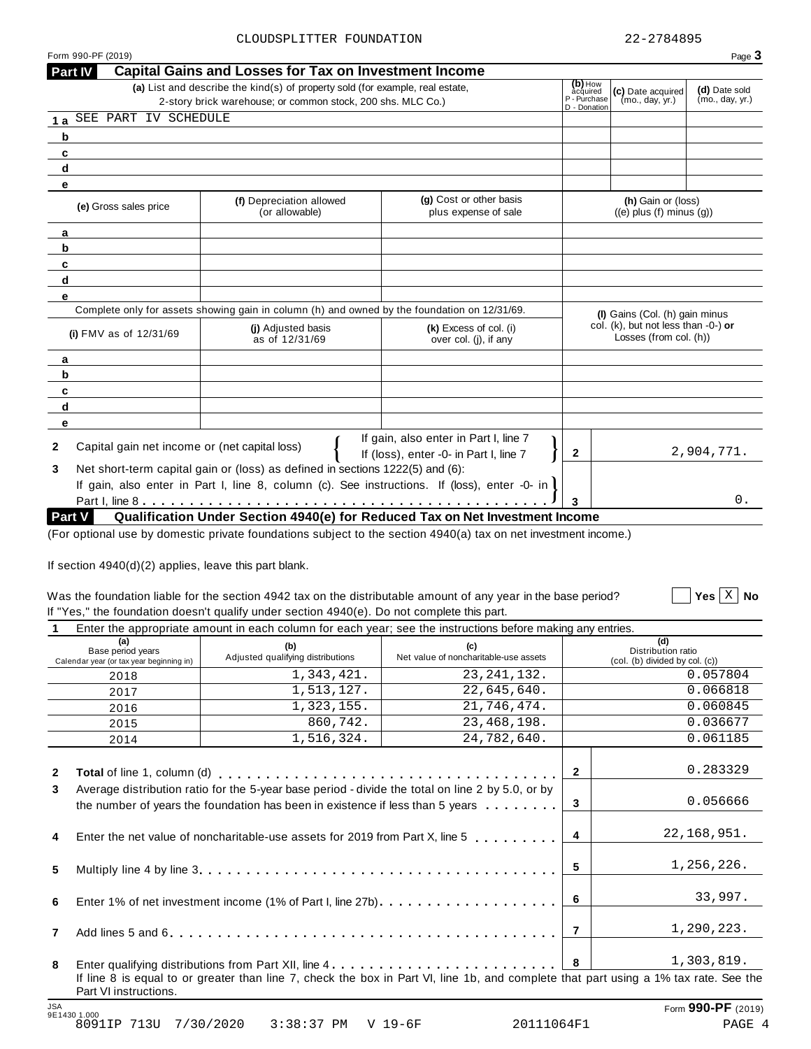CLOUDSPLITTER FOUNDATION 22-2784895

Form 990-PF (2019)

## Part IV Capital Gains and Losses for Tax on Investment Income

| | (a) List and describe the kind(s) of property sold (for example, real estate, 2-story brick warehouse; or common stock, 200 shs. MLC Co.) | (b) How acquired P - Purchase D - Donation | (c) Date acquired (mo., day, yr.) | (d) Date sold (mo., day, yr.) |
|---|---|---|---|---|
| 1 a | SEE PART IV SCHEDULE | | | |
| b | | | | |
| c | | | | |
| d | | | | |
| e | | | | |

| | (e) Gross sales price | (f) Depreciation allowed (or allowable) | (g) Cost or other basis plus expense of sale | (h) Gain or (loss) ((e) plus (f) minus (g)) |
|---|---|---|---|---|
| a | | | | |
| b | | | | |
| c | | | | |
| d | | | | |
| e | | | | |

Complete only for assets showing gain in column (h) and owned by the foundation on 12/31/69.

| | (i) FMV as of 12/31/69 | (j) Adjusted basis as of 12/31/69 | (k) Excess of col. (i) over col. (j), if any | (l) Gains (Col. (h) gain minus col. (k), but not less than -0-) or Losses (from col. (h)) |
|---|---|---|---|---|
| a | | | | |
| b | | | | |
| c | | | | |
| d | | | | |
| e | | | | |

2 Capital gain net income or (net capital loss) { If gain, also enter in Part I, line 7 / If (loss), enter -0- in Part I, line 7 } **2** 2,904,771.

3 Net short-term capital gain or (loss) as defined in sections 1222(5) and (6): If gain, also enter in Part I, line 8, column (c). See instructions. If (loss), enter -0- in Part I, line 8 . . . **3** 0.

## Part V Qualification Under Section 4940(e) for Reduced Tax on Net Investment Income

(For optional use by domestic private foundations subject to the section 4940(a) tax on net investment income.)

If section 4940(d)(2) applies, leave this part blank.

Was the foundation liable for the section 4942 tax on the distributable amount of any year in the base period? ☐ Yes ☒ No

If "Yes," the foundation doesn't qualify under section 4940(e). Do not complete this part.

1 Enter the appropriate amount in each column for each year; see the instructions before making any entries.

| (a) Base period years Calendar year (or tax year beginning in) | (b) Adjusted qualifying distributions | (c) Net value of noncharitable-use assets | (d) Distribution ratio (col. (b) divided by col. (c)) |
|---|---|---|---|
| 2018 | 1,343,421. | 23,241,132. | 0.057804 |
| 2017 | 1,513,127. | 22,645,640. | 0.066818 |
| 2016 | 1,323,155. | 21,746,474. | 0.060845 |
| 2015 | 860,742. | 23,468,198. | 0.036677 |
| 2014 | 1,516,324. | 24,782,640. | 0.061185 |

| | | | |
|---|---|---|---|
| 2 | **Total** of line 1, column (d) | 2 | 0.283329 |
| 3 | Average distribution ratio for the 5-year base period - divide the total on line 2 by 5.0, or by the number of years the foundation has been in existence if less than 5 years | 3 | 0.056666 |
| 4 | Enter the net value of noncharitable-use assets for 2019 from Part X, line 5 | 4 | 22,168,951. |
| 5 | Multiply line 4 by line 3 | 5 | 1,256,226. |
| 6 | Enter 1% of net investment income (1% of Part I, line 27b) | 6 | 33,997. |
| 7 | Add lines 5 and 6 | 7 | 1,290,223. |
| 8 | Enter qualifying distributions from Part XII, line 4 | 8 | 1,303,819. |

If line 8 is equal to or greater than line 7, check the box in Part VI, line 1b, and complete that part using a 1% tax rate. See the Part VI instructions.

Form **990-PF** (2019)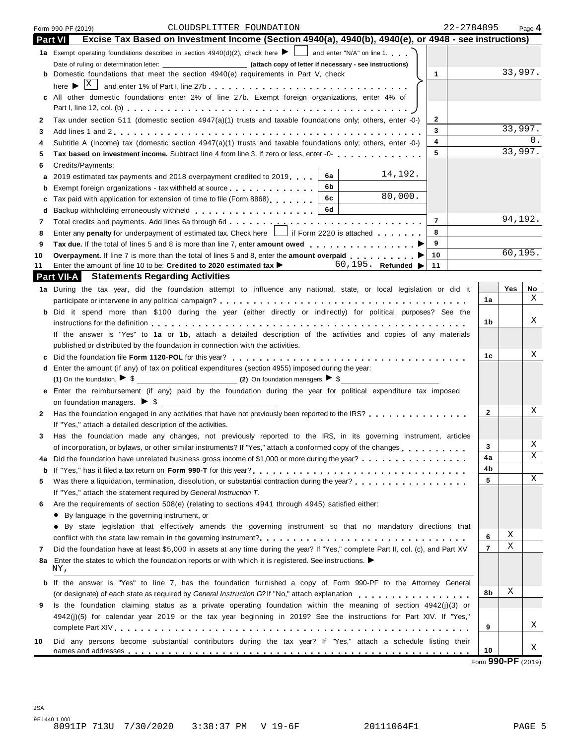Form 990-PF (2019) CLOUDSPLITTER FOUNDATION 22-2784895 Page **4**

## Part VI Excise Tax Based on Investment Income (Section 4940(a), 4940(b), 4940(e), or 4948 - see instructions)

| | | | |
|---|---|---|---|
| **1a** Exempt operating foundations described in section 4940(d)(2), check here ▶ ☐ and enter "N/A" on line 1. Date of ruling or determination letter: ______ **(attach copy of letter if necessary - see instructions)** **b** Domestic foundations that meet the section 4940(e) requirements in Part V, check here ▶ ☒ and enter 1% of Part I, line 27b **c** All other domestic foundations enter 2% of line 27b. Exempt foreign organizations, enter 4% of Part I, line 12, col. (b) | | 1 | 33,997. |
| **2** Tax under section 511 (domestic section 4947(a)(1) trusts and taxable foundations only; others, enter -0-) | | 2 | |
| **3** Add lines 1 and 2 | | 3 | 33,997. |
| **4** Subtitle A (income) tax (domestic section 4947(a)(1) trusts and taxable foundations only; others, enter -0-) | | 4 | 0. |
| **5** **Tax based on investment income.** Subtract line 4 from line 3. If zero or less, enter -0- | | 5 | 33,997. |
| **6** Credits/Payments: | | | |
| **a** 2019 estimated tax payments and 2018 overpayment credited to 2019 | 6a 14,192. | | |
| **b** Exempt foreign organizations - tax withheld at source | 6b | | |
| **c** Tax paid with application for extension of time to file (Form 8868) | 6c 80,000. | | |
| **d** Backup withholding erroneously withheld | 6d | | |
| **7** Total credits and payments. Add lines 6a through 6d | | 7 | 94,192. |
| **8** Enter any **penalty** for underpayment of estimated tax. Check here ☐ if Form 2220 is attached | | 8 | |
| **9** **Tax due.** If the total of lines 5 and 8 is more than line 7, enter **amount owed** ▶ | | 9 | |
| **10** **Overpayment.** If line 7 is more than the total of lines 5 and 8, enter the **amount overpaid** ▶ | | 10 | 60,195. |
| **11** Enter the amount of line 10 to be: **Credited to 2020 estimated tax** ▶ 60,195. **Refunded** ▶ | | 11 | |

## Part VII-A Statements Regarding Activities

| | | Yes | No |
|---|---|---|---|
| **1a** During the tax year, did the foundation attempt to influence any national, state, or local legislation or did it participate or intervene in any political campaign? | 1a | | X |
| **b** Did it spend more than $100 during the year (either directly or indirectly) for political purposes? See the instructions for the definition | 1b | | X |
| If the answer is "Yes" to **1a** or **1b,** attach a detailed description of the activities and copies of any materials published or distributed by the foundation in connection with the activities. | | | |
| **c** Did the foundation file **Form 1120-POL** for this year? | 1c | | X |
| **d** Enter the amount (if any) of tax on political expenditures (section 4955) imposed during the year: (1) On the foundation. ▶ $ ______ (2) On foundation managers. ▶ $ ______ | | | |
| **e** Enter the reimbursement (if any) paid by the foundation during the year for political expenditure tax imposed on foundation managers. ▶ $ ______ | | | |
| **2** Has the foundation engaged in any activities that have not previously been reported to the IRS? If "Yes," attach a detailed description of the activities. | 2 | | X |
| **3** Has the foundation made any changes, not previously reported to the IRS, in its governing instrument, articles of incorporation, or bylaws, or other similar instruments? If "Yes," attach a conformed copy of the changes | 3 | | X |
| **4a** Did the foundation have unrelated business gross income of $1,000 or more during the year? | 4a | | X |
| **b** If "Yes," has it filed a tax return on **Form 990-T** for this year? | 4b | | |
| **5** Was there a liquidation, termination, dissolution, or substantial contraction during the year? If "Yes," attach the statement required by *General Instruction T*. | 5 | | X |
| **6** Are the requirements of section 508(e) (relating to sections 4941 through 4945) satisfied either: • By language in the governing instrument, or • By state legislation that effectively amends the governing instrument so that no mandatory directions that conflict with the state law remain in the governing instrument? | 6 | X | |
| **7** Did the foundation have at least $5,000 in assets at any time during the year? If "Yes," complete Part II, col. (c), and Part XV | 7 | X | |
| **8a** Enter the states to which the foundation reports or with which it is registered. See instructions. ▶ NY, | | | |
| **b** If the answer is "Yes" to line 7, has the foundation furnished a copy of Form 990-PF to the Attorney General (or designate) of each state as required by *General Instruction G*? If "No," attach explanation | 8b | X | |
| **9** Is the foundation claiming status as a private operating foundation within the meaning of section 4942(j)(3) or 4942(j)(5) for calendar year 2019 or the tax year beginning in 2019? See the instructions for Part XIV. If "Yes," complete Part XIV | 9 | | X |
| **10** Did any persons become substantial contributors during the tax year? If "Yes," attach a schedule listing their names and addresses | 10 | | X |

Form **990-PF** (2019)

JSA
9E1440 1.000
8091IP 713U 7/30/2020 3:38:37 PM V 19-6F 20111064F1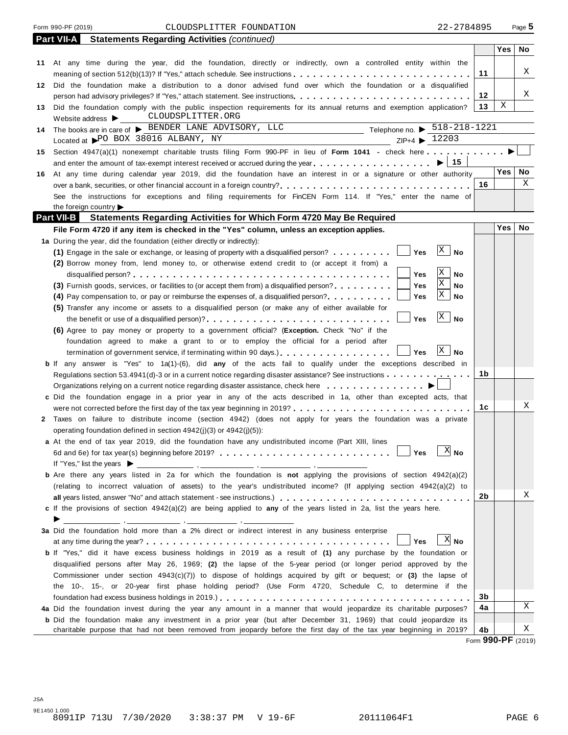Form 990-PF (2019) CLOUDSPLITTER FOUNDATION 22-2784895 Page **5**

## Part VII-A Statements Regarding Activities *(continued)*

| | | | Yes | No |
|---|---|---|---|---|
| 11 | At any time during the year, did the foundation, directly or indirectly, own a controlled entity within the meaning of section 512(b)(13)? If "Yes," attach schedule. See instructions | 11 | | X |
| 12 | Did the foundation make a distribution to a donor advised fund over which the foundation or a disqualified person had advisory privileges? If "Yes," attach statement. See instructions | 12 | | X |
| 13 | Did the foundation comply with the public inspection requirements for its annual returns and exemption application? | 13 | X | |

Website address ▶ CLOUDSPLITTER.ORG

**14** The books are in care of ▶ BENDER LANE ADVISORY, LLC Telephone no. ▶ 518-218-1221
Located at ▶ PO BOX 38016 ALBANY, NY ZIP+4 ▶ 12203

**15** Section 4947(a)(1) nonexempt charitable trusts filing Form 990-PF in lieu of **Form 1041** - check here ▶ ☐
and enter the amount of tax-exempt interest received or accrued during the year ▶ | 15 |

| | | | Yes | No |
|---|---|---|---|---|
| 16 | At any time during calendar year 2019, did the foundation have an interest in or a signature or other authority over a bank, securities, or other financial account in a foreign country? See the instructions for exceptions and filing requirements for FinCEN Form 114. If "Yes," enter the name of the foreign country ▶ | 16 | | X |

## Part VII-B Statements Regarding Activities for Which Form 4720 May Be Required

**File Form 4720 if any item is checked in the "Yes" column, unless an exception applies.**

| | | | Yes | No |
|---|---|---|---|---|
| **1a** | During the year, did the foundation (either directly or indirectly): | | | |
| | **(1)** Engage in the sale or exchange, or leasing of property with a disqualified person? ☐ Yes ☒ No | | | |
| | **(2)** Borrow money from, lend money to, or otherwise extend credit to (or accept it from) a disqualified person? ☐ Yes ☒ No | | | |
| | **(3)** Furnish goods, services, or facilities to (or accept them from) a disqualified person? ☐ Yes ☒ No | | | |
| | **(4)** Pay compensation to, or pay or reimburse the expenses of, a disqualified person? ☐ Yes ☒ No | | | |
| | **(5)** Transfer any income or assets to a disqualified person (or make any of either available for the benefit or use of a disqualified person)? ☐ Yes ☒ No | | | |
| | **(6)** Agree to pay money or property to a government official? (**Exception.** Check "No" if the foundation agreed to make a grant to or to employ the official for a period after termination of government service, if terminating within 90 days.) ☐ Yes ☒ No | | | |
| **b** | If any answer is "Yes" to 1a(1)-(6), did **any** of the acts fail to qualify under the exceptions described in Regulations section 53.4941(d)-3 or in a current notice regarding disaster assistance? See instructions | 1b | | |
| | Organizations relying on a current notice regarding disaster assistance, check here ▶ ☐ | | | |
| **c** | Did the foundation engage in a prior year in any of the acts described in 1a, other than excepted acts, that were not corrected before the first day of the tax year beginning in 2019? | 1c | | X |
| **2** | Taxes on failure to distribute income (section 4942) (does not apply for years the foundation was a private operating foundation defined in section 4942(j)(3) or 4942(j)(5)): | | | |
| **a** | At the end of tax year 2019, did the foundation have any undistributed income (Part XIII, lines 6d and 6e) for tax year(s) beginning before 2019? ☐ Yes ☒ No<br>If "Yes," list the years ▶ ____, ____, ____, ____ | | | |
| **b** | Are there any years listed in 2a for which the foundation is **not** applying the provisions of section 4942(a)(2) (relating to incorrect valuation of assets) to the year's undistributed income? (If applying section 4942(a)(2) to **all** years listed, answer "No" and attach statement - see instructions.) | 2b | | X |
| **c** | If the provisions of section 4942(a)(2) are being applied to **any** of the years listed in 2a, list the years here.<br>▶ ____, ____, ____, ____ | | | |
| **3a** | Did the foundation hold more than a 2% direct or indirect interest in any business enterprise at any time during the year? ☐ Yes ☒ No | | | |
| **b** | If "Yes," did it have excess business holdings in 2019 as a result of **(1)** any purchase by the foundation or disqualified persons after May 26, 1969; **(2)** the lapse of the 5-year period (or longer period approved by the Commissioner under section 4943(c)(7)) to dispose of holdings acquired by gift or bequest; or **(3)** the lapse of the 10-, 15-, or 20-year first phase holding period? (Use Form 4720, Schedule C, to determine if the foundation had excess business holdings in 2019.) | 3b | | |
| **4a** | Did the foundation invest during the year any amount in a manner that would jeopardize its charitable purposes? | 4a | | X |
| **b** | Did the foundation make any investment in a prior year (but after December 31, 1969) that could jeopardize its charitable purpose that had not been removed from jeopardy before the first day of the tax year beginning in 2019? | 4b | | X |

Form **990-PF** (2019)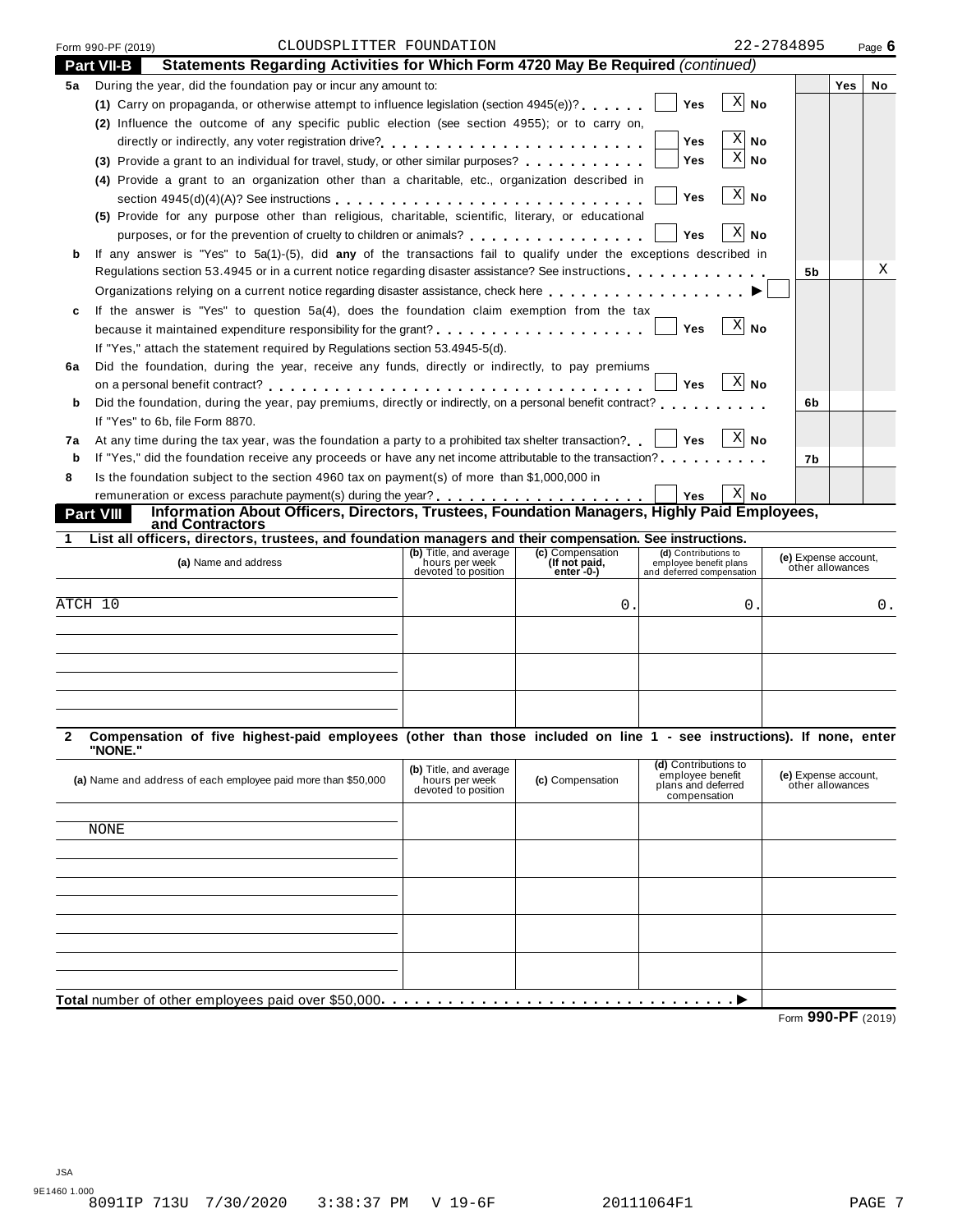Form 990-PF (2019) CLOUDSPLITTER FOUNDATION 22-2784895 Page **6**

## Part VII-B Statements Regarding Activities for Which Form 4720 May Be Required *(continued)*

| | | | Yes | No |
|---|---|---|---|---|
| **5a** | During the year, did the foundation pay or incur any amount to: | | | |
| | **(1)** Carry on propaganda, or otherwise attempt to influence legislation (section 4945(e))? ☐ Yes ☒ No | | | |
| | **(2)** Influence the outcome of any specific public election (see section 4955); or to carry on, directly or indirectly, any voter registration drive? ☐ Yes ☒ No | | | |
| | **(3)** Provide a grant to an individual for travel, study, or other similar purposes? ☐ Yes ☒ No | | | |
| | **(4)** Provide a grant to an organization other than a charitable, etc., organization described in section 4945(d)(4)(A)? See instructions ☐ Yes ☒ No | | | |
| | **(5)** Provide for any purpose other than religious, charitable, scientific, literary, or educational purposes, or for the prevention of cruelty to children or animals? ☐ Yes ☒ No | | | |
| **b** | If any answer is "Yes" to 5a(1)-(5), did **any** of the transactions fail to qualify under the exceptions described in Regulations section 53.4945 or in a current notice regarding disaster assistance? See instructions | 5b | | X |
| | Organizations relying on a current notice regarding disaster assistance, check here ▶ ☐ | | | |
| **c** | If the answer is "Yes" to question 5a(4), does the foundation claim exemption from the tax because it maintained expenditure responsibility for the grant? ☐ Yes ☒ No | | | |
| | If "Yes," attach the statement required by Regulations section 53.4945-5(d). | | | |
| **6a** | Did the foundation, during the year, receive any funds, directly or indirectly, to pay premiums on a personal benefit contract? ☐ Yes ☒ No | | | |
| **b** | Did the foundation, during the year, pay premiums, directly or indirectly, on a personal benefit contract? | 6b | | |
| | If "Yes" to 6b, file Form 8870. | | | |
| **7a** | At any time during the tax year, was the foundation a party to a prohibited tax shelter transaction? ☐ Yes ☒ No | | | |
| **b** | If "Yes," did the foundation receive any proceeds or have any net income attributable to the transaction? | 7b | | |
| **8** | Is the foundation subject to the section 4960 tax on payment(s) of more than $1,000,000 in remuneration or excess parachute payment(s) during the year? ☐ Yes ☒ No | | | |

## Part VIII Information About Officers, Directors, Trustees, Foundation Managers, Highly Paid Employees, and Contractors

**1 List all officers, directors, trustees, and foundation managers and their compensation. See instructions.**

| (a) Name and address | (b) Title, and average hours per week devoted to position | (c) Compensation (If not paid, enter -0-) | (d) Contributions to employee benefit plans and deferred compensation | (e) Expense account, other allowances |
|---|---|---|---|---|
| ATCH 10 | | 0. | 0. | 0. |
| | | | | |
| | | | | |
| | | | | |

**2 Compensation of five highest-paid employees (other than those included on line 1 - see instructions). If none, enter "NONE."**

| (a) Name and address of each employee paid more than $50,000 | (b) Title, and average hours per week devoted to position | (c) Compensation | (d) Contributions to employee benefit plans and deferred compensation | (e) Expense account, other allowances |
|---|---|---|---|---|
| NONE | | | | |
| | | | | |
| | | | | |
| | | | | |
| | | | | |

**Total** number of other employees paid over $50,000 ▶

Form **990-PF** (2019)

JSA
9E1460 1.000
8091IP 713U 7/30/2020 3:38:37 PM V 19-6F 20111064F1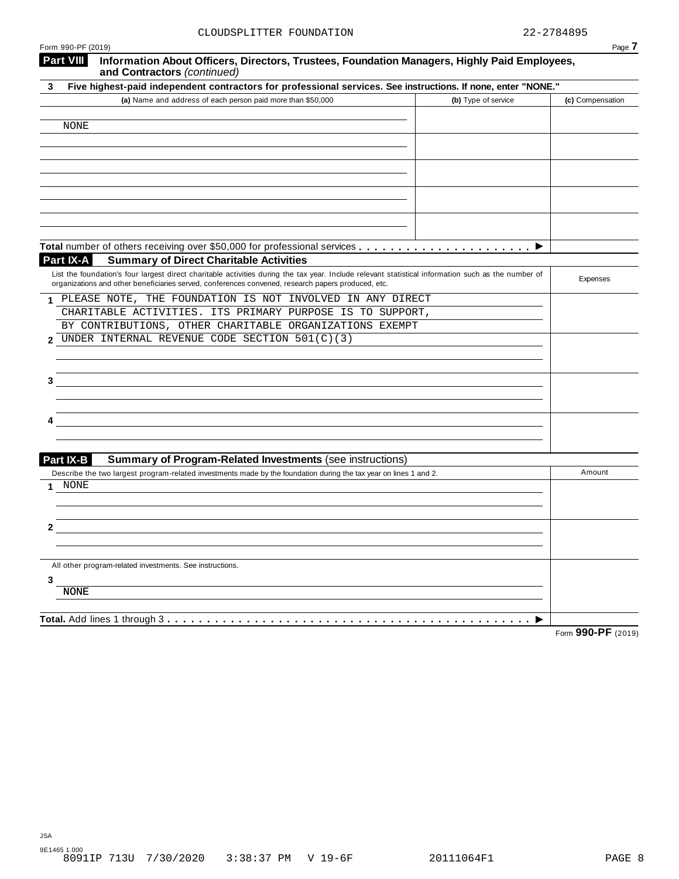CLOUDSPLITTER FOUNDATION 22-2784895

Form 990-PF (2019)

## Part VIII Information About Officers, Directors, Trustees, Foundation Managers, Highly Paid Employees, and Contractors *(continued)*

**3 Five highest-paid independent contractors for professional services. See instructions. If none, enter "NONE."**

| (a) Name and address of each person paid more than $50,000 | (b) Type of service | (c) Compensation |
|---|---|---|
| NONE | | |
| | | |
| | | |
| | | |
| | | |

**Total** number of others receiving over $50,000 for professional services . . . . . . . . . . . . . . . . . . . . . ▶

## Part IX-A Summary of Direct Charitable Activities

| List the foundation's four largest direct charitable activities during the tax year. Include relevant statistical information such as the number of organizations and other beneficiaries served, conferences convened, research papers produced, etc. | Expenses |
|---|---|
| 1 PLEASE NOTE, THE FOUNDATION IS NOT INVOLVED IN ANY DIRECT CHARITABLE ACTIVITIES. ITS PRIMARY PURPOSE IS TO SUPPORT, BY CONTRIBUTIONS, OTHER CHARITABLE ORGANIZATIONS EXEMPT | |
| 2 UNDER INTERNAL REVENUE CODE SECTION 501(C)(3) | |
| 3 | |
| 4 | |

## Part IX-B Summary of Program-Related Investments (see instructions)

| Describe the two largest program-related investments made by the foundation during the tax year on lines 1 and 2. | Amount |
|---|---|
| 1 NONE | |
| 2 | |
| All other program-related investments. See instructions. | |
| 3 NONE | |
| **Total.** Add lines 1 through 3 . . . . . . . . . . . . . . . . . . . . . . . . . . . . . . . . . . . . . . . . . . . . . ▶ | |

Form **990-PF** (2019)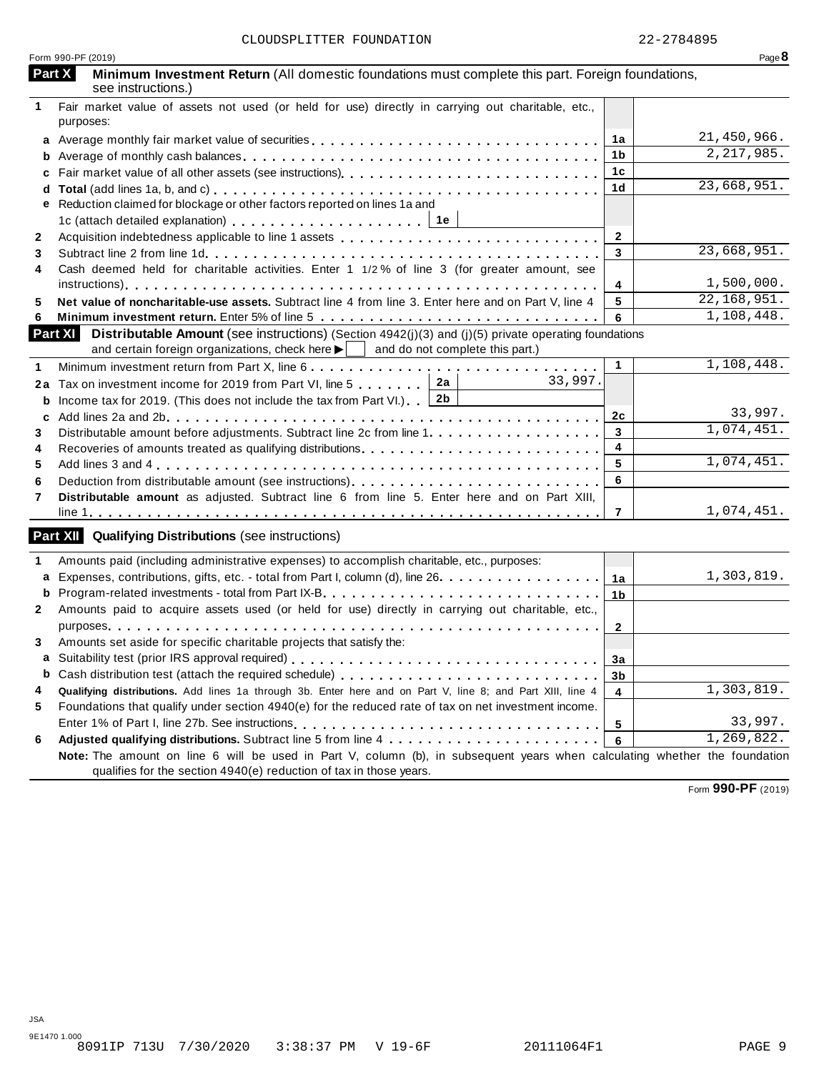CLOUDSPLITTER FOUNDATION 22-2784895

Form 990-PF (2019) Page **8**

## Part X Minimum Investment Return (All domestic foundations must complete this part. Foreign foundations, see instructions.)

| | | | |
|---|---|---|---|
| **1** | Fair market value of assets not used (or held for use) directly in carrying out charitable, etc., purposes: | | |
| **a** | Average monthly fair market value of securities | 1a | 21,450,966. |
| **b** | Average of monthly cash balances | 1b | 2,217,985. |
| **c** | Fair market value of all other assets (see instructions) | 1c | |
| **d** | **Total** (add lines 1a, b, and c) | 1d | 23,668,951. |
| **e** | Reduction claimed for blockage or other factors reported on lines 1a and 1c (attach detailed explanation) ... 1e | | |
| **2** | Acquisition indebtedness applicable to line 1 assets | 2 | |
| **3** | Subtract line 2 from line 1d | 3 | 23,668,951. |
| **4** | Cash deemed held for charitable activities. Enter 1 1/2 % of line 3 (for greater amount, see instructions) | 4 | 1,500,000. |
| **5** | **Net value of noncharitable-use assets.** Subtract line 4 from line 3. Enter here and on Part V, line 4 | 5 | 22,168,951. |
| **6** | **Minimum investment return.** Enter 5% of line 5 | 6 | 1,108,448. |

## Part XI Distributable Amount (see instructions) (Section 4942(j)(3) and (j)(5) private operating foundations and certain foreign organizations, check here ▶ ☐ and do not complete this part.)

| | | | | | |
|---|---|---|---|---|---|
| **1** | Minimum investment return from Part X, line 6 | | | 1 | 1,108,448. |
| **2a** | Tax on investment income for 2019 from Part VI, line 5 | 2a | 33,997. | | |
| **b** | Income tax for 2019. (This does not include the tax from Part VI.) | 2b | | | |
| **c** | Add lines 2a and 2b | | | 2c | 33,997. |
| **3** | Distributable amount before adjustments. Subtract line 2c from line 1 | | | 3 | 1,074,451. |
| **4** | Recoveries of amounts treated as qualifying distributions | | | 4 | |
| **5** | Add lines 3 and 4 | | | 5 | 1,074,451. |
| **6** | Deduction from distributable amount (see instructions) | | | 6 | |
| **7** | **Distributable amount** as adjusted. Subtract line 6 from line 5. Enter here and on Part XIII, line 1 | | | 7 | 1,074,451. |

## Part XII Qualifying Distributions (see instructions)

| | | | |
|---|---|---|---|
| **1** | Amounts paid (including administrative expenses) to accomplish charitable, etc., purposes: | | |
| **a** | Expenses, contributions, gifts, etc. - total from Part I, column (d), line 26 | 1a | 1,303,819. |
| **b** | Program-related investments - total from Part IX-B | 1b | |
| **2** | Amounts paid to acquire assets used (or held for use) directly in carrying out charitable, etc., purposes | 2 | |
| **3** | Amounts set aside for specific charitable projects that satisfy the: | | |
| **a** | Suitability test (prior IRS approval required) | 3a | |
| **b** | Cash distribution test (attach the required schedule) | 3b | |
| **4** | **Qualifying distributions.** Add lines 1a through 3b. Enter here and on Part V, line 8; and Part XIII, line 4 | 4 | 1,303,819. |
| **5** | Foundations that qualify under section 4940(e) for the reduced rate of tax on net investment income. Enter 1% of Part I, line 27b. See instructions | 5 | 33,997. |
| **6** | **Adjusted qualifying distributions.** Subtract line 5 from line 4 | 6 | 1,269,822. |

**Note:** The amount on line 6 will be used in Part V, column (b), in subsequent years when calculating whether the foundation qualifies for the section 4940(e) reduction of tax in those years.

Form **990-PF** (2019)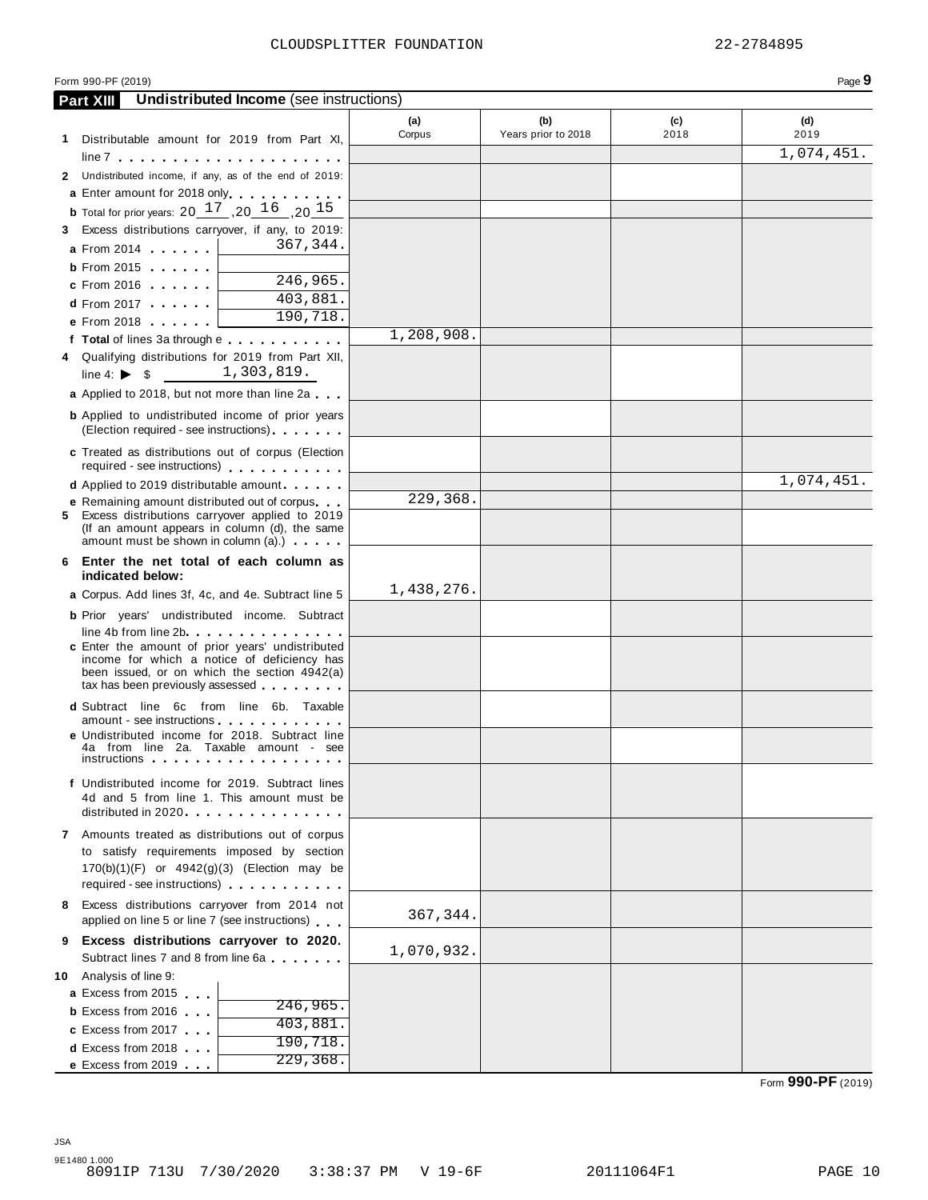CLOUDSPLITTER FOUNDATION 22-2784895

Form 990-PF (2019) Page **9**

**Part XIII Undistributed Income** (see instructions)

| | (a) Corpus | (b) Years prior to 2018 | (c) 2018 | (d) 2019 |
|---|---|---|---|---|
| **1** Distributable amount for 2019 from Part XI, line 7 | | | | 1,074,451. |
| **2** Undistributed income, if any, as of the end of 2019: | | | | |
| **a** Enter amount for 2018 only | | | | |
| **b** Total for prior years: 20 17 ,20 16 ,20 15 | | | | |
| **3** Excess distributions carryover, if any, to 2019: | | | | |
| **a** From 2014 ...... 367,344. | | | | |
| **b** From 2015 ...... | | | | |
| **c** From 2016 ...... 246,965. | | | | |
| **d** From 2017 ...... 403,881. | | | | |
| **e** From 2018 ...... 190,718. | | | | |
| **f Total** of lines 3a through e | 1,208,908. | | | |
| **4** Qualifying distributions for 2019 from Part XII, line 4: ▶ $ 1,303,819. | | | | |
| **a** Applied to 2018, but not more than line 2a | | | | |
| **b** Applied to undistributed income of prior years (Election required - see instructions) | | | | |
| **c** Treated as distributions out of corpus (Election required - see instructions) | | | | |
| **d** Applied to 2019 distributable amount | | | | 1,074,451. |
| **e** Remaining amount distributed out of corpus | 229,368. | | | |
| **5** Excess distributions carryover applied to 2019 (If an amount appears in column (d), the same amount must be shown in column (a).) | | | | |
| **6 Enter the net total of each column as indicated below:** | | | | |
| **a** Corpus. Add lines 3f, 4c, and 4e. Subtract line 5 | 1,438,276. | | | |
| **b** Prior years' undistributed income. Subtract line 4b from line 2b | | | | |
| **c** Enter the amount of prior years' undistributed income for which a notice of deficiency has been issued, or on which the section 4942(a) tax has been previously assessed | | | | |
| **d** Subtract line 6c from line 6b. Taxable amount - see instructions | | | | |
| **e** Undistributed income for 2018. Subtract line 4a from line 2a. Taxable amount - see instructions | | | | |
| **f** Undistributed income for 2019. Subtract lines 4d and 5 from line 1. This amount must be distributed in 2020 | | | | |
| **7** Amounts treated as distributions out of corpus to satisfy requirements imposed by section 170(b)(1)(F) or 4942(g)(3) (Election may be required - see instructions) | | | | |
| **8** Excess distributions carryover from 2014 not applied on line 5 or line 7 (see instructions) | 367,344. | | | |
| **9 Excess distributions carryover to 2020.** Subtract lines 7 and 8 from line 6a | 1,070,932. | | | |
| **10** Analysis of line 9: | | | | |
| **a** Excess from 2015 ... | | | | |
| **b** Excess from 2016 ... 246,965. | | | | |
| **c** Excess from 2017 ... 403,881. | | | | |
| **d** Excess from 2018 ... 190,718. | | | | |
| **e** Excess from 2019 ... 229,368. | | | | |

Form **990-PF** (2019)

JSA
9E1480 1.000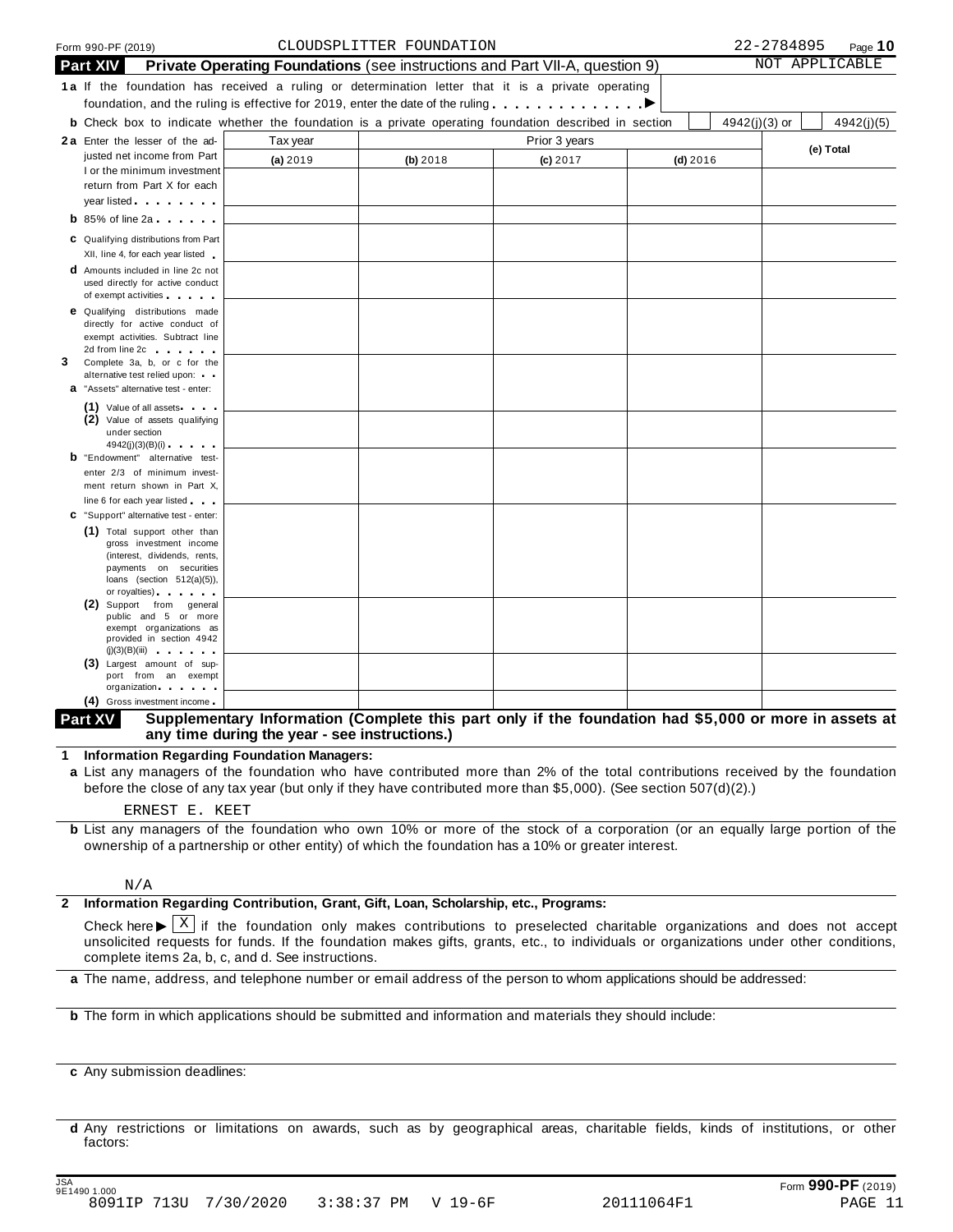Form 990-PF (2019) CLOUDSPLITTER FOUNDATION 22-2784895

## Part XIV Private Operating Foundations (see instructions and Part VII-A, question 9)

NOT APPLICABLE

**1a** If the foundation has received a ruling or determination letter that it is a private operating foundation, and the ruling is effective for 2019, enter the date of the ruling . . . . . . . . . . . . . ▶

**b** Check box to indicate whether the foundation is a private operating foundation described in section [ ] 4942(j)(3) or [ ] 4942(j)(5)

| | Tax year | Prior 3 years | | | (e) Total |
|---|---|---|---|---|---|
| | (a) 2019 | (b) 2018 | (c) 2017 | (d) 2016 | |
| **2a** Enter the lesser of the adjusted net income from Part I or the minimum investment return from Part X for each year listed | | | | | |
| **b** 85% of line 2a | | | | | |
| **c** Qualifying distributions from Part XII, line 4, for each year listed | | | | | |
| **d** Amounts included in line 2c not used directly for active conduct of exempt activities | | | | | |
| **e** Qualifying distributions made directly for active conduct of exempt activities. Subtract line 2d from line 2c | | | | | |
| **3** Complete 3a, b, or c for the alternative test relied upon: **a** "Assets" alternative test - enter: | | | | | |
| (1) Value of all assets | | | | | |
| (2) Value of assets qualifying under section 4942(j)(3)(B)(i) | | | | | |
| **b** "Endowment" alternative test- enter 2/3 of minimum investment return shown in Part X, line 6 for each year listed | | | | | |
| **c** "Support" alternative test - enter: (1) Total support other than gross investment income (interest, dividends, rents, payments on securities loans (section 512(a)(5)), or royalties) | | | | | |
| (2) Support from general public and 5 or more exempt organizations as provided in section 4942 (j)(3)(B)(iii) | | | | | |
| (3) Largest amount of support from an exempt organization | | | | | |
| (4) Gross investment income | | | | | |

## Part XV Supplementary Information (Complete this part only if the foundation had $5,000 or more in assets at any time during the year - see instructions.)

**1 Information Regarding Foundation Managers:**

**a** List any managers of the foundation who have contributed more than 2% of the total contributions received by the foundation before the close of any tax year (but only if they have contributed more than $5,000). (See section 507(d)(2).)

ERNEST E. KEET

**b** List any managers of the foundation who own 10% or more of the stock of a corporation (or an equally large portion of the ownership of a partnership or other entity) of which the foundation has a 10% or greater interest.

N/A

**2 Information Regarding Contribution, Grant, Gift, Loan, Scholarship, etc., Programs:**

Check here ▶ [X] if the foundation only makes contributions to preselected charitable organizations and does not accept unsolicited requests for funds. If the foundation makes gifts, grants, etc., to individuals or organizations under other conditions, complete items 2a, b, c, and d. See instructions.

**a** The name, address, and telephone number or email address of the person to whom applications should be addressed:

**b** The form in which applications should be submitted and information and materials they should include:

**c** Any submission deadlines:

**d** Any restrictions or limitations on awards, such as by geographical areas, charitable fields, kinds of institutions, or other factors:

JSA 9E1490 1.000 Form **990-PF** (2019)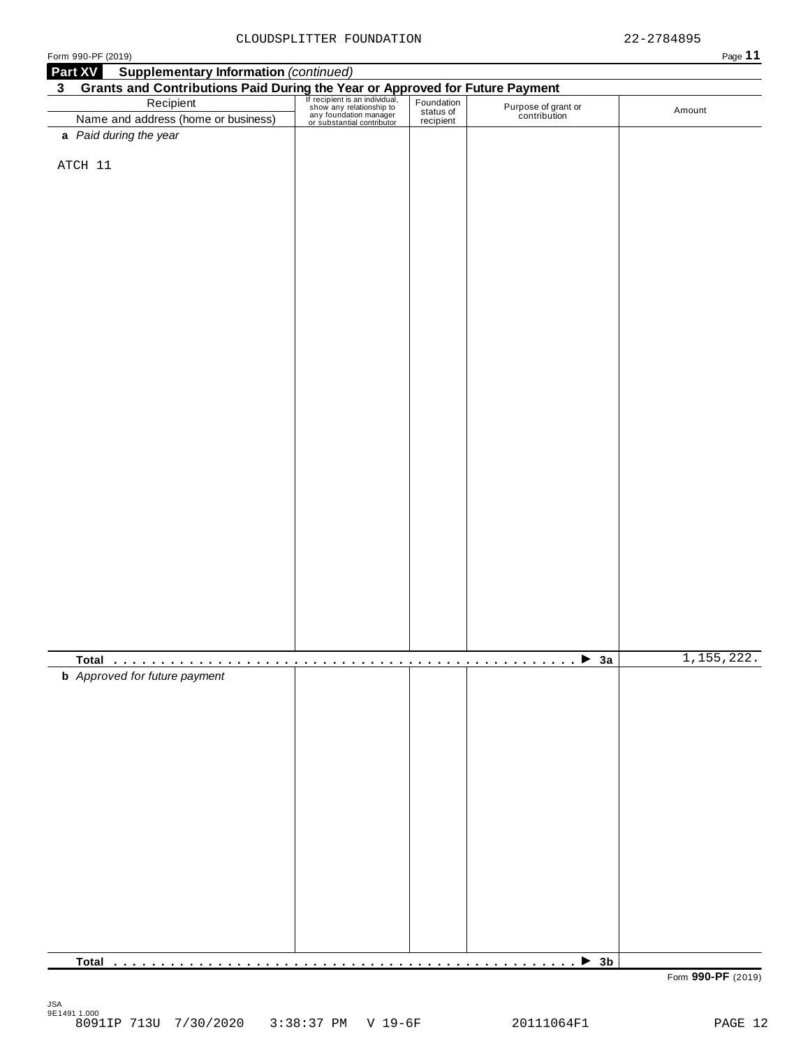CLOUDSPLITTER FOUNDATION 22-2784895

Form 990-PF (2019) Page **11**

**Part XV Supplementary Information** *(continued)*

**3 Grants and Contributions Paid During the Year or Approved for Future Payment**

| Recipient<br>Name and address (home or business) | If recipient is an individual, show any relationship to any foundation manager or substantial contributor | Foundation status of recipient | Purpose of grant or contribution | Amount |
|---|---|---|---|---|
| **a** *Paid during the year* | | | | |
| ATCH 11 | | | | |
| **Total** . . . . . . . . . . . . . . . . . . . . . . . . . . . . . . . . . . . . . . . . . . . . . . . ▶ **3a** | | | | 1,155,222. |
| **b** *Approved for future payment* | | | | |
| **Total** . . . . . . . . . . . . . . . . . . . . . . . . . . . . . . . . . . . . . . . . . . . . . . . ▶ **3b** | | | | |

Form **990-PF** (2019)

JSA
9E1491 1.000
8091IP 713U 7/30/2020 3:38:37 PM V 19-6F 20111064F1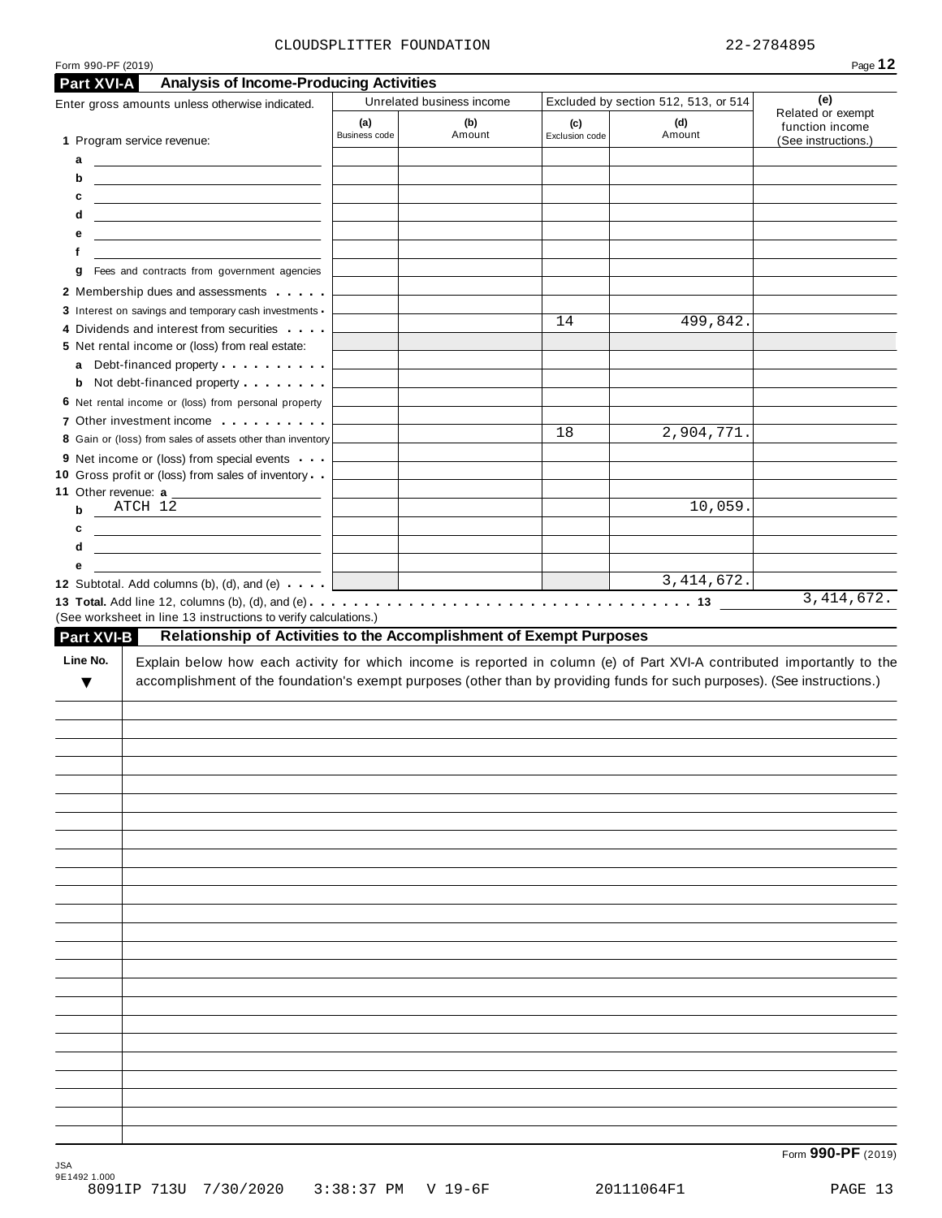CLOUDSPLITTER FOUNDATION 22-2784895

Form 990-PF (2019)

## Part XVI-A Analysis of Income-Producing Activities

| Enter gross amounts unless otherwise indicated. | Unrelated business income | | Excluded by section 512, 513, or 514 | | (e) Related or exempt function income (See instructions.) |
|---|---|---|---|---|---|
| | (a) Business code | (b) Amount | (c) Exclusion code | (d) Amount | |
| 1 Program service revenue: | | | | | |
| a | | | | | |
| b | | | | | |
| c | | | | | |
| d | | | | | |
| e | | | | | |
| f | | | | | |
| g Fees and contracts from government agencies | | | | | |
| 2 Membership dues and assessments | | | | | |
| 3 Interest on savings and temporary cash investments | | | | | |
| 4 Dividends and interest from securities | | | 14 | 499,842. | |
| 5 Net rental income or (loss) from real estate: | | | | | |
| a Debt-financed property | | | | | |
| b Not debt-financed property | | | | | |
| 6 Net rental income or (loss) from personal property | | | | | |
| 7 Other investment income | | | | | |
| 8 Gain or (loss) from sales of assets other than inventory | | | 18 | 2,904,771. | |
| 9 Net income or (loss) from special events | | | | | |
| 10 Gross profit or (loss) from sales of inventory | | | | | |
| 11 Other revenue: a | | | | | |
| b ATCH 12 | | | | 10,059. | |
| c | | | | | |
| d | | | | | |
| e | | | | | |
| 12 Subtotal. Add columns (b), (d), and (e) | | | | 3,414,672. | |

**13 Total.** Add line 12, columns (b), (d), and (e) . . . . . 13 3,414,672.

(See worksheet in line 13 instructions to verify calculations.)

## Part XVI-B Relationship of Activities to the Accomplishment of Exempt Purposes

| Line No. ▼ | Explain below how each activity for which income is reported in column (e) of Part XVI-A contributed importantly to the accomplishment of the foundation's exempt purposes (other than by providing funds for such purposes). (See instructions.) |
|---|---|
| | |

Form **990-PF** (2019)

JSA 9E1492 1.000

8091IP 713U 7/30/2020 3:38:37 PM V 19-6F 20111064F1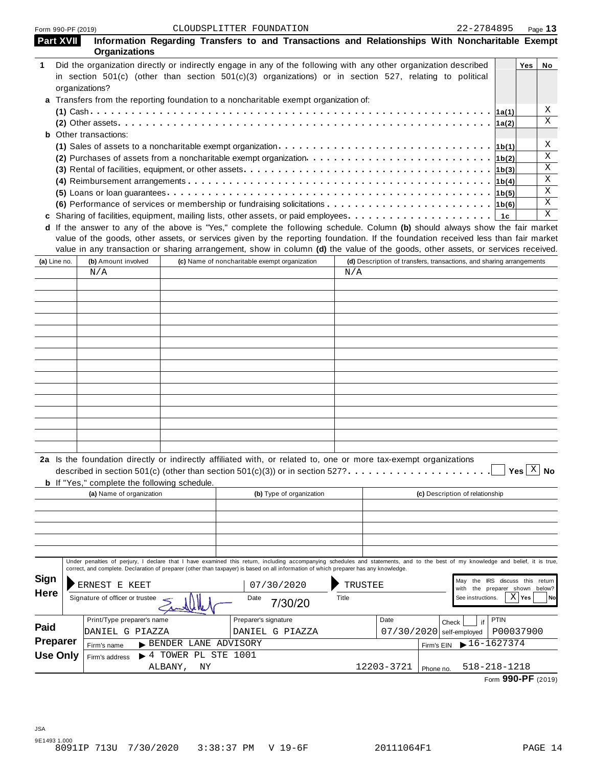Form 990-PF (2019) CLOUDSPLITTER FOUNDATION 22-2784895 Page **13**

## Part XVII Information Regarding Transfers to and Transactions and Relationships With Noncharitable Exempt Organizations

| | | | Yes | No |
|---|---|---|---|---|
| **1** | Did the organization directly or indirectly engage in any of the following with any other organization described in section 501(c) (other than section 501(c)(3) organizations) or in section 527, relating to political organizations? | | | |
| **a** | Transfers from the reporting foundation to a noncharitable exempt organization of: | | | |
| | **(1)** Cash | 1a(1) | | X |
| | **(2)** Other assets | 1a(2) | | X |
| **b** | Other transactions: | | | |
| | **(1)** Sales of assets to a noncharitable exempt organization | 1b(1) | | X |
| | **(2)** Purchases of assets from a noncharitable exempt organization | 1b(2) | | X |
| | **(3)** Rental of facilities, equipment, or other assets | 1b(3) | | X |
| | **(4)** Reimbursement arrangements | 1b(4) | | X |
| | **(5)** Loans or loan guarantees | 1b(5) | | X |
| | **(6)** Performance of services or membership or fundraising solicitations | 1b(6) | | X |
| **c** | Sharing of facilities, equipment, mailing lists, other assets, or paid employees | 1c | | X |

**d** If the answer to any of the above is "Yes," complete the following schedule. Column **(b)** should always show the fair market value of the goods, other assets, or services given by the reporting foundation. If the foundation received less than fair market value in any transaction or sharing arrangement, show in column **(d)** the value of the goods, other assets, or services received.

| (a) Line no. | (b) Amount involved | (c) Name of noncharitable exempt organization | (d) Description of transfers, transactions, and sharing arrangements |
|---|---|---|---|
| | N/A | | N/A |

**2a** Is the foundation directly or indirectly affiliated with, or related to, one or more tax-exempt organizations described in section 501(c) (other than section 501(c)(3)) or in section 527? ☐ Yes ☒ No

**b** If "Yes," complete the following schedule.

| (a) Name of organization | (b) Type of organization | (c) Description of relationship |
|---|---|---|
| | | |

**Sign Here**

Under penalties of perjury, I declare that I have examined this return, including accompanying schedules and statements, and to the best of my knowledge and belief, it is true, correct, and complete. Declaration of preparer (other than taxpayer) is based on all information of which preparer has any knowledge.

ERNEST E KEET — 07/30/2020 — TRUSTEE

Signature of officer or trustee | Date 7/30/20 | Title

May the IRS discuss this return with the preparer shown below? See instructions. ☒ Yes ☐ No

**Paid Preparer Use Only**

| Print/Type preparer's name | Preparer's signature | Date | Check ☐ if self-employed | PTIN |
|---|---|---|---|---|
| DANIEL G PIAZZA | DANIEL G PIAZZA | 07/30/2020 | | P00037900 |

Firm's name ▶ BENDER LANE ADVISORY — Firm's EIN ▶ 16-1627374

Firm's address ▶ 4 TOWER PL STE 1001, ALBANY, NY 12203-3721 — Phone no. 518-218-1218

Form **990-PF** (2019)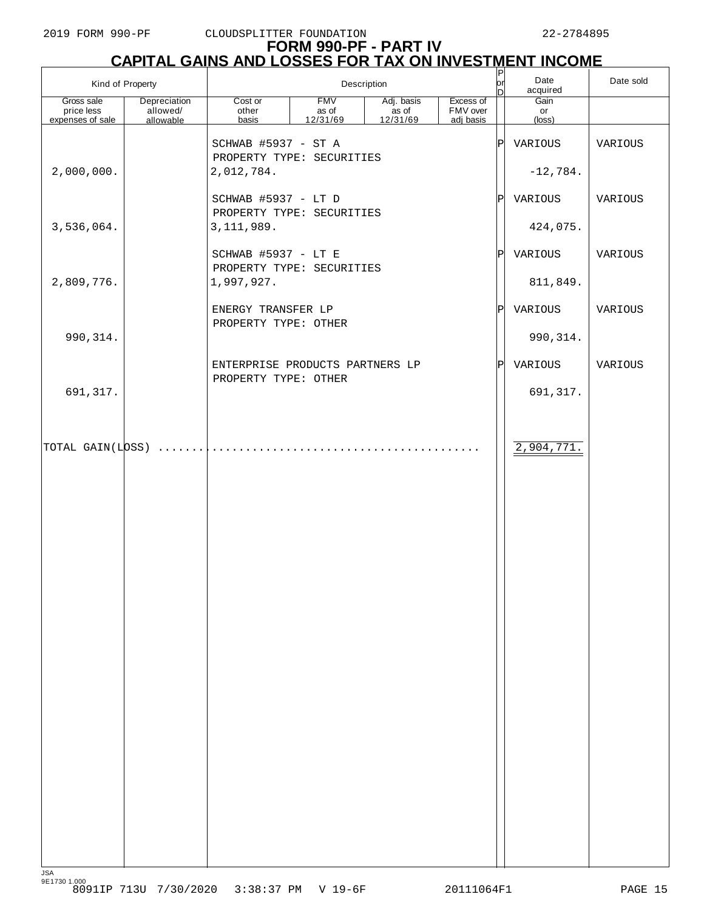# FORM 990-PF - PART IV

## CAPITAL GAINS AND LOSSES FOR TAX ON INVESTMENT INCOME

| Kind of Property | | Description | | | | P or D | Date acquired | Date sold |
|---|---|---|---|---|---|---|---|---|
| Gross sale price less expenses of sale | Depreciation allowed/ allowable | Cost or other basis | FMV as of 12/31/69 | Adj. basis as of 12/31/69 | Excess of FMV over adj basis | | Gain or (loss) | |
| | | SCHWAB #5937 - ST A PROPERTY TYPE: SECURITIES | | | | P | VARIOUS | VARIOUS |
| 2,000,000. | | 2,012,784. | | | | | -12,784. | |
| | | SCHWAB #5937 - LT D PROPERTY TYPE: SECURITIES | | | | P | VARIOUS | VARIOUS |
| 3,536,064. | | 3,111,989. | | | | | 424,075. | |
| | | SCHWAB #5937 - LT E PROPERTY TYPE: SECURITIES | | | | P | VARIOUS | VARIOUS |
| 2,809,776. | | 1,997,927. | | | | | 811,849. | |
| | | ENERGY TRANSFER LP PROPERTY TYPE: OTHER | | | | P | VARIOUS | VARIOUS |
| 990,314. | | | | | | | 990,314. | |
| | | ENTERPRISE PRODUCTS PARTNERS LP PROPERTY TYPE: OTHER | | | | P | VARIOUS | VARIOUS |
| 691,317. | | | | | | | 691,317. | |
| TOTAL GAIN(LOSS) | | | | | | | 2,904,771. | |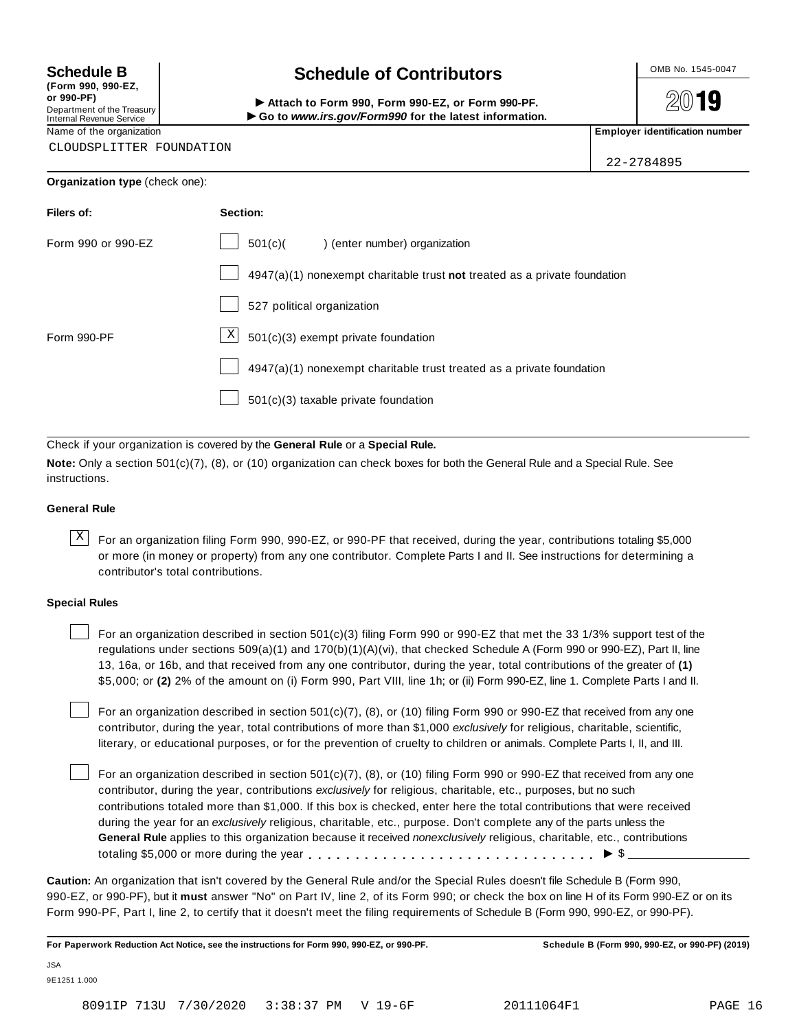**Schedule B**
**(Form 990, 990-EZ, or 990-PF)**
Department of the Treasury
Internal Revenue Service

# Schedule of Contributors

► **Attach to Form 990, Form 990-EZ, or Form 990-PF.**
► **Go to *www.irs.gov/Form990* for the latest information.**

OMB No. 1545-0047

**2019**

Name of the organization: CLOUDSPLITTER FOUNDATION

**Employer identification number:** 22-2784895

**Organization type** (check one):

| **Filers of:** | **Section:** |
|---|---|
| Form 990 or 990-EZ | ☐ 501(c)( ) (enter number) organization |
| | ☐ 4947(a)(1) nonexempt charitable trust **not** treated as a private foundation |
| | ☐ 527 political organization |
| Form 990-PF | ☒ 501(c)(3) exempt private foundation |
| | ☐ 4947(a)(1) nonexempt charitable trust treated as a private foundation |
| | ☐ 501(c)(3) taxable private foundation |

Check if your organization is covered by the **General Rule** or a **Special Rule.**

**Note:** Only a section 501(c)(7), (8), or (10) organization can check boxes for both the General Rule and a Special Rule. See instructions.

### General Rule

☒ For an organization filing Form 990, 990-EZ, or 990-PF that received, during the year, contributions totaling $5,000 or more (in money or property) from any one contributor. Complete Parts I and II. See instructions for determining a contributor's total contributions.

### Special Rules

☐ For an organization described in section 501(c)(3) filing Form 990 or 990-EZ that met the 33 1/3% support test of the regulations under sections 509(a)(1) and 170(b)(1)(A)(vi), that checked Schedule A (Form 990 or 990-EZ), Part II, line 13, 16a, or 16b, and that received from any one contributor, during the year, total contributions of the greater of **(1)** $5,000; or **(2)** 2% of the amount on (i) Form 990, Part VIII, line 1h; or (ii) Form 990-EZ, line 1. Complete Parts I and II.

☐ For an organization described in section 501(c)(7), (8), or (10) filing Form 990 or 990-EZ that received from any one contributor, during the year, total contributions of more than $1,000 *exclusively* for religious, charitable, scientific, literary, or educational purposes, or for the prevention of cruelty to children or animals. Complete Parts I, II, and III.

☐ For an organization described in section 501(c)(7), (8), or (10) filing Form 990 or 990-EZ that received from any one contributor, during the year, contributions *exclusively* for religious, charitable, etc., purposes, but no such contributions totaled more than $1,000. If this box is checked, enter here the total contributions that were received during the year for an *exclusively* religious, charitable, etc., purpose. Don't complete any of the parts unless the **General Rule** applies to this organization because it received *nonexclusively* religious, charitable, etc., contributions totaling $5,000 or more during the year . . . . . . . . . . . . . . . . . . . . . . . . . . . . . ► $ ____________

**Caution:** An organization that isn't covered by the General Rule and/or the Special Rules doesn't file Schedule B (Form 990, 990-EZ, or 990-PF), but it **must** answer "No" on Part IV, line 2, of its Form 990; or check the box on line H of its Form 990-EZ or on its Form 990-PF, Part I, line 2, to certify that it doesn't meet the filing requirements of Schedule B (Form 990, 990-EZ, or 990-PF).

**For Paperwork Reduction Act Notice, see the instructions for Form 990, 990-EZ, or 990-PF.** **Schedule B (Form 990, 990-EZ, or 990-PF) (2019)**

JSA
9E1251 1.000

8091IP 713U 7/30/2020 3:38:37 PM V 19-6F 20111064F1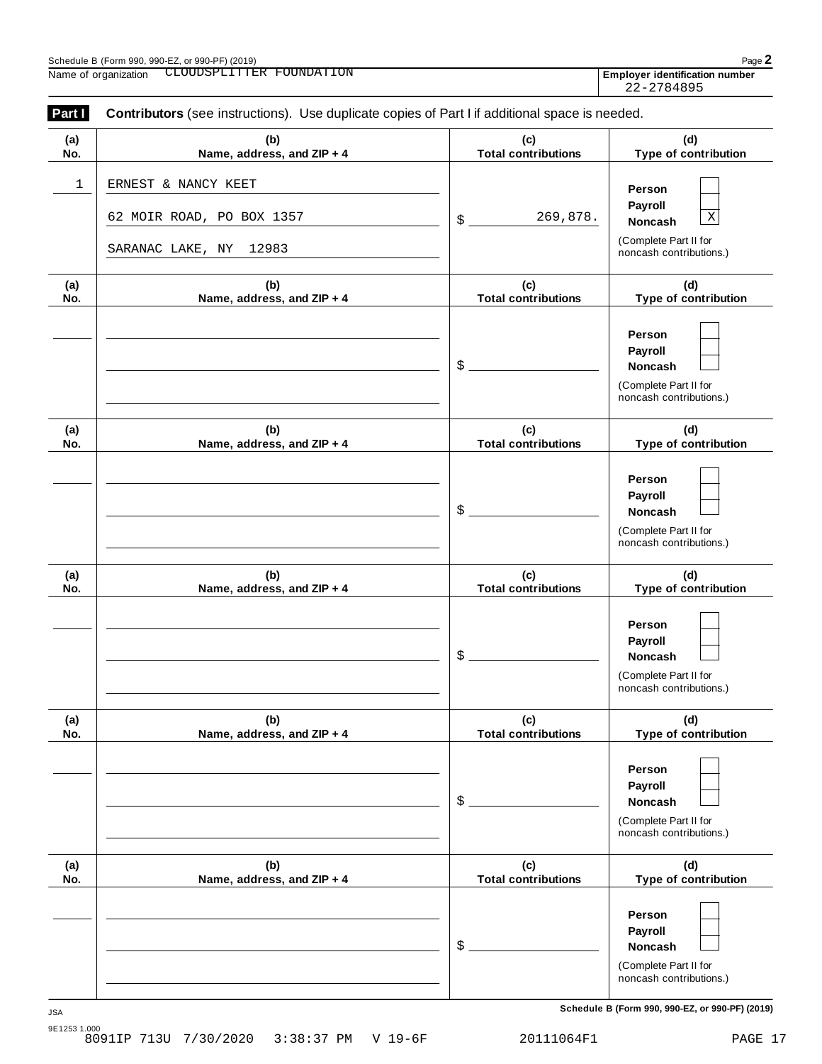Schedule B (Form 990, 990-EZ, or 990-PF) (2019)

Name of organization CLOUDSPLITTER FOUNDATION

**Employer identification number** 22-2784895

**Part I** **Contributors** (see instructions). Use duplicate copies of Part I if additional space is needed.

| (a) No. | (b) Name, address, and ZIP + 4 | (c) Total contributions | (d) Type of contribution |
|---|---|---|---|
| 1 | ERNEST & NANCY KEET<br>62 MOIR ROAD, PO BOX 1357<br>SARANAC LAKE, NY 12983 | $ 269,878. | Person [ ]<br>Payroll [ ]<br>Noncash [X]<br>(Complete Part II for noncash contributions.) |
| | | $ | Person [ ]<br>Payroll [ ]<br>Noncash [ ]<br>(Complete Part II for noncash contributions.) |
| | | $ | Person [ ]<br>Payroll [ ]<br>Noncash [ ]<br>(Complete Part II for noncash contributions.) |
| | | $ | Person [ ]<br>Payroll [ ]<br>Noncash [ ]<br>(Complete Part II for noncash contributions.) |
| | | $ | Person [ ]<br>Payroll [ ]<br>Noncash [ ]<br>(Complete Part II for noncash contributions.) |
| | | $ | Person [ ]<br>Payroll [ ]<br>Noncash [ ]<br>(Complete Part II for noncash contributions.) |

**Schedule B (Form 990, 990-EZ, or 990-PF) (2019)**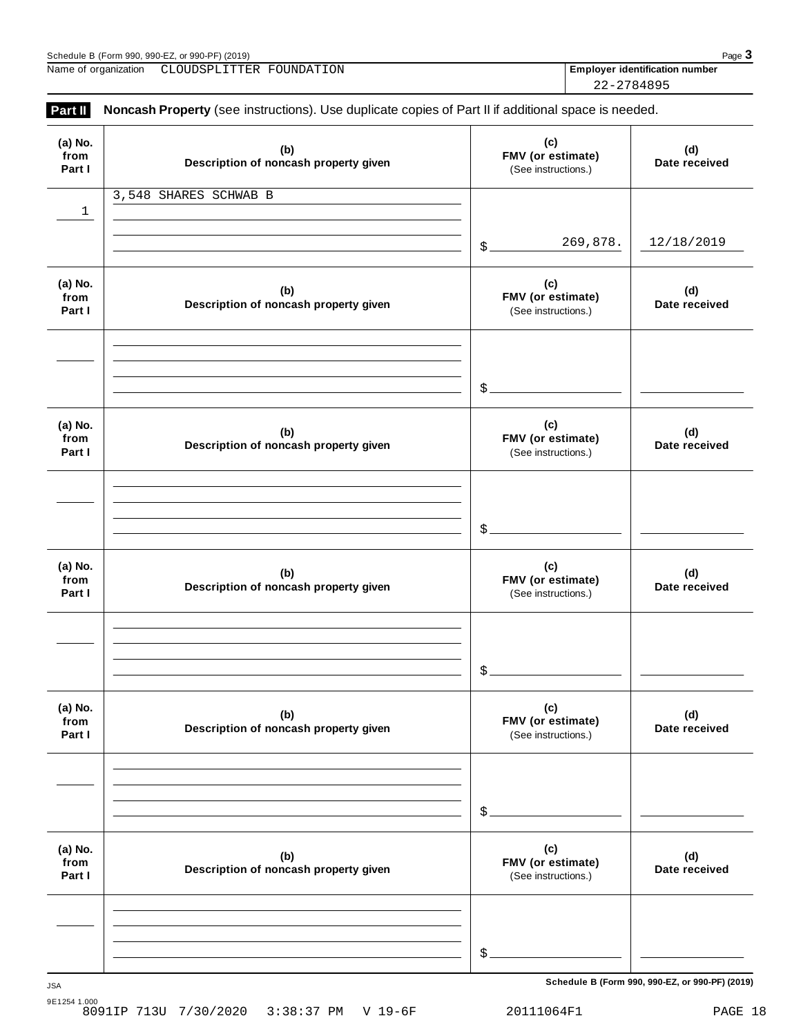Schedule B (Form 990, 990-EZ, or 990-PF) (2019)

Name of organization CLOUDSPLITTER FOUNDATION

**Employer identification number** 22-2784895

**Part II** **Noncash Property** (see instructions). Use duplicate copies of Part II if additional space is needed.

| (a) No. from Part I | (b) Description of noncash property given | (c) FMV (or estimate) (See instructions.) | (d) Date received |
|---|---|---|---|
| 1 | 3,548 SHARES SCHWAB B | $ 269,878. | 12/18/2019 |
| | | $ | |
| | | $ | |
| | | $ | |
| | | $ | |
| | | $ | |

Schedule B (Form 990, 990-EZ, or 990-PF) (2019)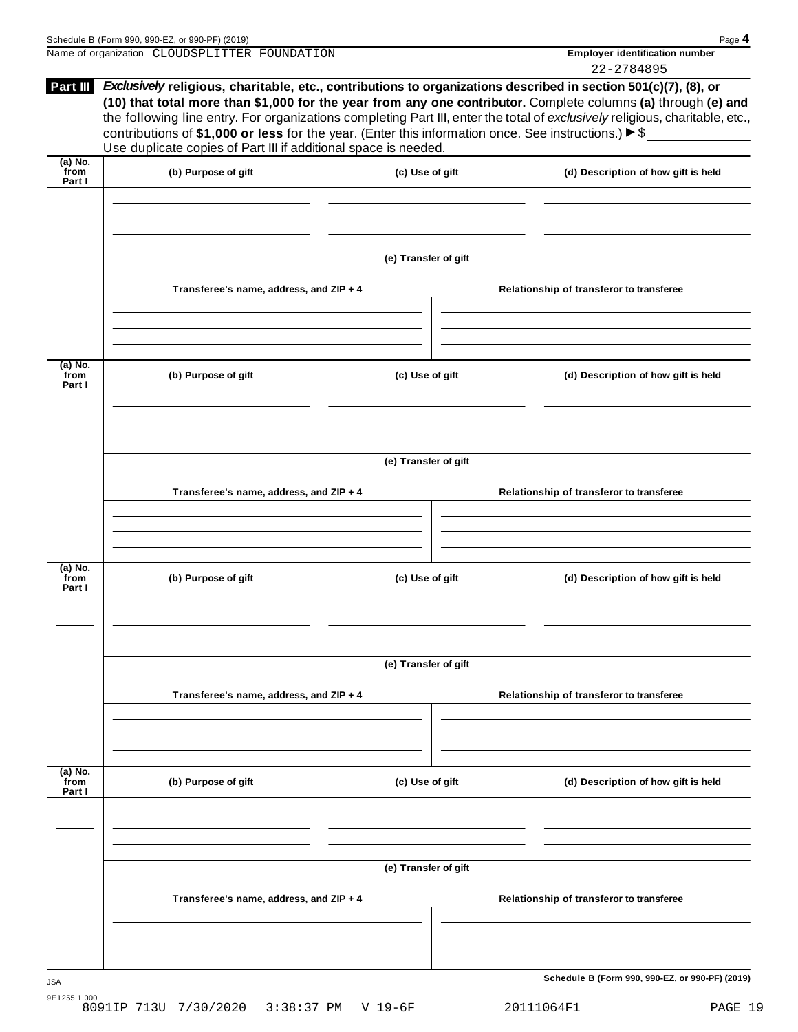Name of organization CLOUDSPLITTER FOUNDATION

**Employer identification number** 22-2784895

**Part III** ***Exclusively*** **religious, charitable, etc., contributions to organizations described in section 501(c)(7), (8), or (10) that total more than $1,000 for the year from any one contributor.** Complete columns **(a)** through **(e)** and the following line entry. For organizations completing Part III, enter the total of *exclusively* religious, charitable, etc., contributions of **$1,000 or less** for the year. (Enter this information once. See instructions.) ▶ $ ____________

Use duplicate copies of Part III if additional space is needed.

| (a) No. from Part I | (b) Purpose of gift | (c) Use of gift | (d) Description of how gift is held |
|---|---|---|---|
| | | | |

**(e) Transfer of gift**

| Transferee's name, address, and ZIP + 4 | Relationship of transferor to transferee |
|---|---|
| | |

| (a) No. from Part I | (b) Purpose of gift | (c) Use of gift | (d) Description of how gift is held |
|---|---|---|---|
| | | | |

**(e) Transfer of gift**

| Transferee's name, address, and ZIP + 4 | Relationship of transferor to transferee |
|---|---|
| | |

| (a) No. from Part I | (b) Purpose of gift | (c) Use of gift | (d) Description of how gift is held |
|---|---|---|---|
| | | | |

**(e) Transfer of gift**

| Transferee's name, address, and ZIP + 4 | Relationship of transferor to transferee |
|---|---|
| | |

| (a) No. from Part I | (b) Purpose of gift | (c) Use of gift | (d) Description of how gift is held |
|---|---|---|---|
| | | | |

**(e) Transfer of gift**

| Transferee's name, address, and ZIP + 4 | Relationship of transferor to transferee |
|---|---|
| | |

**Schedule B (Form 990, 990-EZ, or 990-PF) (2019)**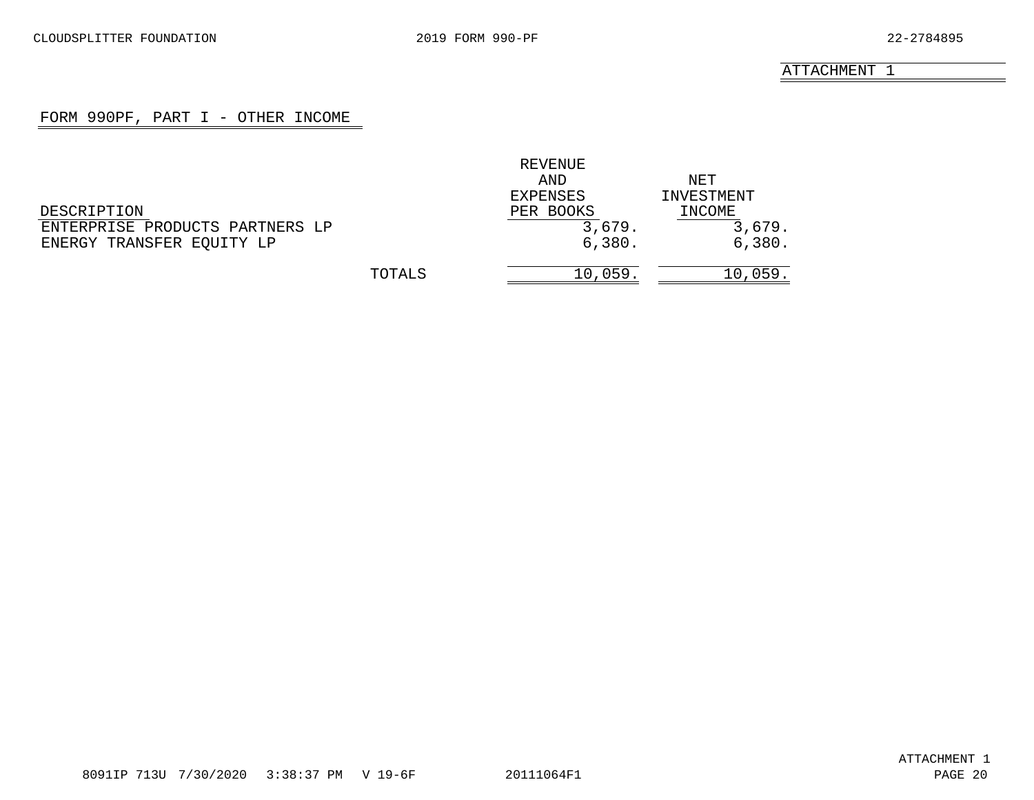ATTACHMENT 1

## FORM 990PF, PART I - OTHER INCOME

| DESCRIPTION | REVENUE AND EXPENSES PER BOOKS | NET INVESTMENT INCOME |
|---|---|---|
| ENTERPRISE PRODUCTS PARTNERS LP | 3,679. | 3,679. |
| ENERGY TRANSFER EQUITY LP | 6,380. | 6,380. |
| TOTALS | 10,059. | 10,059. |

ATTACHMENT 1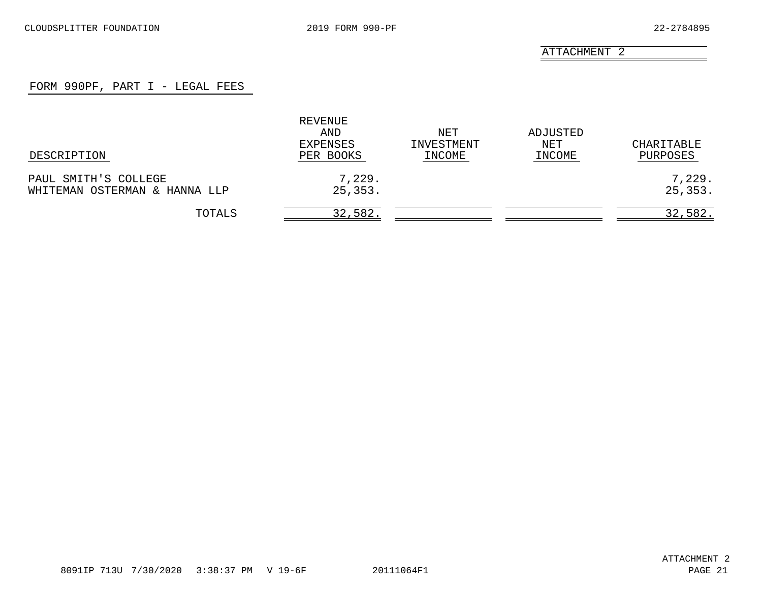ATTACHMENT 2

## FORM 990PF, PART I - LEGAL FEES

| DESCRIPTION | REVENUE AND EXPENSES PER BOOKS | NET INVESTMENT INCOME | ADJUSTED NET INCOME | CHARITABLE PURPOSES |
|---|---|---|---|---|
| PAUL SMITH'S COLLEGE | 7,229. | | | 7,229. |
| WHITEMAN OSTERMAN & HANNA LLP | 25,353. | | | 25,353. |
| TOTALS | 32,582. | | | 32,582. |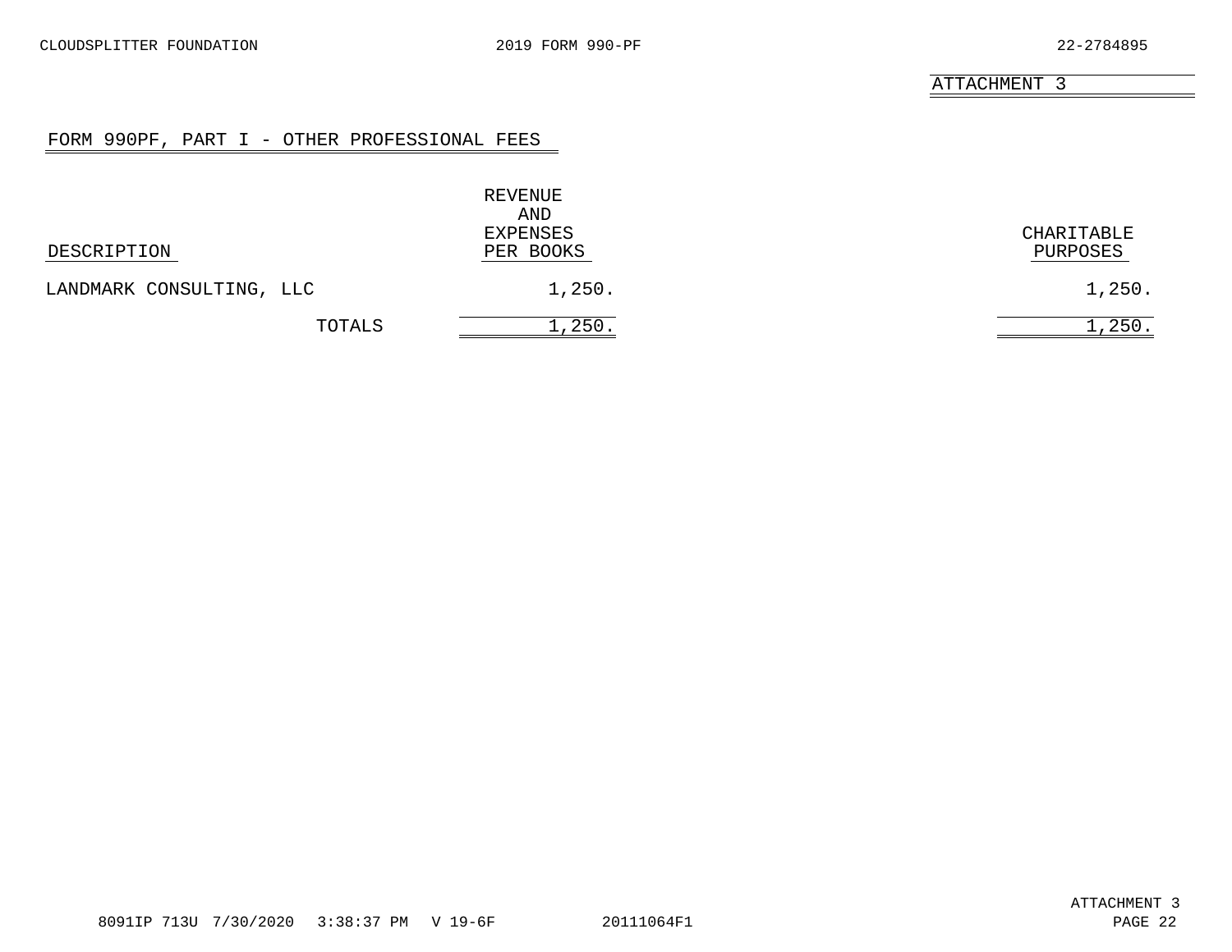ATTACHMENT 3

## FORM 990PF, PART I - OTHER PROFESSIONAL FEES

| DESCRIPTION | REVENUE AND EXPENSES PER BOOKS | CHARITABLE PURPOSES |
|---|---|---|
| LANDMARK CONSULTING, LLC | 1,250. | 1,250. |
| TOTALS | 1,250. | 1,250. |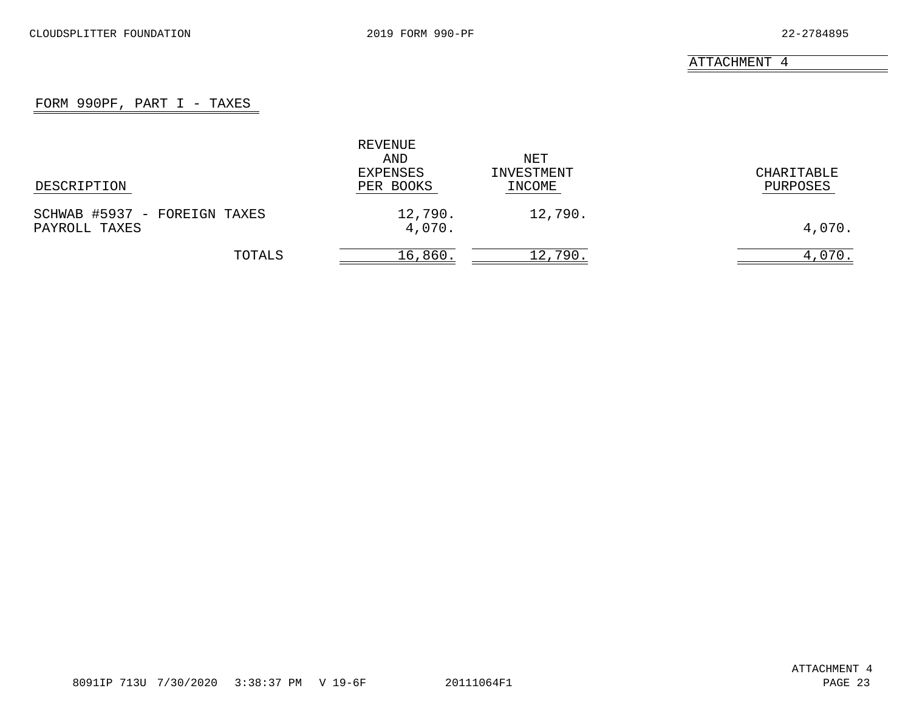ATTACHMENT 4

## FORM 990PF, PART I - TAXES

| DESCRIPTION | REVENUE AND EXPENSES PER BOOKS | NET INVESTMENT INCOME | CHARITABLE PURPOSES |
|---|---|---|---|
| SCHWAB #5937 - FOREIGN TAXES | 12,790. | 12,790. | |
| PAYROLL TAXES | 4,070. | | 4,070. |
| TOTALS | 16,860. | 12,790. | 4,070. |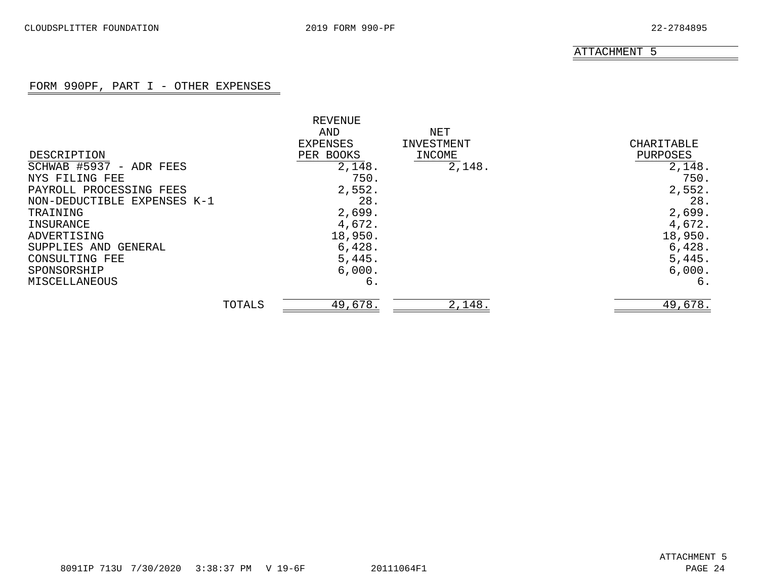ATTACHMENT 5

## FORM 990PF, PART I - OTHER EXPENSES

| DESCRIPTION | REVENUE AND EXPENSES PER BOOKS | NET INVESTMENT INCOME | CHARITABLE PURPOSES |
|---|---|---|---|
| SCHWAB #5937 - ADR FEES | 2,148. | 2,148. | 2,148. |
| NYS FILING FEE | 750. | | 750. |
| PAYROLL PROCESSING FEES | 2,552. | | 2,552. |
| NON-DEDUCTIBLE EXPENSES K-1 | 28. | | 28. |
| TRAINING | 2,699. | | 2,699. |
| INSURANCE | 4,672. | | 4,672. |
| ADVERTISING | 18,950. | | 18,950. |
| SUPPLIES AND GENERAL | 6,428. | | 6,428. |
| CONSULTING FEE | 5,445. | | 5,445. |
| SPONSORSHIP | 6,000. | | 6,000. |
| MISCELLANEOUS | 6. | | 6. |
| TOTALS | 49,678. | 2,148. | 49,678. |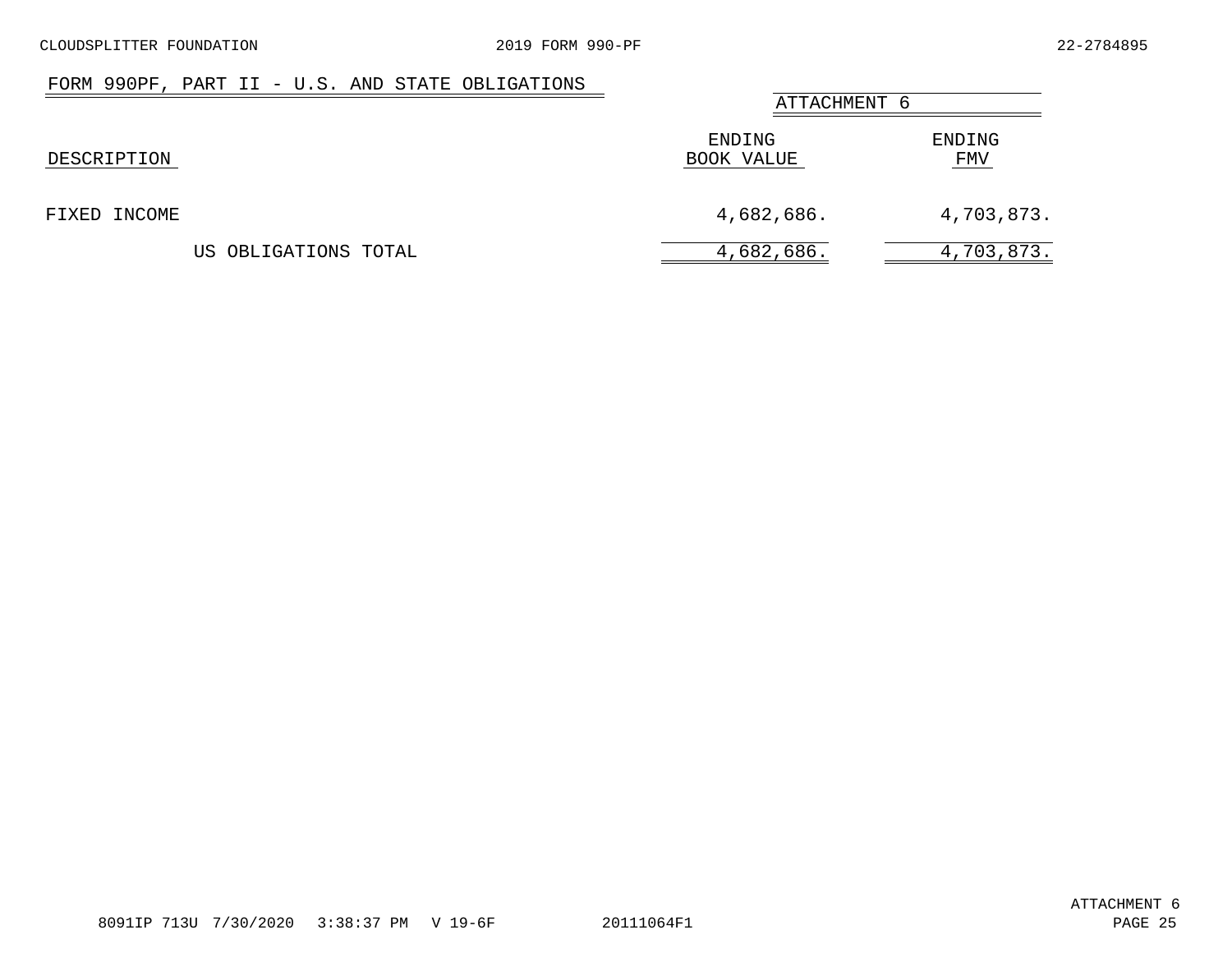## FORM 990PF, PART II - U.S. AND STATE OBLIGATIONS

ATTACHMENT 6

| DESCRIPTION | ENDING BOOK VALUE | ENDING FMV |
|---|---|---|
| FIXED INCOME | 4,682,686. | 4,703,873. |
| US OBLIGATIONS TOTAL | 4,682,686. | 4,703,873. |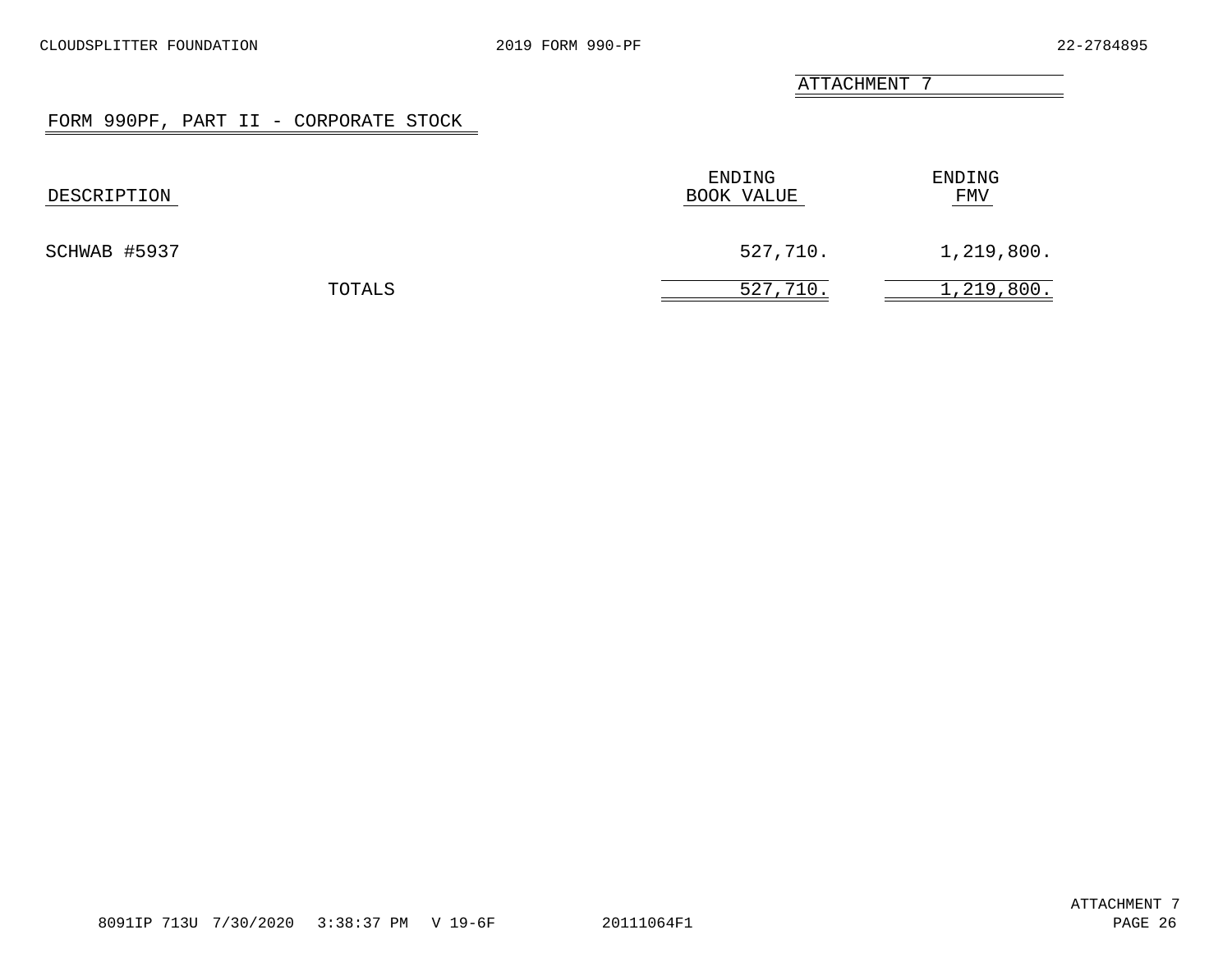ATTACHMENT 7

## FORM 990PF, PART II - CORPORATE STOCK

| DESCRIPTION | ENDING BOOK VALUE | ENDING FMV |
|---|---|---|
| SCHWAB #5937 | 527,710. | 1,219,800. |
| TOTALS | 527,710. | 1,219,800. |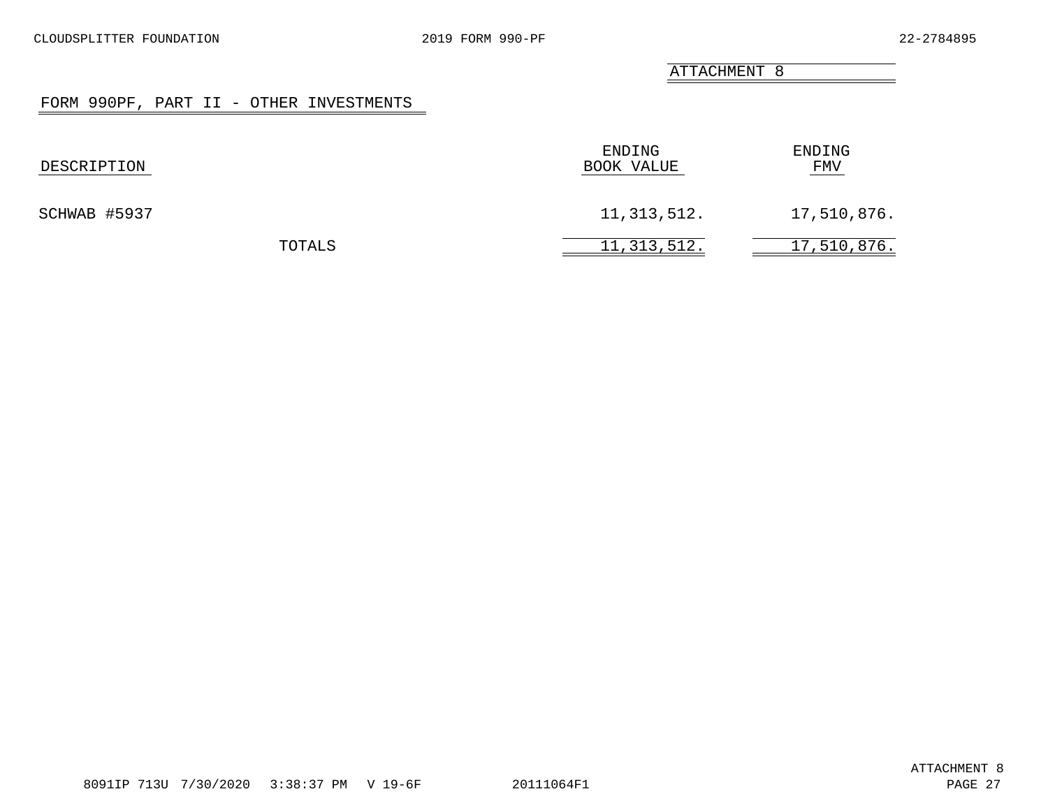ATTACHMENT 8

## FORM 990PF, PART II - OTHER INVESTMENTS

| DESCRIPTION | ENDING BOOK VALUE | ENDING FMV |
|---|---|---|
| SCHWAB #5937 | 11,313,512. | 17,510,876. |
| TOTALS | 11,313,512. | 17,510,876. |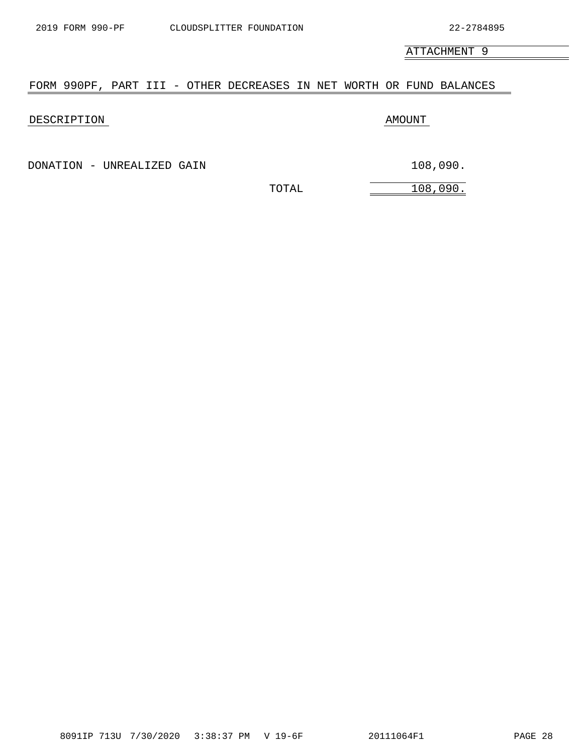ATTACHMENT 9

## FORM 990PF, PART III - OTHER DECREASES IN NET WORTH OR FUND BALANCES

| DESCRIPTION | | AMOUNT |
|---|---|---|
| DONATION - UNREALIZED GAIN | | 108,090. |
| | TOTAL | 108,090. |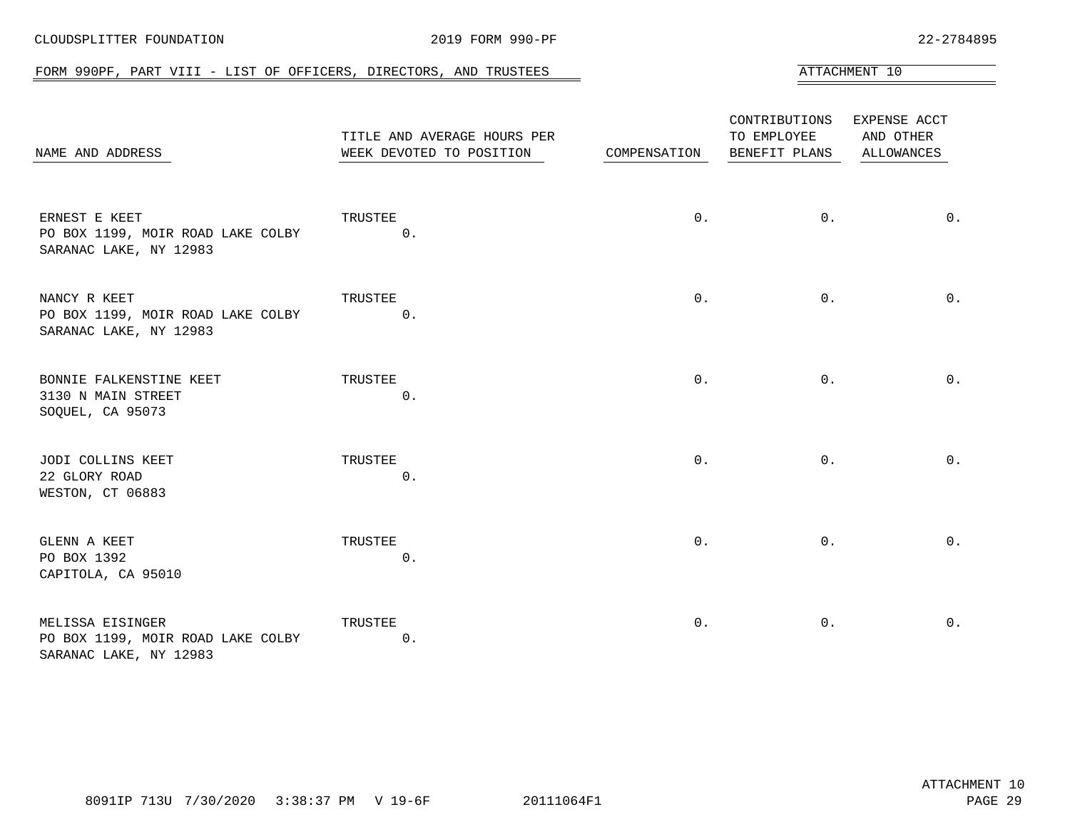CLOUDSPLITTER FOUNDATION — 2019 FORM 990-PF — 22-2784895

## FORM 990PF, PART VIII - LIST OF OFFICERS, DIRECTORS, AND TRUSTEES

ATTACHMENT 10

| NAME AND ADDRESS | TITLE AND AVERAGE HOURS PER WEEK DEVOTED TO POSITION | COMPENSATION | CONTRIBUTIONS TO EMPLOYEE BENEFIT PLANS | EXPENSE ACCT AND OTHER ALLOWANCES |
|---|---|---|---|---|
| ERNEST E KEET<br>PO BOX 1199, MOIR ROAD LAKE COLBY<br>SARANAC LAKE, NY 12983 | TRUSTEE<br>0. | 0. | 0. | 0. |
| NANCY R KEET<br>PO BOX 1199, MOIR ROAD LAKE COLBY<br>SARANAC LAKE, NY 12983 | TRUSTEE<br>0. | 0. | 0. | 0. |
| BONNIE FALKENSTINE KEET<br>3130 N MAIN STREET<br>SOQUEL, CA 95073 | TRUSTEE<br>0. | 0. | 0. | 0. |
| JODI COLLINS KEET<br>22 GLORY ROAD<br>WESTON, CT 06883 | TRUSTEE<br>0. | 0. | 0. | 0. |
| GLENN A KEET<br>PO BOX 1392<br>CAPITOLA, CA 95010 | TRUSTEE<br>0. | 0. | 0. | 0. |
| MELISSA EISINGER<br>PO BOX 1199, MOIR ROAD LAKE COLBY<br>SARANAC LAKE, NY 12983 | TRUSTEE<br>0. | 0. | 0. | 0. |

8091IP 713U 7/30/2020 3:38:37 PM V 19-6F 20111064F1

ATTACHMENT 10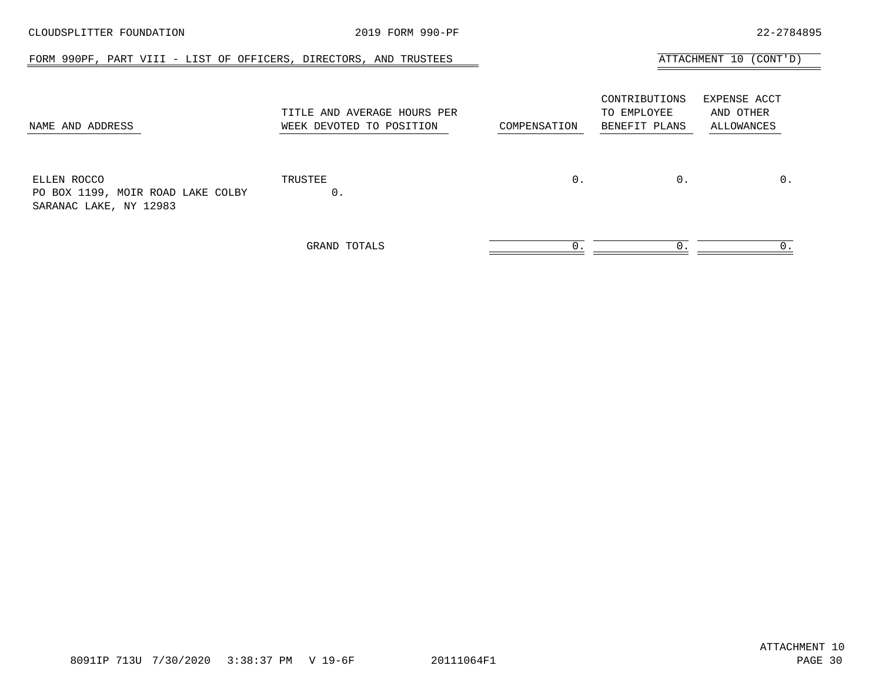## FORM 990PF, PART VIII - LIST OF OFFICERS, DIRECTORS, AND TRUSTEES

ATTACHMENT 10 (CONT'D)

| NAME AND ADDRESS | TITLE AND AVERAGE HOURS PER WEEK DEVOTED TO POSITION | COMPENSATION | CONTRIBUTIONS TO EMPLOYEE BENEFIT PLANS | EXPENSE ACCT AND OTHER ALLOWANCES |
|---|---|---|---|---|
| ELLEN ROCCO<br>PO BOX 1199, MOIR ROAD LAKE COLBY<br>SARANAC LAKE, NY 12983 | TRUSTEE<br>0. | 0. | 0. | 0. |
| | GRAND TOTALS | 0. | 0. | 0. |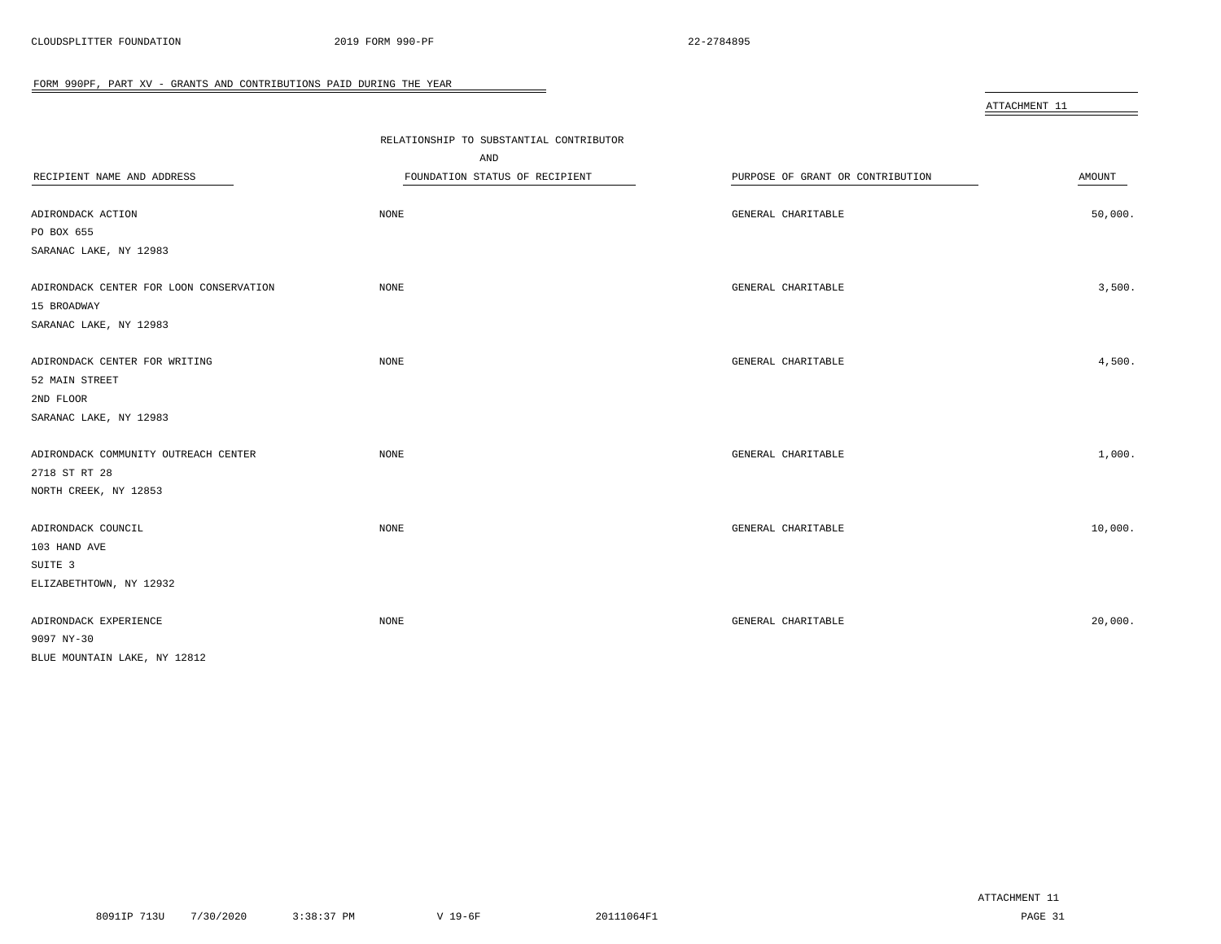## FORM 990PF, PART XV - GRANTS AND CONTRIBUTIONS PAID DURING THE YEAR

ATTACHMENT 11

| RECIPIENT NAME AND ADDRESS | RELATIONSHIP TO SUBSTANTIAL CONTRIBUTOR AND FOUNDATION STATUS OF RECIPIENT | PURPOSE OF GRANT OR CONTRIBUTION | AMOUNT |
|---|---|---|---|
| ADIRONDACK ACTION<br>PO BOX 655<br>SARANAC LAKE, NY 12983 | NONE | GENERAL CHARITABLE | 50,000. |
| ADIRONDACK CENTER FOR LOON CONSERVATION<br>15 BROADWAY<br>SARANAC LAKE, NY 12983 | NONE | GENERAL CHARITABLE | 3,500. |
| ADIRONDACK CENTER FOR WRITING<br>52 MAIN STREET<br>2ND FLOOR<br>SARANAC LAKE, NY 12983 | NONE | GENERAL CHARITABLE | 4,500. |
| ADIRONDACK COMMUNITY OUTREACH CENTER<br>2718 ST RT 28<br>NORTH CREEK, NY 12853 | NONE | GENERAL CHARITABLE | 1,000. |
| ADIRONDACK COUNCIL<br>103 HAND AVE<br>SUITE 3<br>ELIZABETHTOWN, NY 12932 | NONE | GENERAL CHARITABLE | 10,000. |
| ADIRONDACK EXPERIENCE<br>9097 NY-30<br>BLUE MOUNTAIN LAKE, NY 12812 | NONE | GENERAL CHARITABLE | 20,000. |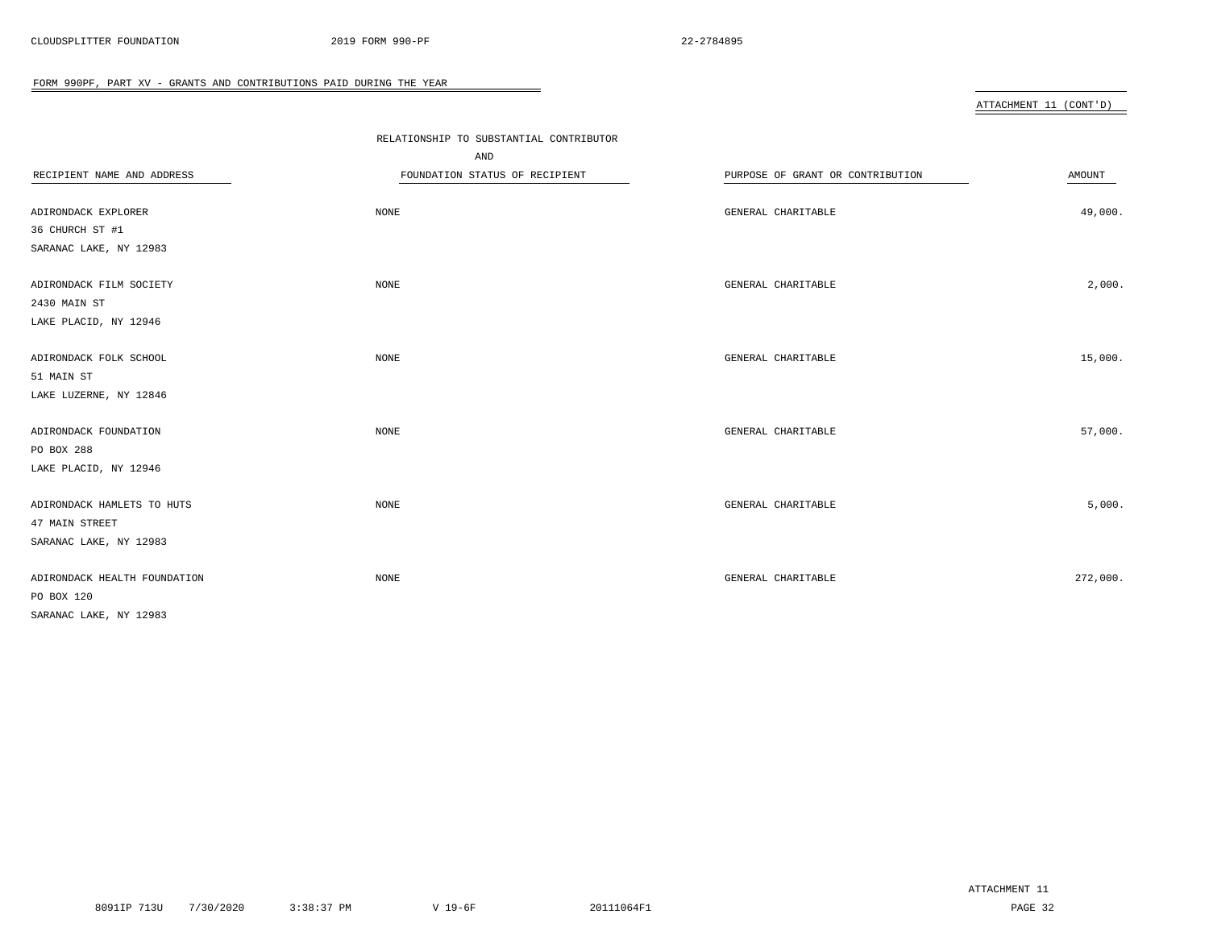## FORM 990PF, PART XV - GRANTS AND CONTRIBUTIONS PAID DURING THE YEAR

ATTACHMENT 11 (CONT'D)

| RECIPIENT NAME AND ADDRESS | RELATIONSHIP TO SUBSTANTIAL CONTRIBUTOR AND FOUNDATION STATUS OF RECIPIENT | PURPOSE OF GRANT OR CONTRIBUTION | AMOUNT |
|---|---|---|---|
| ADIRONDACK EXPLORER<br>36 CHURCH ST #1<br>SARANAC LAKE, NY 12983 | NONE | GENERAL CHARITABLE | 49,000. |
| ADIRONDACK FILM SOCIETY<br>2430 MAIN ST<br>LAKE PLACID, NY 12946 | NONE | GENERAL CHARITABLE | 2,000. |
| ADIRONDACK FOLK SCHOOL<br>51 MAIN ST<br>LAKE LUZERNE, NY 12846 | NONE | GENERAL CHARITABLE | 15,000. |
| ADIRONDACK FOUNDATION<br>PO BOX 288<br>LAKE PLACID, NY 12946 | NONE | GENERAL CHARITABLE | 57,000. |
| ADIRONDACK HAMLETS TO HUTS<br>47 MAIN STREET<br>SARANAC LAKE, NY 12983 | NONE | GENERAL CHARITABLE | 5,000. |
| ADIRONDACK HEALTH FOUNDATION<br>PO BOX 120<br>SARANAC LAKE, NY 12983 | NONE | GENERAL CHARITABLE | 272,000. |

ATTACHMENT 11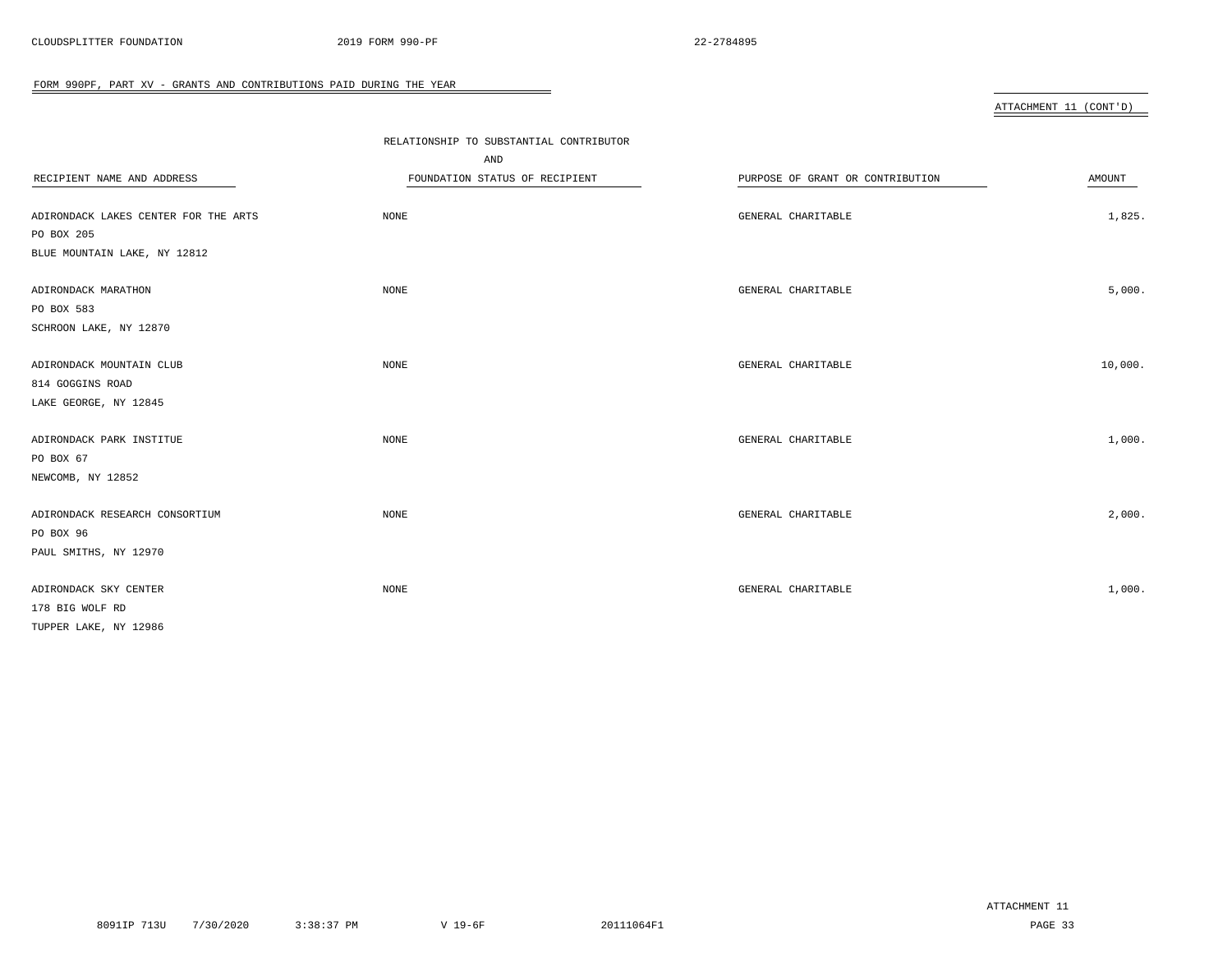FORM 990PF, PART XV - GRANTS AND CONTRIBUTIONS PAID DURING THE YEAR

ATTACHMENT 11 (CONT'D)

| RECIPIENT NAME AND ADDRESS | RELATIONSHIP TO SUBSTANTIAL CONTRIBUTOR AND FOUNDATION STATUS OF RECIPIENT | PURPOSE OF GRANT OR CONTRIBUTION | AMOUNT |
|---|---|---|---|
| ADIRONDACK LAKES CENTER FOR THE ARTS<br>PO BOX 205<br>BLUE MOUNTAIN LAKE, NY 12812 | NONE | GENERAL CHARITABLE | 1,825. |
| ADIRONDACK MARATHON<br>PO BOX 583<br>SCHROON LAKE, NY 12870 | NONE | GENERAL CHARITABLE | 5,000. |
| ADIRONDACK MOUNTAIN CLUB<br>814 GOGGINS ROAD<br>LAKE GEORGE, NY 12845 | NONE | GENERAL CHARITABLE | 10,000. |
| ADIRONDACK PARK INSTITUE<br>PO BOX 67<br>NEWCOMB, NY 12852 | NONE | GENERAL CHARITABLE | 1,000. |
| ADIRONDACK RESEARCH CONSORTIUM<br>PO BOX 96<br>PAUL SMITHS, NY 12970 | NONE | GENERAL CHARITABLE | 2,000. |
| ADIRONDACK SKY CENTER<br>178 BIG WOLF RD<br>TUPPER LAKE, NY 12986 | NONE | GENERAL CHARITABLE | 1,000. |

ATTACHMENT 11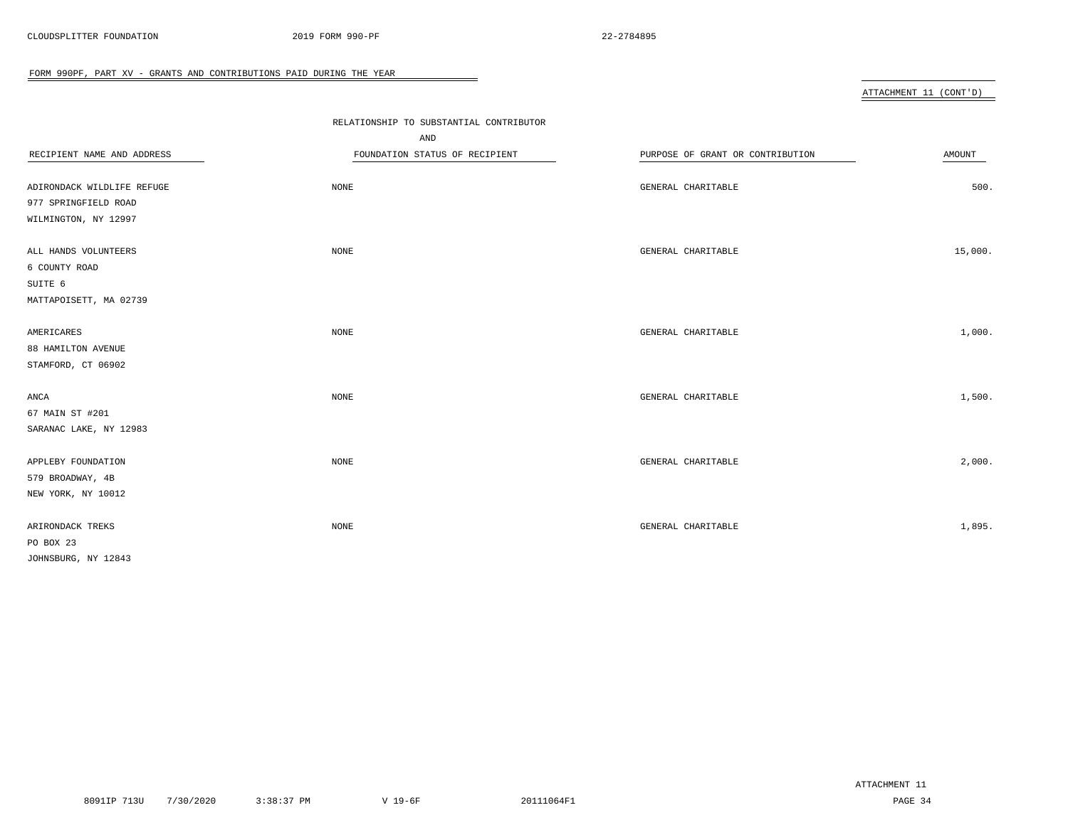FORM 990PF, PART XV - GRANTS AND CONTRIBUTIONS PAID DURING THE YEAR

ATTACHMENT 11 (CONT'D)

| RECIPIENT NAME AND ADDRESS | RELATIONSHIP TO SUBSTANTIAL CONTRIBUTOR AND FOUNDATION STATUS OF RECIPIENT | PURPOSE OF GRANT OR CONTRIBUTION | AMOUNT |
|---|---|---|---|
| ADIRONDACK WILDLIFE REFUGE<br>977 SPRINGFIELD ROAD<br>WILMINGTON, NY 12997 | NONE | GENERAL CHARITABLE | 500. |
| ALL HANDS VOLUNTEERS<br>6 COUNTY ROAD<br>SUITE 6<br>MATTAPOISETT, MA 02739 | NONE | GENERAL CHARITABLE | 15,000. |
| AMERICARES<br>88 HAMILTON AVENUE<br>STAMFORD, CT 06902 | NONE | GENERAL CHARITABLE | 1,000. |
| ANCA<br>67 MAIN ST #201<br>SARANAC LAKE, NY 12983 | NONE | GENERAL CHARITABLE | 1,500. |
| APPLEBY FOUNDATION<br>579 BROADWAY, 4B<br>NEW YORK, NY 10012 | NONE | GENERAL CHARITABLE | 2,000. |
| ARIRONDACK TREKS<br>PO BOX 23<br>JOHNSBURG, NY 12843 | NONE | GENERAL CHARITABLE | 1,895. |

ATTACHMENT 11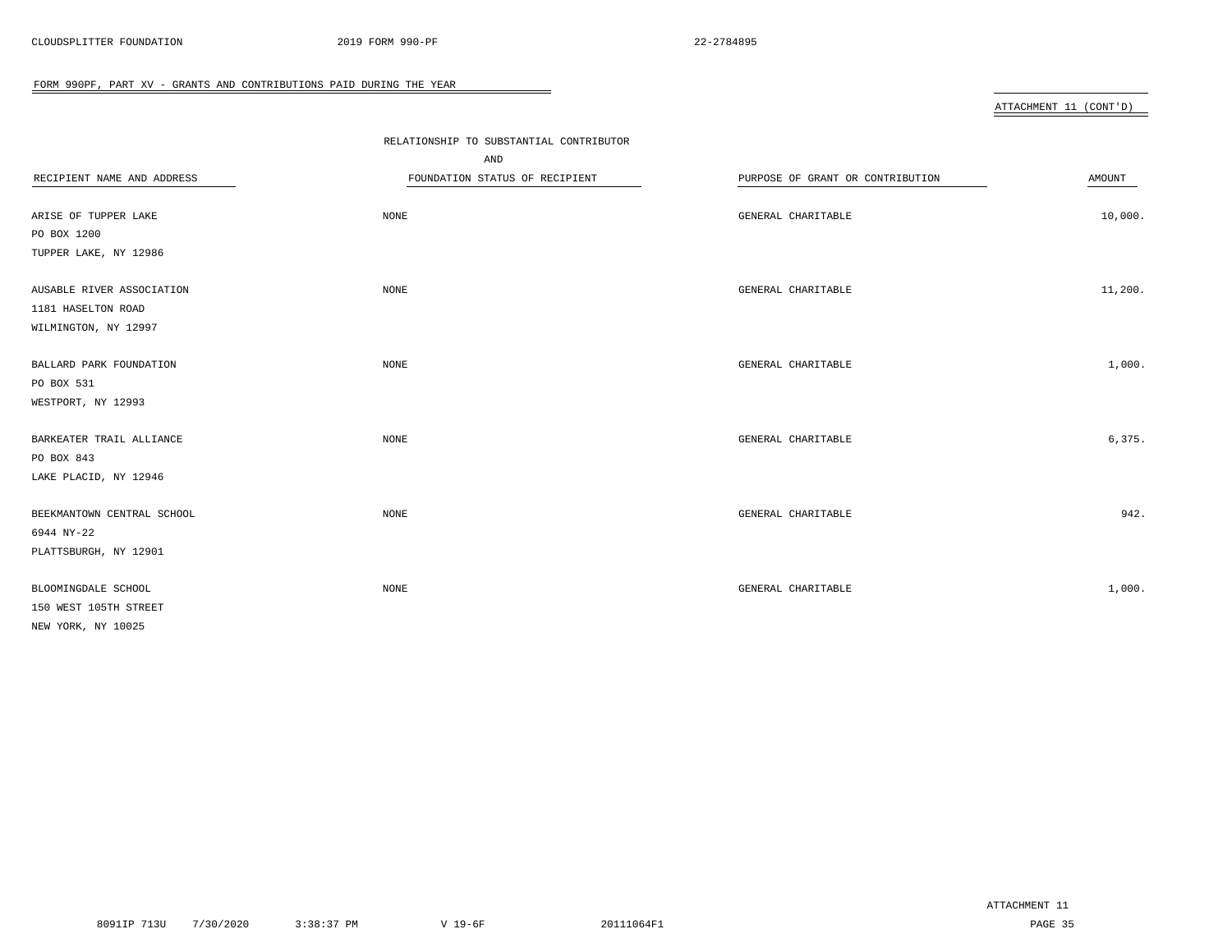FORM 990PF, PART XV - GRANTS AND CONTRIBUTIONS PAID DURING THE YEAR

ATTACHMENT 11 (CONT'D)

| RECIPIENT NAME AND ADDRESS | RELATIONSHIP TO SUBSTANTIAL CONTRIBUTOR AND FOUNDATION STATUS OF RECIPIENT | PURPOSE OF GRANT OR CONTRIBUTION | AMOUNT |
|---|---|---|---|
| ARISE OF TUPPER LAKE<br>PO BOX 1200<br>TUPPER LAKE, NY 12986 | NONE | GENERAL CHARITABLE | 10,000. |
| AUSABLE RIVER ASSOCIATION<br>1181 HASELTON ROAD<br>WILMINGTON, NY 12997 | NONE | GENERAL CHARITABLE | 11,200. |
| BALLARD PARK FOUNDATION<br>PO BOX 531<br>WESTPORT, NY 12993 | NONE | GENERAL CHARITABLE | 1,000. |
| BARKEATER TRAIL ALLIANCE<br>PO BOX 843<br>LAKE PLACID, NY 12946 | NONE | GENERAL CHARITABLE | 6,375. |
| BEEKMANTOWN CENTRAL SCHOOL<br>6944 NY-22<br>PLATTSBURGH, NY 12901 | NONE | GENERAL CHARITABLE | 942. |
| BLOOMINGDALE SCHOOL<br>150 WEST 105TH STREET<br>NEW YORK, NY 10025 | NONE | GENERAL CHARITABLE | 1,000. |

ATTACHMENT 11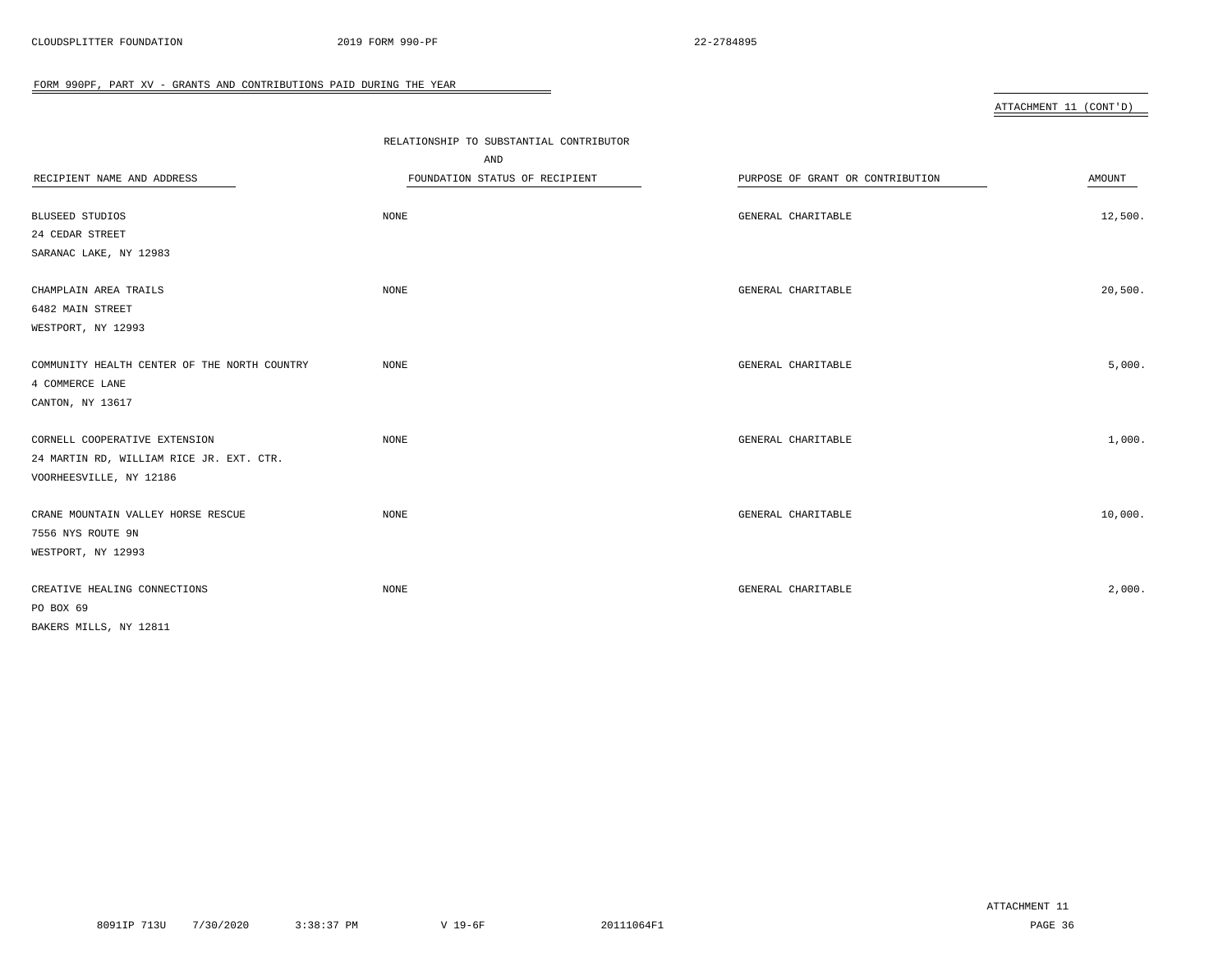## FORM 990PF, PART XV - GRANTS AND CONTRIBUTIONS PAID DURING THE YEAR

ATTACHMENT 11 (CONT'D)

| RECIPIENT NAME AND ADDRESS | RELATIONSHIP TO SUBSTANTIAL CONTRIBUTOR AND FOUNDATION STATUS OF RECIPIENT | PURPOSE OF GRANT OR CONTRIBUTION | AMOUNT |
|---|---|---|---|
| BLUSEED STUDIOS<br>24 CEDAR STREET<br>SARANAC LAKE, NY 12983 | NONE | GENERAL CHARITABLE | 12,500. |
| CHAMPLAIN AREA TRAILS<br>6482 MAIN STREET<br>WESTPORT, NY 12993 | NONE | GENERAL CHARITABLE | 20,500. |
| COMMUNITY HEALTH CENTER OF THE NORTH COUNTRY<br>4 COMMERCE LANE<br>CANTON, NY 13617 | NONE | GENERAL CHARITABLE | 5,000. |
| CORNELL COOPERATIVE EXTENSION<br>24 MARTIN RD, WILLIAM RICE JR. EXT. CTR.<br>VOORHEESVILLE, NY 12186 | NONE | GENERAL CHARITABLE | 1,000. |
| CRANE MOUNTAIN VALLEY HORSE RESCUE<br>7556 NYS ROUTE 9N<br>WESTPORT, NY 12993 | NONE | GENERAL CHARITABLE | 10,000. |
| CREATIVE HEALING CONNECTIONS<br>PO BOX 69<br>BAKERS MILLS, NY 12811 | NONE | GENERAL CHARITABLE | 2,000. |

ATTACHMENT 11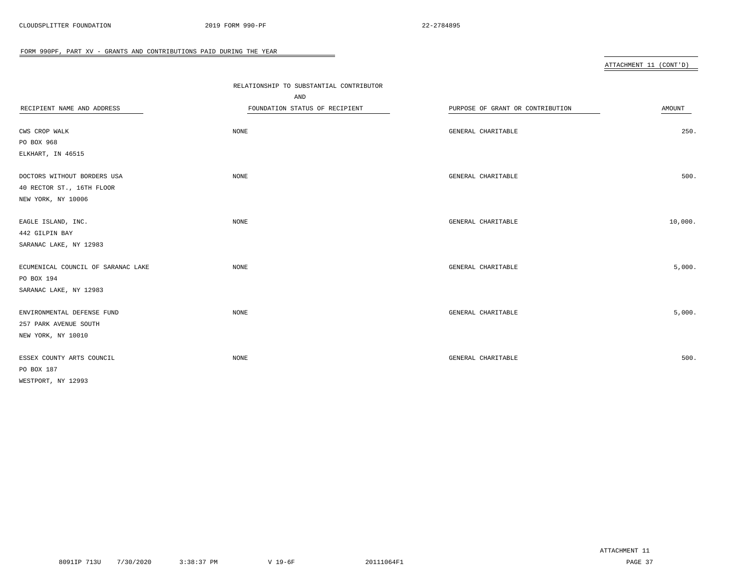## FORM 990PF, PART XV - GRANTS AND CONTRIBUTIONS PAID DURING THE YEAR

ATTACHMENT 11 (CONT'D)

| RECIPIENT NAME AND ADDRESS | RELATIONSHIP TO SUBSTANTIAL CONTRIBUTOR AND FOUNDATION STATUS OF RECIPIENT | PURPOSE OF GRANT OR CONTRIBUTION | AMOUNT |
|---|---|---|---|
| CWS CROP WALK<br>PO BOX 968<br>ELKHART, IN 46515 | NONE | GENERAL CHARITABLE | 250. |
| DOCTORS WITHOUT BORDERS USA<br>40 RECTOR ST., 16TH FLOOR<br>NEW YORK, NY 10006 | NONE | GENERAL CHARITABLE | 500. |
| EAGLE ISLAND, INC.<br>442 GILPIN BAY<br>SARANAC LAKE, NY 12983 | NONE | GENERAL CHARITABLE | 10,000. |
| ECUMENICAL COUNCIL OF SARANAC LAKE<br>PO BOX 194<br>SARANAC LAKE, NY 12983 | NONE | GENERAL CHARITABLE | 5,000. |
| ENVIRONMENTAL DEFENSE FUND<br>257 PARK AVENUE SOUTH<br>NEW YORK, NY 10010 | NONE | GENERAL CHARITABLE | 5,000. |
| ESSEX COUNTY ARTS COUNCIL<br>PO BOX 187<br>WESTPORT, NY 12993 | NONE | GENERAL CHARITABLE | 500. |

ATTACHMENT 11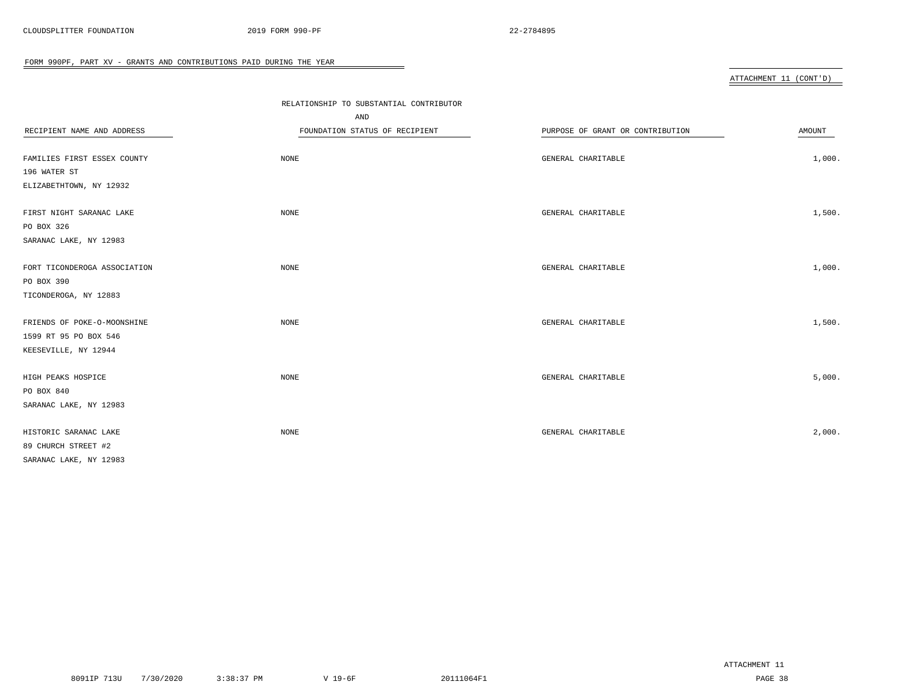FORM 990PF, PART XV - GRANTS AND CONTRIBUTIONS PAID DURING THE YEAR

ATTACHMENT 11 (CONT'D)

| RECIPIENT NAME AND ADDRESS | RELATIONSHIP TO SUBSTANTIAL CONTRIBUTOR AND FOUNDATION STATUS OF RECIPIENT | PURPOSE OF GRANT OR CONTRIBUTION | AMOUNT |
|---|---|---|---|
| FAMILIES FIRST ESSEX COUNTY<br>196 WATER ST<br>ELIZABETHTOWN, NY 12932 | NONE | GENERAL CHARITABLE | 1,000. |
| FIRST NIGHT SARANAC LAKE<br>PO BOX 326<br>SARANAC LAKE, NY 12983 | NONE | GENERAL CHARITABLE | 1,500. |
| FORT TICONDEROGA ASSOCIATION<br>PO BOX 390<br>TICONDEROGA, NY 12883 | NONE | GENERAL CHARITABLE | 1,000. |
| FRIENDS OF POKE-O-MOONSHINE<br>1599 RT 95 PO BOX 546<br>KEESEVILLE, NY 12944 | NONE | GENERAL CHARITABLE | 1,500. |
| HIGH PEAKS HOSPICE<br>PO BOX 840<br>SARANAC LAKE, NY 12983 | NONE | GENERAL CHARITABLE | 5,000. |
| HISTORIC SARANAC LAKE<br>89 CHURCH STREET #2<br>SARANAC LAKE, NY 12983 | NONE | GENERAL CHARITABLE | 2,000. |

ATTACHMENT 11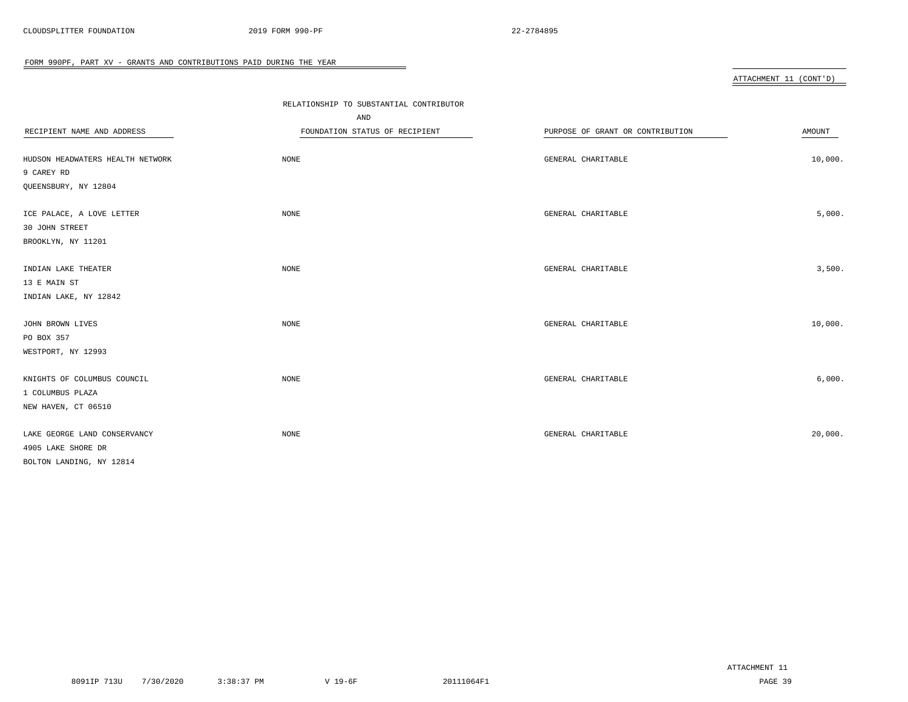FORM 990PF, PART XV - GRANTS AND CONTRIBUTIONS PAID DURING THE YEAR

ATTACHMENT 11 (CONT'D)

| RECIPIENT NAME AND ADDRESS | RELATIONSHIP TO SUBSTANTIAL CONTRIBUTOR AND FOUNDATION STATUS OF RECIPIENT | PURPOSE OF GRANT OR CONTRIBUTION | AMOUNT |
|---|---|---|---|
| HUDSON HEADWATERS HEALTH NETWORK<br>9 CAREY RD<br>QUEENSBURY, NY 12804 | NONE | GENERAL CHARITABLE | 10,000. |
| ICE PALACE, A LOVE LETTER<br>30 JOHN STREET<br>BROOKLYN, NY 11201 | NONE | GENERAL CHARITABLE | 5,000. |
| INDIAN LAKE THEATER<br>13 E MAIN ST<br>INDIAN LAKE, NY 12842 | NONE | GENERAL CHARITABLE | 3,500. |
| JOHN BROWN LIVES<br>PO BOX 357<br>WESTPORT, NY 12993 | NONE | GENERAL CHARITABLE | 10,000. |
| KNIGHTS OF COLUMBUS COUNCIL<br>1 COLUMBUS PLAZA<br>NEW HAVEN, CT 06510 | NONE | GENERAL CHARITABLE | 6,000. |
| LAKE GEORGE LAND CONSERVANCY<br>4905 LAKE SHORE DR<br>BOLTON LANDING, NY 12814 | NONE | GENERAL CHARITABLE | 20,000. |

ATTACHMENT 11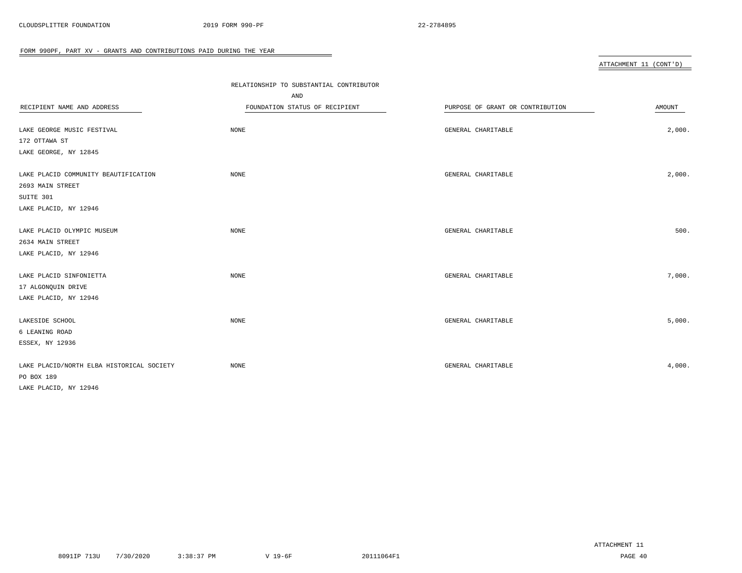CLOUDSPLITTER FOUNDATION 2019 FORM 990-PF 22-2784895

FORM 990PF, PART XV - GRANTS AND CONTRIBUTIONS PAID DURING THE YEAR

ATTACHMENT 11 (CONT'D)

| RECIPIENT NAME AND ADDRESS | RELATIONSHIP TO SUBSTANTIAL CONTRIBUTOR AND FOUNDATION STATUS OF RECIPIENT | PURPOSE OF GRANT OR CONTRIBUTION | AMOUNT |
|---|---|---|---|
| LAKE GEORGE MUSIC FESTIVAL<br>172 OTTAWA ST<br>LAKE GEORGE, NY 12845 | NONE | GENERAL CHARITABLE | 2,000. |
| LAKE PLACID COMMUNITY BEAUTIFICATION<br>2693 MAIN STREET<br>SUITE 301<br>LAKE PLACID, NY 12946 | NONE | GENERAL CHARITABLE | 2,000. |
| LAKE PLACID OLYMPIC MUSEUM<br>2634 MAIN STREET<br>LAKE PLACID, NY 12946 | NONE | GENERAL CHARITABLE | 500. |
| LAKE PLACID SINFONIETTA<br>17 ALGONQUIN DRIVE<br>LAKE PLACID, NY 12946 | NONE | GENERAL CHARITABLE | 7,000. |
| LAKESIDE SCHOOL<br>6 LEANING ROAD<br>ESSEX, NY 12936 | NONE | GENERAL CHARITABLE | 5,000. |
| LAKE PLACID/NORTH ELBA HISTORICAL SOCIETY<br>PO BOX 189<br>LAKE PLACID, NY 12946 | NONE | GENERAL CHARITABLE | 4,000. |

ATTACHMENT 11

8091IP 713U 7/30/2020 3:38:37 PM V 19-6F 20111064F1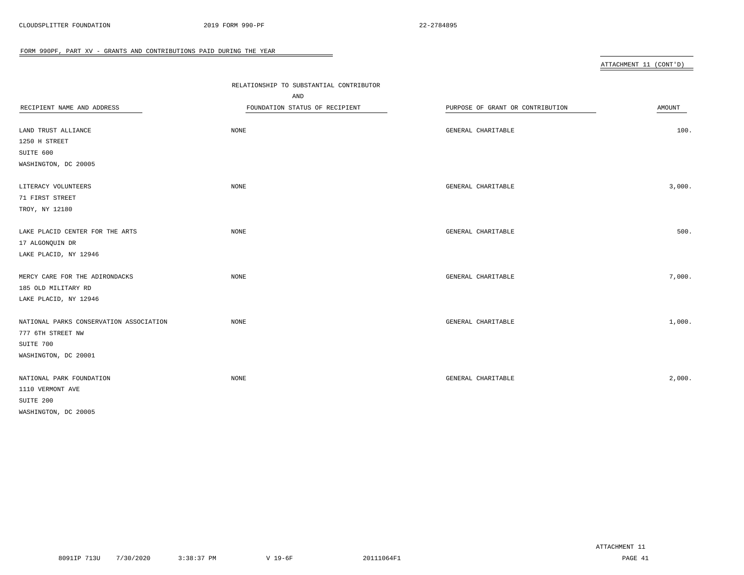FORM 990PF, PART XV - GRANTS AND CONTRIBUTIONS PAID DURING THE YEAR

ATTACHMENT 11 (CONT'D)

| RECIPIENT NAME AND ADDRESS | RELATIONSHIP TO SUBSTANTIAL CONTRIBUTOR AND FOUNDATION STATUS OF RECIPIENT | PURPOSE OF GRANT OR CONTRIBUTION | AMOUNT |
|---|---|---|---|
| LAND TRUST ALLIANCE<br>1250 H STREET<br>SUITE 600<br>WASHINGTON, DC 20005 | NONE | GENERAL CHARITABLE | 100. |
| LITERACY VOLUNTEERS<br>71 FIRST STREET<br>TROY, NY 12180 | NONE | GENERAL CHARITABLE | 3,000. |
| LAKE PLACID CENTER FOR THE ARTS<br>17 ALGONQUIN DR<br>LAKE PLACID, NY 12946 | NONE | GENERAL CHARITABLE | 500. |
| MERCY CARE FOR THE ADIRONDACKS<br>185 OLD MILITARY RD<br>LAKE PLACID, NY 12946 | NONE | GENERAL CHARITABLE | 7,000. |
| NATIONAL PARKS CONSERVATION ASSOCIATION<br>777 6TH STREET NW<br>SUITE 700<br>WASHINGTON, DC 20001 | NONE | GENERAL CHARITABLE | 1,000. |
| NATIONAL PARK FOUNDATION<br>1110 VERMONT AVE<br>SUITE 200<br>WASHINGTON, DC 20005 | NONE | GENERAL CHARITABLE | 2,000. |

ATTACHMENT 11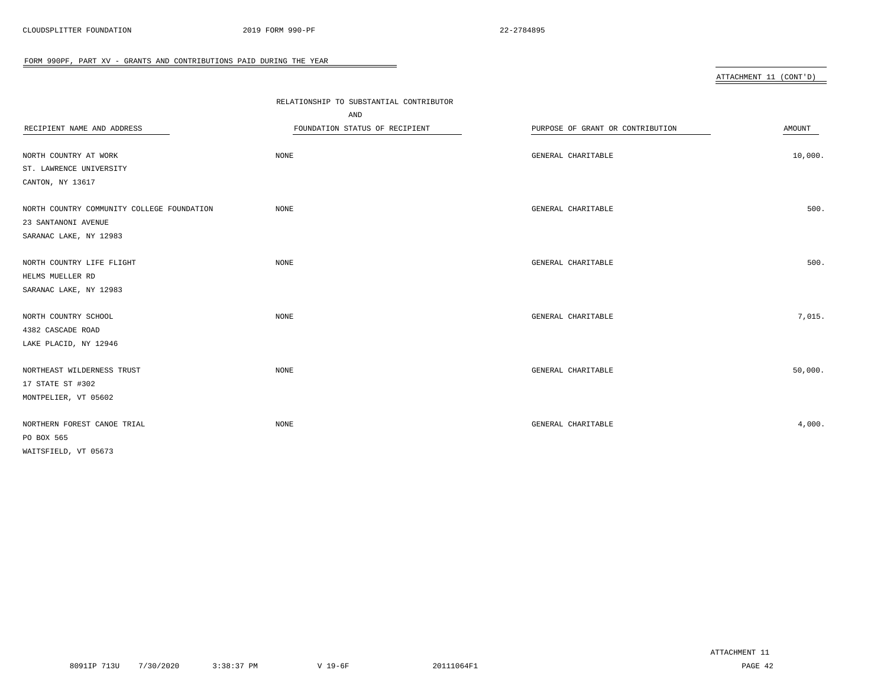FORM 990PF, PART XV - GRANTS AND CONTRIBUTIONS PAID DURING THE YEAR

ATTACHMENT 11 (CONT'D)

| RECIPIENT NAME AND ADDRESS | RELATIONSHIP TO SUBSTANTIAL CONTRIBUTOR AND FOUNDATION STATUS OF RECIPIENT | PURPOSE OF GRANT OR CONTRIBUTION | AMOUNT |
|---|---|---|---|
| NORTH COUNTRY AT WORK<br>ST. LAWRENCE UNIVERSITY<br>CANTON, NY 13617 | NONE | GENERAL CHARITABLE | 10,000. |
| NORTH COUNTRY COMMUNITY COLLEGE FOUNDATION<br>23 SANTANONI AVENUE<br>SARANAC LAKE, NY 12983 | NONE | GENERAL CHARITABLE | 500. |
| NORTH COUNTRY LIFE FLIGHT<br>HELMS MUELLER RD<br>SARANAC LAKE, NY 12983 | NONE | GENERAL CHARITABLE | 500. |
| NORTH COUNTRY SCHOOL<br>4382 CASCADE ROAD<br>LAKE PLACID, NY 12946 | NONE | GENERAL CHARITABLE | 7,015. |
| NORTHEAST WILDERNESS TRUST<br>17 STATE ST #302<br>MONTPELIER, VT 05602 | NONE | GENERAL CHARITABLE | 50,000. |
| NORTHERN FOREST CANOE TRIAL<br>PO BOX 565<br>WAITSFIELD, VT 05673 | NONE | GENERAL CHARITABLE | 4,000. |

ATTACHMENT 11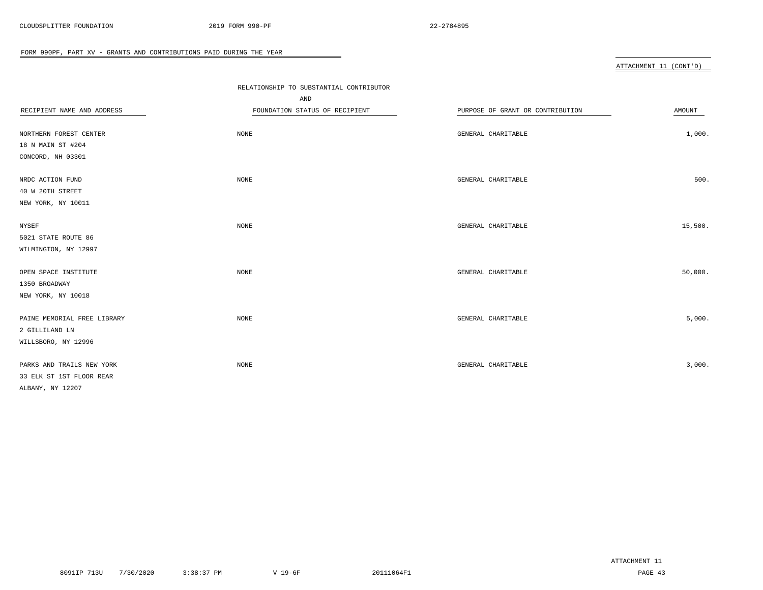FORM 990PF, PART XV - GRANTS AND CONTRIBUTIONS PAID DURING THE YEAR

ATTACHMENT 11 (CONT'D)

| RECIPIENT NAME AND ADDRESS | RELATIONSHIP TO SUBSTANTIAL CONTRIBUTOR AND FOUNDATION STATUS OF RECIPIENT | PURPOSE OF GRANT OR CONTRIBUTION | AMOUNT |
|---|---|---|---|
| NORTHERN FOREST CENTER<br>18 N MAIN ST #204<br>CONCORD, NH 03301 | NONE | GENERAL CHARITABLE | 1,000. |
| NRDC ACTION FUND<br>40 W 20TH STREET<br>NEW YORK, NY 10011 | NONE | GENERAL CHARITABLE | 500. |
| NYSEF<br>5021 STATE ROUTE 86<br>WILMINGTON, NY 12997 | NONE | GENERAL CHARITABLE | 15,500. |
| OPEN SPACE INSTITUTE<br>1350 BROADWAY<br>NEW YORK, NY 10018 | NONE | GENERAL CHARITABLE | 50,000. |
| PAINE MEMORIAL FREE LIBRARY<br>2 GILLILAND LN<br>WILLSBORO, NY 12996 | NONE | GENERAL CHARITABLE | 5,000. |
| PARKS AND TRAILS NEW YORK<br>33 ELK ST 1ST FLOOR REAR<br>ALBANY, NY 12207 | NONE | GENERAL CHARITABLE | 3,000. |

ATTACHMENT 11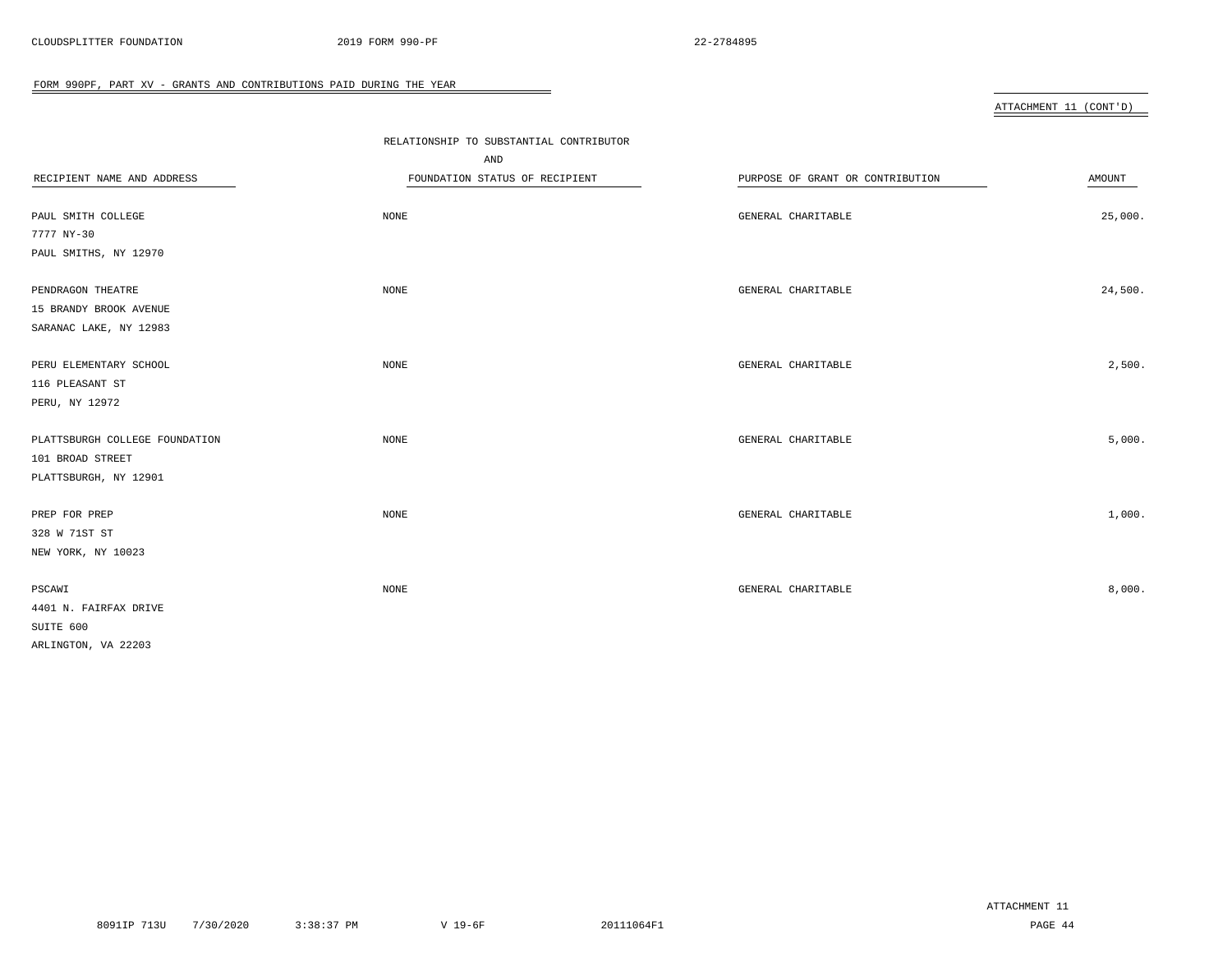## FORM 990PF, PART XV - GRANTS AND CONTRIBUTIONS PAID DURING THE YEAR

ATTACHMENT 11 (CONT'D)

| RECIPIENT NAME AND ADDRESS | RELATIONSHIP TO SUBSTANTIAL CONTRIBUTOR AND FOUNDATION STATUS OF RECIPIENT | PURPOSE OF GRANT OR CONTRIBUTION | AMOUNT |
|---|---|---|---|
| PAUL SMITH COLLEGE<br>7777 NY-30<br>PAUL SMITHS, NY 12970 | NONE | GENERAL CHARITABLE | 25,000. |
| PENDRAGON THEATRE<br>15 BRANDY BROOK AVENUE<br>SARANAC LAKE, NY 12983 | NONE | GENERAL CHARITABLE | 24,500. |
| PERU ELEMENTARY SCHOOL<br>116 PLEASANT ST<br>PERU, NY 12972 | NONE | GENERAL CHARITABLE | 2,500. |
| PLATTSBURGH COLLEGE FOUNDATION<br>101 BROAD STREET<br>PLATTSBURGH, NY 12901 | NONE | GENERAL CHARITABLE | 5,000. |
| PREP FOR PREP<br>328 W 71ST ST<br>NEW YORK, NY 10023 | NONE | GENERAL CHARITABLE | 1,000. |
| PSCAWI<br>4401 N. FAIRFAX DRIVE<br>SUITE 600<br>ARLINGTON, VA 22203 | NONE | GENERAL CHARITABLE | 8,000. |

ATTACHMENT 11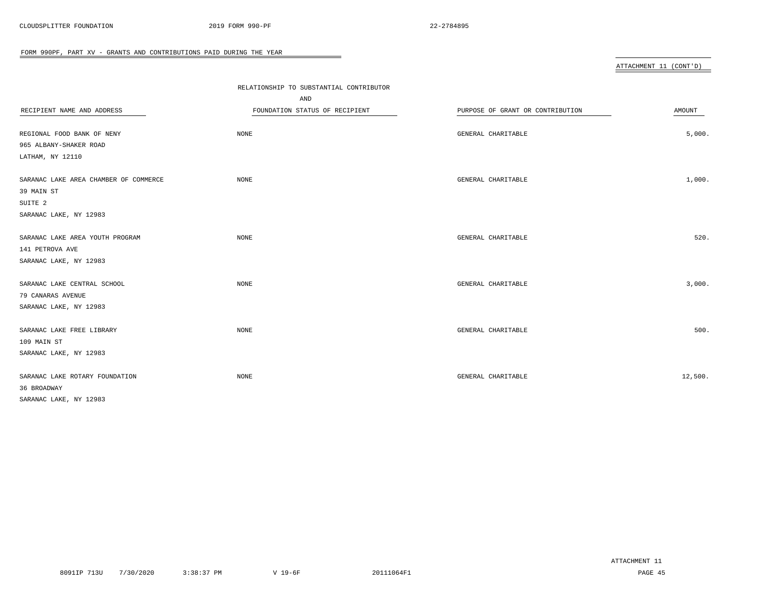FORM 990PF, PART XV - GRANTS AND CONTRIBUTIONS PAID DURING THE YEAR

ATTACHMENT 11 (CONT'D)

| RECIPIENT NAME AND ADDRESS | RELATIONSHIP TO SUBSTANTIAL CONTRIBUTOR AND FOUNDATION STATUS OF RECIPIENT | PURPOSE OF GRANT OR CONTRIBUTION | AMOUNT |
|---|---|---|---|
| REGIONAL FOOD BANK OF NENY<br>965 ALBANY-SHAKER ROAD<br>LATHAM, NY 12110 | NONE | GENERAL CHARITABLE | 5,000. |
| SARANAC LAKE AREA CHAMBER OF COMMERCE<br>39 MAIN ST<br>SUITE 2<br>SARANAC LAKE, NY 12983 | NONE | GENERAL CHARITABLE | 1,000. |
| SARANAC LAKE AREA YOUTH PROGRAM<br>141 PETROVA AVE<br>SARANAC LAKE, NY 12983 | NONE | GENERAL CHARITABLE | 520. |
| SARANAC LAKE CENTRAL SCHOOL<br>79 CANARAS AVENUE<br>SARANAC LAKE, NY 12983 | NONE | GENERAL CHARITABLE | 3,000. |
| SARANAC LAKE FREE LIBRARY<br>109 MAIN ST<br>SARANAC LAKE, NY 12983 | NONE | GENERAL CHARITABLE | 500. |
| SARANAC LAKE ROTARY FOUNDATION<br>36 BROADWAY<br>SARANAC LAKE, NY 12983 | NONE | GENERAL CHARITABLE | 12,500. |

ATTACHMENT 11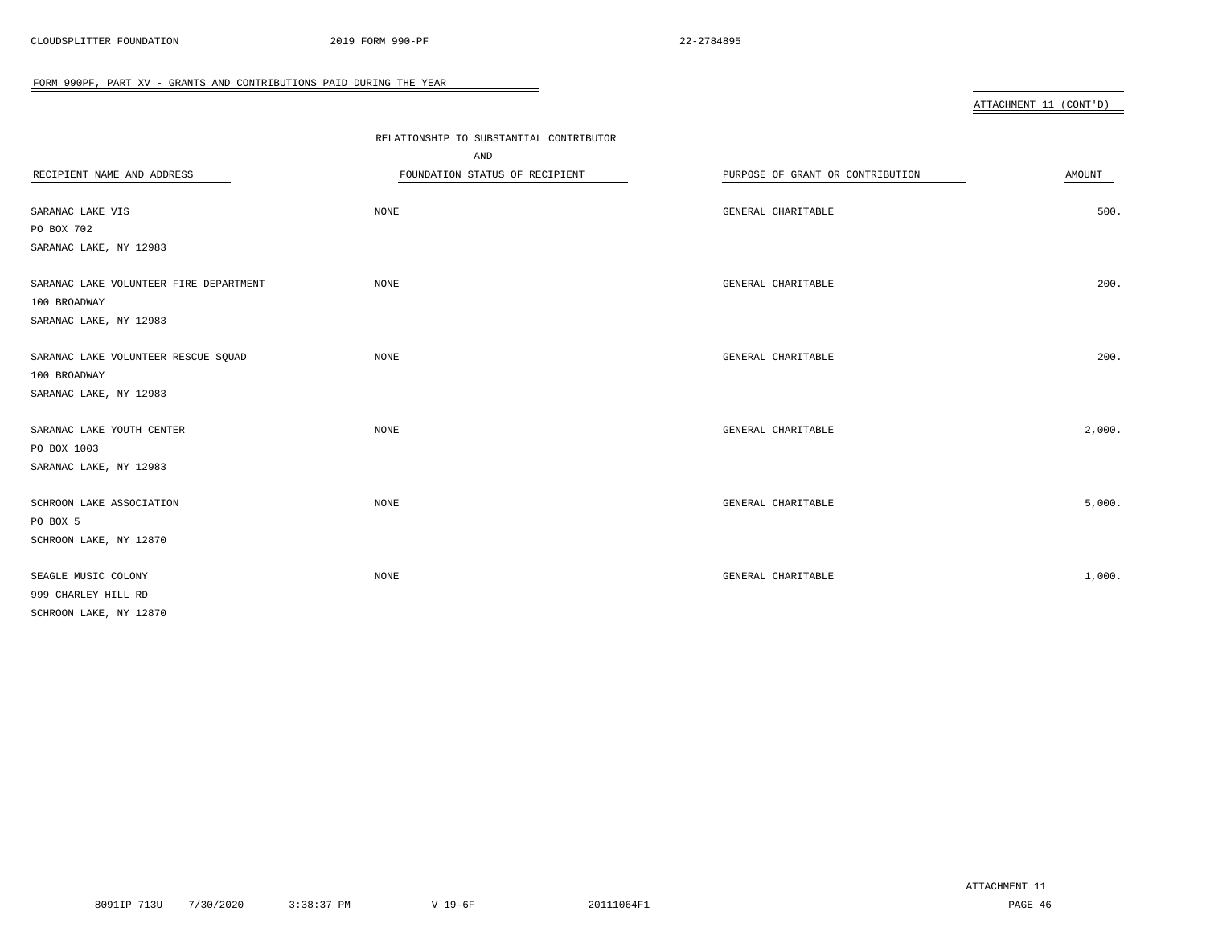FORM 990PF, PART XV - GRANTS AND CONTRIBUTIONS PAID DURING THE YEAR

ATTACHMENT 11 (CONT'D)

| RECIPIENT NAME AND ADDRESS | RELATIONSHIP TO SUBSTANTIAL CONTRIBUTOR AND FOUNDATION STATUS OF RECIPIENT | PURPOSE OF GRANT OR CONTRIBUTION | AMOUNT |
|---|---|---|---|
| SARANAC LAKE VIS<br>PO BOX 702<br>SARANAC LAKE, NY 12983 | NONE | GENERAL CHARITABLE | 500. |
| SARANAC LAKE VOLUNTEER FIRE DEPARTMENT<br>100 BROADWAY<br>SARANAC LAKE, NY 12983 | NONE | GENERAL CHARITABLE | 200. |
| SARANAC LAKE VOLUNTEER RESCUE SQUAD<br>100 BROADWAY<br>SARANAC LAKE, NY 12983 | NONE | GENERAL CHARITABLE | 200. |
| SARANAC LAKE YOUTH CENTER<br>PO BOX 1003<br>SARANAC LAKE, NY 12983 | NONE | GENERAL CHARITABLE | 2,000. |
| SCHROON LAKE ASSOCIATION<br>PO BOX 5<br>SCHROON LAKE, NY 12870 | NONE | GENERAL CHARITABLE | 5,000. |
| SEAGLE MUSIC COLONY<br>999 CHARLEY HILL RD<br>SCHROON LAKE, NY 12870 | NONE | GENERAL CHARITABLE | 1,000. |

ATTACHMENT 11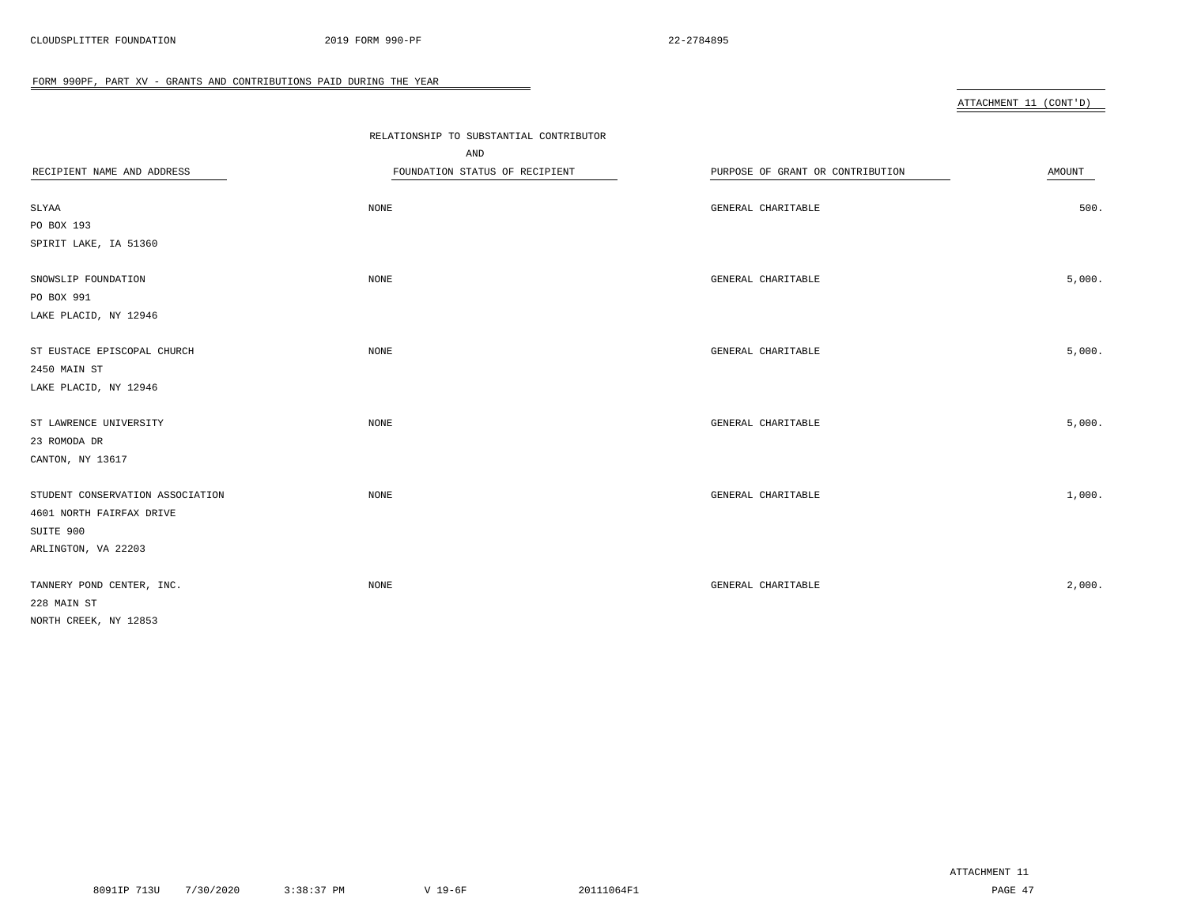FORM 990PF, PART XV - GRANTS AND CONTRIBUTIONS PAID DURING THE YEAR

ATTACHMENT 11 (CONT'D)

| RECIPIENT NAME AND ADDRESS | RELATIONSHIP TO SUBSTANTIAL CONTRIBUTOR AND FOUNDATION STATUS OF RECIPIENT | PURPOSE OF GRANT OR CONTRIBUTION | AMOUNT |
|---|---|---|---|
| SLYAA<br>PO BOX 193<br>SPIRIT LAKE, IA 51360 | NONE | GENERAL CHARITABLE | 500. |
| SNOWSLIP FOUNDATION<br>PO BOX 991<br>LAKE PLACID, NY 12946 | NONE | GENERAL CHARITABLE | 5,000. |
| ST EUSTACE EPISCOPAL CHURCH<br>2450 MAIN ST<br>LAKE PLACID, NY 12946 | NONE | GENERAL CHARITABLE | 5,000. |
| ST LAWRENCE UNIVERSITY<br>23 ROMODA DR<br>CANTON, NY 13617 | NONE | GENERAL CHARITABLE | 5,000. |
| STUDENT CONSERVATION ASSOCIATION<br>4601 NORTH FAIRFAX DRIVE<br>SUITE 900<br>ARLINGTON, VA 22203 | NONE | GENERAL CHARITABLE | 1,000. |
| TANNERY POND CENTER, INC.<br>228 MAIN ST<br>NORTH CREEK, NY 12853 | NONE | GENERAL CHARITABLE | 2,000. |

ATTACHMENT 11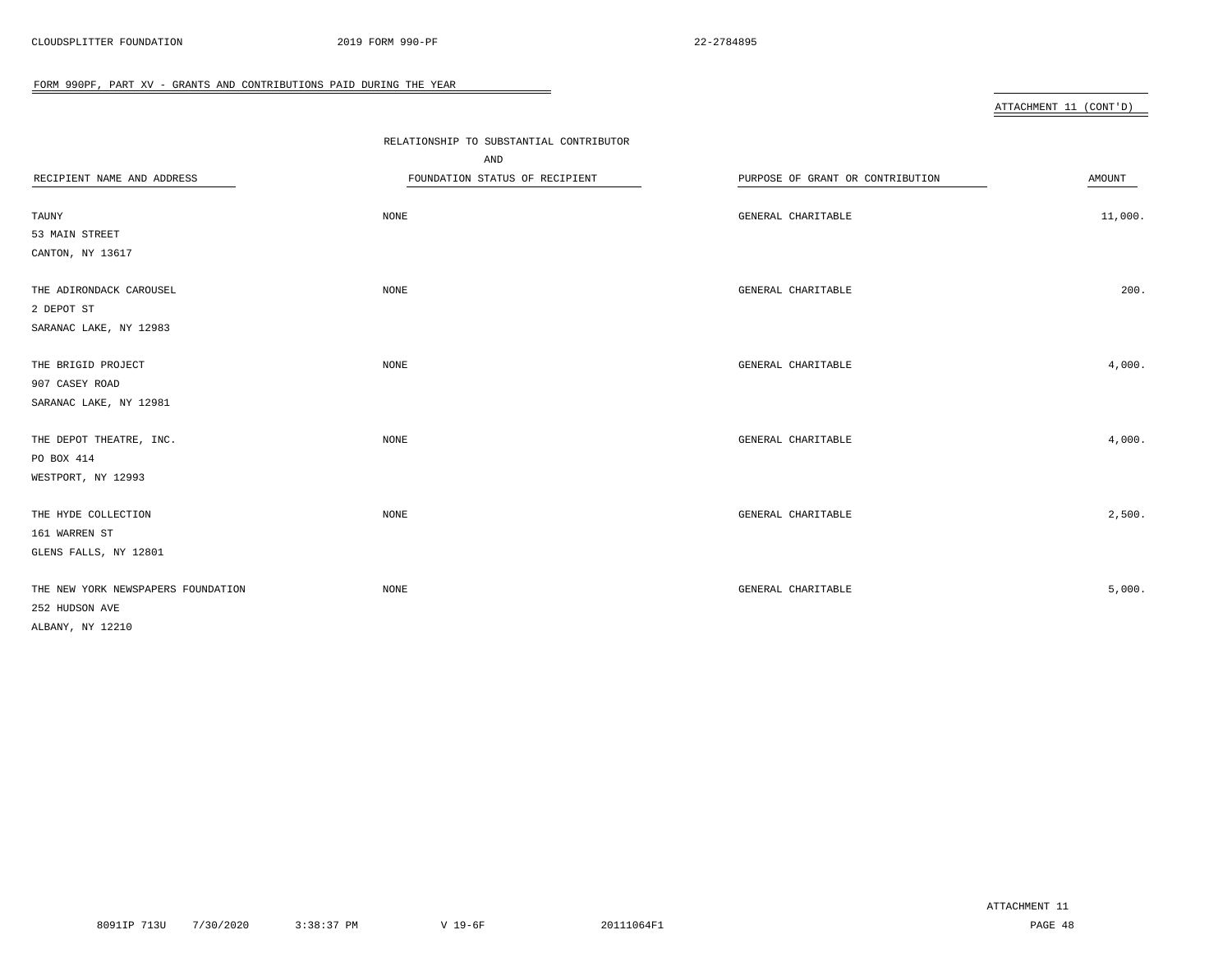FORM 990PF, PART XV - GRANTS AND CONTRIBUTIONS PAID DURING THE YEAR

ATTACHMENT 11 (CONT'D)

| RECIPIENT NAME AND ADDRESS | RELATIONSHIP TO SUBSTANTIAL CONTRIBUTOR AND FOUNDATION STATUS OF RECIPIENT | PURPOSE OF GRANT OR CONTRIBUTION | AMOUNT |
|---|---|---|---|
| TAUNY<br>53 MAIN STREET<br>CANTON, NY 13617 | NONE | GENERAL CHARITABLE | 11,000. |
| THE ADIRONDACK CAROUSEL<br>2 DEPOT ST<br>SARANAC LAKE, NY 12983 | NONE | GENERAL CHARITABLE | 200. |
| THE BRIGID PROJECT<br>907 CASEY ROAD<br>SARANAC LAKE, NY 12981 | NONE | GENERAL CHARITABLE | 4,000. |
| THE DEPOT THEATRE, INC.<br>PO BOX 414<br>WESTPORT, NY 12993 | NONE | GENERAL CHARITABLE | 4,000. |
| THE HYDE COLLECTION<br>161 WARREN ST<br>GLENS FALLS, NY 12801 | NONE | GENERAL CHARITABLE | 2,500. |
| THE NEW YORK NEWSPAPERS FOUNDATION<br>252 HUDSON AVE<br>ALBANY, NY 12210 | NONE | GENERAL CHARITABLE | 5,000. |

ATTACHMENT 11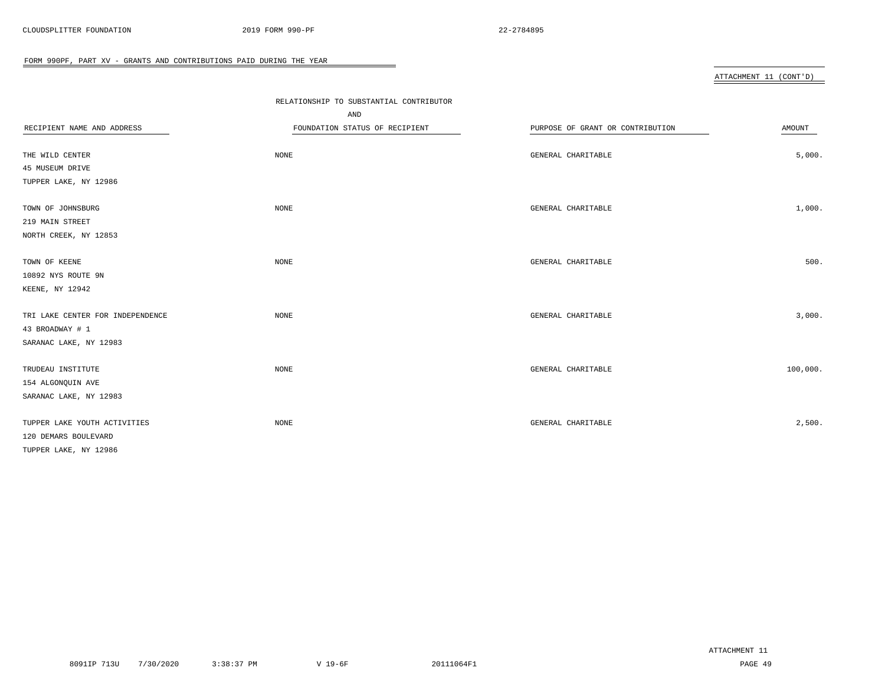FORM 990PF, PART XV - GRANTS AND CONTRIBUTIONS PAID DURING THE YEAR

ATTACHMENT 11 (CONT'D)

| RECIPIENT NAME AND ADDRESS | RELATIONSHIP TO SUBSTANTIAL CONTRIBUTOR AND FOUNDATION STATUS OF RECIPIENT | PURPOSE OF GRANT OR CONTRIBUTION | AMOUNT |
|---|---|---|---|
| THE WILD CENTER<br>45 MUSEUM DRIVE<br>TUPPER LAKE, NY 12986 | NONE | GENERAL CHARITABLE | 5,000. |
| TOWN OF JOHNSBURG<br>219 MAIN STREET<br>NORTH CREEK, NY 12853 | NONE | GENERAL CHARITABLE | 1,000. |
| TOWN OF KEENE<br>10892 NYS ROUTE 9N<br>KEENE, NY 12942 | NONE | GENERAL CHARITABLE | 500. |
| TRI LAKE CENTER FOR INDEPENDENCE<br>43 BROADWAY # 1<br>SARANAC LAKE, NY 12983 | NONE | GENERAL CHARITABLE | 3,000. |
| TRUDEAU INSTITUTE<br>154 ALGONQUIN AVE<br>SARANAC LAKE, NY 12983 | NONE | GENERAL CHARITABLE | 100,000. |
| TUPPER LAKE YOUTH ACTIVITIES<br>120 DEMARS BOULEVARD<br>TUPPER LAKE, NY 12986 | NONE | GENERAL CHARITABLE | 2,500. |

ATTACHMENT 11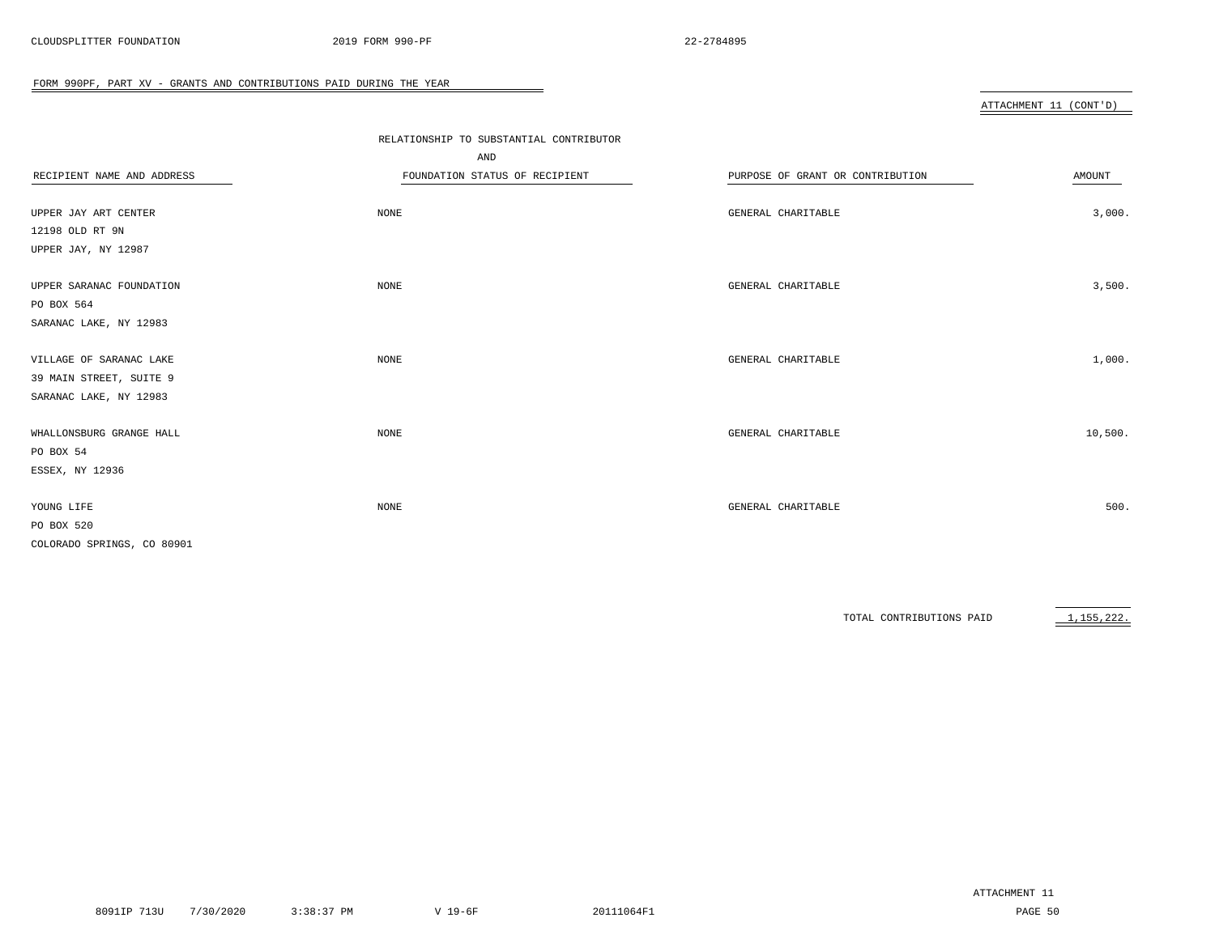FORM 990PF, PART XV - GRANTS AND CONTRIBUTIONS PAID DURING THE YEAR

ATTACHMENT 11 (CONT'D)

| RECIPIENT NAME AND ADDRESS | RELATIONSHIP TO SUBSTANTIAL CONTRIBUTOR AND FOUNDATION STATUS OF RECIPIENT | PURPOSE OF GRANT OR CONTRIBUTION | AMOUNT |
|---|---|---|---|
| UPPER JAY ART CENTER<br>12198 OLD RT 9N<br>UPPER JAY, NY 12987 | NONE | GENERAL CHARITABLE | 3,000. |
| UPPER SARANAC FOUNDATION<br>PO BOX 564<br>SARANAC LAKE, NY 12983 | NONE | GENERAL CHARITABLE | 3,500. |
| VILLAGE OF SARANAC LAKE<br>39 MAIN STREET, SUITE 9<br>SARANAC LAKE, NY 12983 | NONE | GENERAL CHARITABLE | 1,000. |
| WHALLONSBURG GRANGE HALL<br>PO BOX 54<br>ESSEX, NY 12936 | NONE | GENERAL CHARITABLE | 10,500. |
| YOUNG LIFE<br>PO BOX 520<br>COLORADO SPRINGS, CO 80901 | NONE | GENERAL CHARITABLE | 500. |
| | | TOTAL CONTRIBUTIONS PAID | 1,155,222. |

ATTACHMENT 11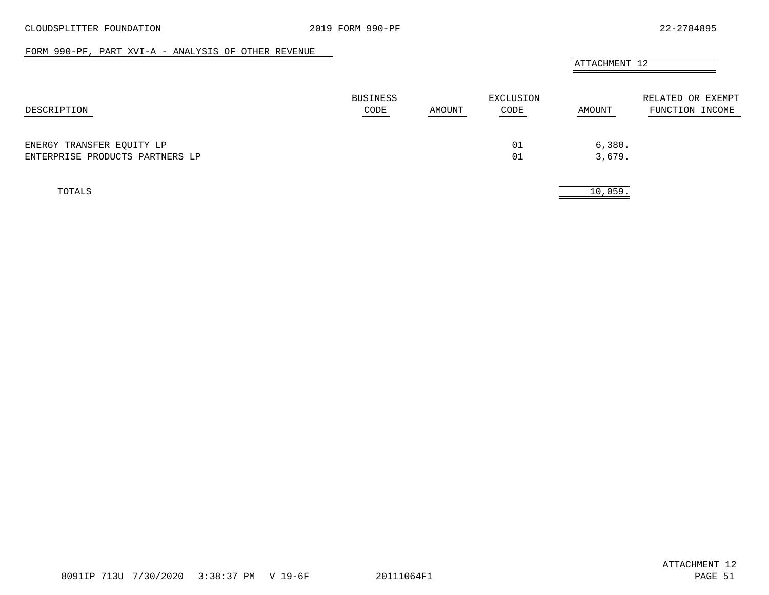CLOUDSPLITTER FOUNDATION 2019 FORM 990-PF 22-2784895

## FORM 990-PF, PART XVI-A - ANALYSIS OF OTHER REVENUE

ATTACHMENT 12

| DESCRIPTION | BUSINESS CODE | AMOUNT | EXCLUSION CODE | AMOUNT | RELATED OR EXEMPT FUNCTION INCOME |
|---|---|---|---|---|---|
| ENERGY TRANSFER EQUITY LP | | | 01 | 6,380. | |
| ENTERPRISE PRODUCTS PARTNERS LP | | | 01 | 3,679. | |
| TOTALS | | | | 10,059. | |

8091IP 713U 7/30/2020 3:38:37 PM V 19-6F 20111064F1

ATTACHMENT 12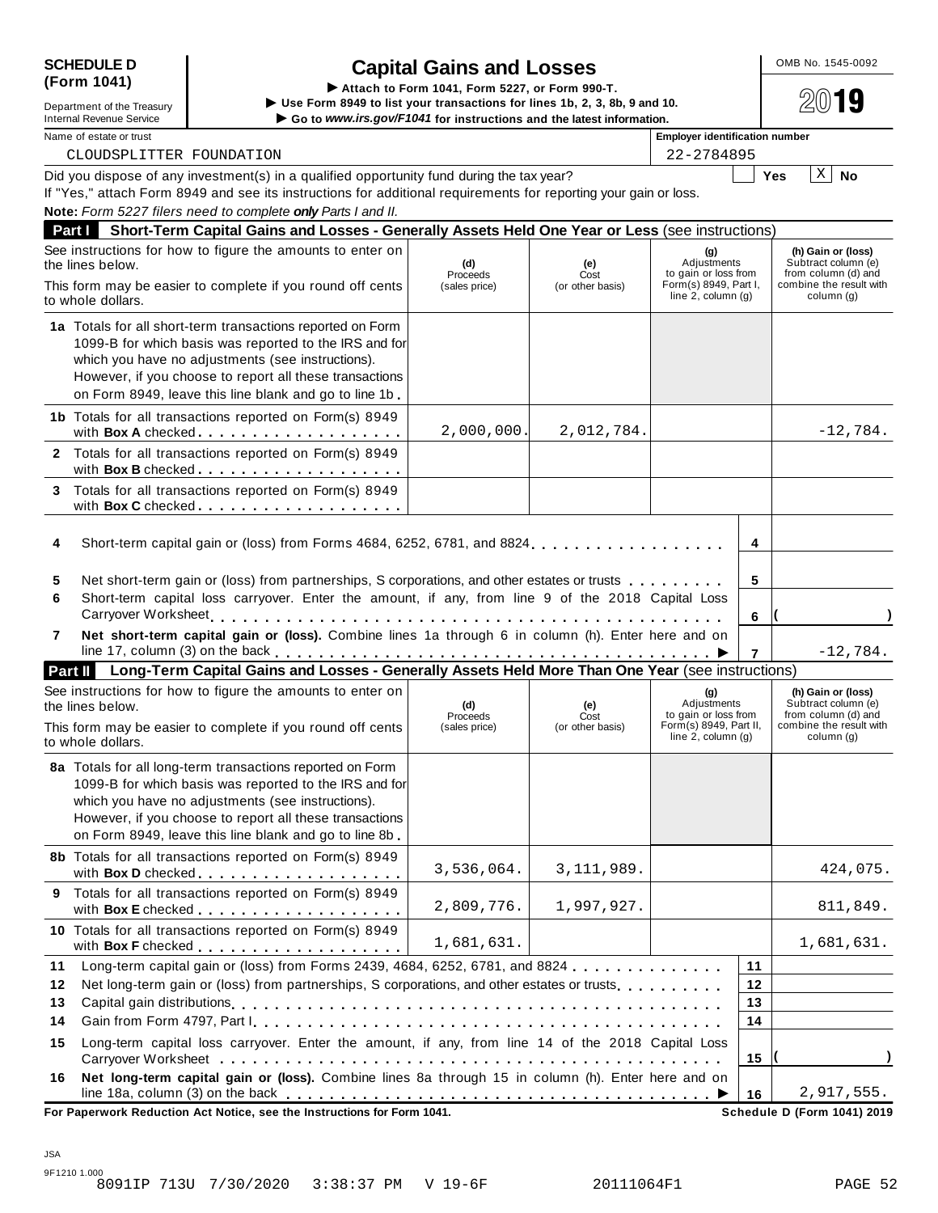**SCHEDULE D (Form 1041)**

Department of the Treasury
Internal Revenue Service

# Capital Gains and Losses

▶ Attach to Form 1041, Form 5227, or Form 990-T.
▶ Use Form 8949 to list your transactions for lines 1b, 2, 3, 8b, 9 and 10.
▶ Go to *www.irs.gov/F1041* for instructions and the latest information.

OMB No. 1545-0092

2019

Name of estate or trust: CLOUDSPLITTER FOUNDATION

Employer identification number: 22-2784895

Did you dispose of any investment(s) in a qualified opportunity fund during the tax year? [ ] Yes [X] No

If "Yes," attach Form 8949 and see its instructions for additional requirements for reporting your gain or loss.

**Note:** *Form 5227 filers need to complete **only** Parts I and II.*

## Part I Short-Term Capital Gains and Losses - Generally Assets Held One Year or Less (see instructions)

| See instructions for how to figure the amounts to enter on the lines below. This form may be easier to complete if you round off cents to whole dollars. | (d) Proceeds (sales price) | (e) Cost (or other basis) | (g) Adjustments to gain or loss from Form(s) 8949, Part I, line 2, column (g) | (h) Gain or (loss) Subtract column (e) from column (d) and combine the result with column (g) |
|---|---|---|---|---|
| **1a** Totals for all short-term transactions reported on Form 1099-B for which basis was reported to the IRS and for which you have no adjustments (see instructions). However, if you choose to report all these transactions on Form 8949, leave this line blank and go to line 1b | | | | |
| **1b** Totals for all transactions reported on Form(s) 8949 with **Box A** checked | 2,000,000. | 2,012,784. | | -12,784. |
| **2** Totals for all transactions reported on Form(s) 8949 with **Box B** checked | | | | |
| **3** Totals for all transactions reported on Form(s) 8949 with **Box C** checked | | | | |

| | | Line | Amount |
|---|---|---|---|
| **4** | Short-term capital gain or (loss) from Forms 4684, 6252, 6781, and 8824 | 4 | |
| **5** | Net short-term gain or (loss) from partnerships, S corporations, and other estates or trusts | 5 | |
| **6** | Short-term capital loss carryover. Enter the amount, if any, from line 9 of the 2018 Capital Loss Carryover Worksheet | 6 | ( ) |
| **7** | **Net short-term capital gain or (loss).** Combine lines 1a through 6 in column (h). Enter here and on line 17, column (3) on the back ▶ | 7 | -12,784. |

## Part II Long-Term Capital Gains and Losses - Generally Assets Held More Than One Year (see instructions)

| See instructions for how to figure the amounts to enter on the lines below. This form may be easier to complete if you round off cents to whole dollars. | (d) Proceeds (sales price) | (e) Cost (or other basis) | (g) Adjustments to gain or loss from Form(s) 8949, Part II, line 2, column (g) | (h) Gain or (loss) Subtract column (e) from column (d) and combine the result with column (g) |
|---|---|---|---|---|
| **8a** Totals for all long-term transactions reported on Form 1099-B for which basis was reported to the IRS and for which you have no adjustments (see instructions). However, if you choose to report all these transactions on Form 8949, leave this line blank and go to line 8b | | | | |
| **8b** Totals for all transactions reported on Form(s) 8949 with **Box D** checked | 3,536,064. | 3,111,989. | | 424,075. |
| **9** Totals for all transactions reported on Form(s) 8949 with **Box E** checked | 2,809,776. | 1,997,927. | | 811,849. |
| **10** Totals for all transactions reported on Form(s) 8949 with **Box F** checked | 1,681,631. | | | 1,681,631. |

| | | Line | Amount |
|---|---|---|---|
| **11** | Long-term capital gain or (loss) from Forms 2439, 4684, 6252, 6781, and 8824 | 11 | |
| **12** | Net long-term gain or (loss) from partnerships, S corporations, and other estates or trusts | 12 | |
| **13** | Capital gain distributions | 13 | |
| **14** | Gain from Form 4797, Part I | 14 | |
| **15** | Long-term capital loss carryover. Enter the amount, if any, from line 14 of the 2018 Capital Loss Carryover Worksheet | 15 | ( ) |
| **16** | **Net long-term capital gain or (loss).** Combine lines 8a through 15 in column (h). Enter here and on line 18a, column (3) on the back ▶ | 16 | 2,917,555. |

**For Paperwork Reduction Act Notice, see the Instructions for Form 1041.** **Schedule D (Form 1041) 2019**

JSA
9F1210 1.000
8091IP 713U 7/30/2020 3:38:37 PM V 19-6F 20111064F1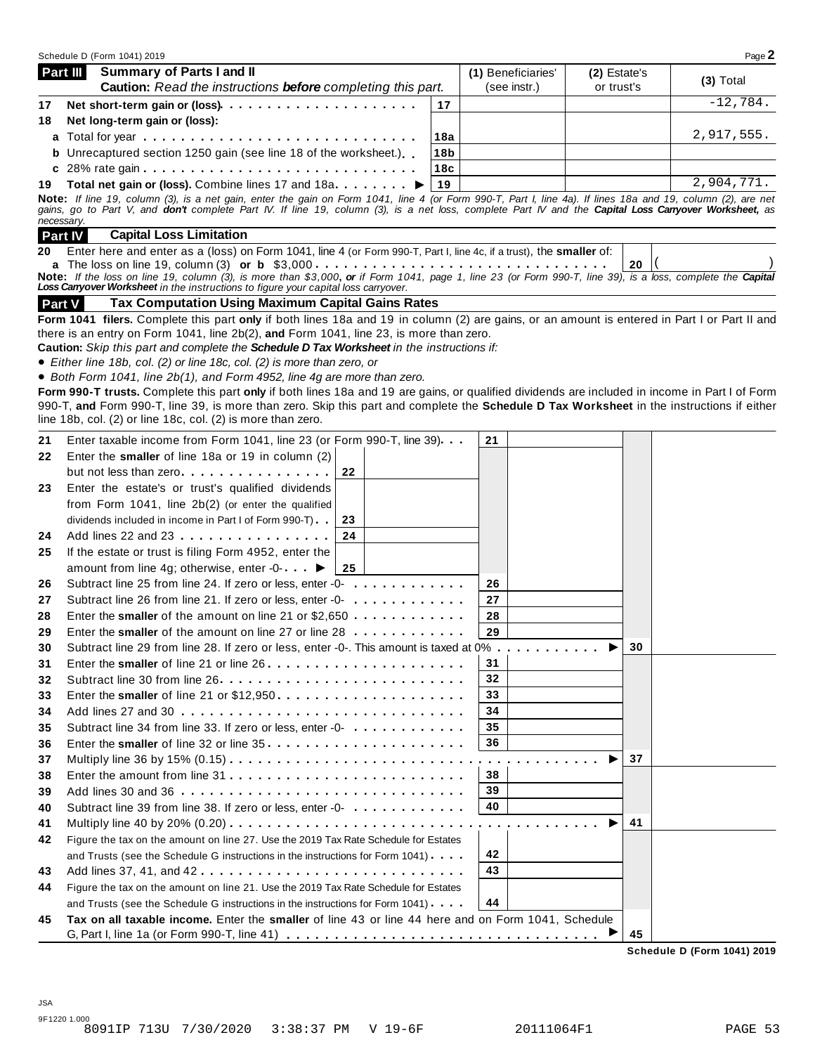Schedule D (Form 1041) 2019

## Part III — Summary of Parts I and II

**Caution:** *Read the instructions* ***before*** *completing this part.*

| | | Line | (1) Beneficiaries' (see instr.) | (2) Estate's or trust's | (3) Total |
|---|---|---|---|---|---|
| 17 | **Net short-term gain or (loss)** | 17 | | | -12,784. |
| 18 | **Net long-term gain or (loss):** | | | | |
| | **a** Total for year | 18a | | | 2,917,555. |
| | **b** Unrecaptured section 1250 gain (see line 18 of the worksheet.) | 18b | | | |
| | **c** 28% rate gain | 18c | | | |
| 19 | **Total net gain or (loss).** Combine lines 17 and 18a ▶ | 19 | | | 2,904,771. |

**Note:** *If line 19, column (3), is a net gain, enter the gain on Form 1041, line 4 (or Form 990-T, Part I, line 4a). If lines 18a and 19, column (2), are net gains, go to Part V, and* ***don't*** *complete Part IV. If line 19, column (3), is a net loss, complete Part IV and the* ***Capital Loss Carryover Worksheet,*** *as necessary.*

## Part IV — Capital Loss Limitation

**20** Enter here and enter as a (loss) on Form 1041, line 4 (or Form 990-T, Part I, line 4c, if a trust), the **smaller** of:
**a** The loss on line 19, column (3) **or b** $3,000 . . . . . **20** ( )

**Note:** *If the loss on line 19, column (3), is more than $3,000,* ***or*** *if Form 1041, page 1, line 23 (or Form 990-T, line 39), is a loss, complete the* ***Capital Loss Carryover Worksheet*** *in the instructions to figure your capital loss carryover.*

## Part V — Tax Computation Using Maximum Capital Gains Rates

**Form 1041 filers.** Complete this part **only** if both lines 18a and 19 in column (2) are gains, or an amount is entered in Part I or Part II and there is an entry on Form 1041, line 2b(2), **and** Form 1041, line 23, is more than zero.

**Caution:** *Skip this part and complete the* ***Schedule D Tax Worksheet*** *in the instructions if:*

- *Either line 18b, col. (2) or line 18c, col. (2) is more than zero, or*
- *Both Form 1041, line 2b(1), and Form 4952, line 4g are more than zero.*

**Form 990-T trusts.** Complete this part **only** if both lines 18a and 19 are gains, or qualified dividends are included in income in Part I of Form 990-T, **and** Form 990-T, line 39, is more than zero. Skip this part and complete the **Schedule D Tax Worksheet** in the instructions if either line 18b, col. (2) or line 18c, col. (2) is more than zero.

| | | | | |
|---|---|---|---|---|
| 21 | Enter taxable income from Form 1041, line 23 (or Form 990-T, line 39) | 21 | | |
| 22 | Enter the **smaller** of line 18a or 19 in column (2) but not less than zero | 22 | | |
| 23 | Enter the estate's or trust's qualified dividends from Form 1041, line 2b(2) (or enter the qualified dividends included in income in Part I of Form 990-T) | 23 | | |
| 24 | Add lines 22 and 23 | 24 | | |
| 25 | If the estate or trust is filing Form 4952, enter the amount from line 4g; otherwise, enter -0- ▶ | 25 | | |
| 26 | Subtract line 25 from line 24. If zero or less, enter -0- | 26 | | |
| 27 | Subtract line 26 from line 21. If zero or less, enter -0- | 27 | | |
| 28 | Enter the **smaller** of the amount on line 21 or $2,650 | 28 | | |
| 29 | Enter the **smaller** of the amount on line 27 or line 28 | 29 | | |
| 30 | Subtract line 29 from line 28. If zero or less, enter -0-. This amount is taxed at 0% ▶ | 30 | | |
| 31 | Enter the **smaller** of line 21 or line 26 | 31 | | |
| 32 | Subtract line 30 from line 26 | 32 | | |
| 33 | Enter the **smaller** of line 21 or $12,950 | 33 | | |
| 34 | Add lines 27 and 30 | 34 | | |
| 35 | Subtract line 34 from line 33. If zero or less, enter -0- | 35 | | |
| 36 | Enter the **smaller** of line 32 or line 35 | 36 | | |
| 37 | Multiply line 36 by 15% (0.15) ▶ | 37 | | |
| 38 | Enter the amount from line 31 | 38 | | |
| 39 | Add lines 30 and 36 | 39 | | |
| 40 | Subtract line 39 from line 38. If zero or less, enter -0- | 40 | | |
| 41 | Multiply line 40 by 20% (0.20) ▶ | 41 | | |
| 42 | Figure the tax on the amount on line 27. Use the 2019 Tax Rate Schedule for Estates and Trusts (see the Schedule G instructions in the instructions for Form 1041) | 42 | | |
| 43 | Add lines 37, 41, and 42 | 43 | | |
| 44 | Figure the tax on the amount on line 21. Use the 2019 Tax Rate Schedule for Estates and Trusts (see the Schedule G instructions in the instructions for Form 1041) | 44 | | |
| 45 | **Tax on all taxable income.** Enter the **smaller** of line 43 or line 44 here and on Form 1041, Schedule G, Part I, line 1a (or Form 990-T, line 41) ▶ | 45 | | |

**Schedule D (Form 1041) 2019**

JSA
9F1220 1.000
8091IP 713U 7/30/2020 3:38:37 PM V 19-6F 20111064F1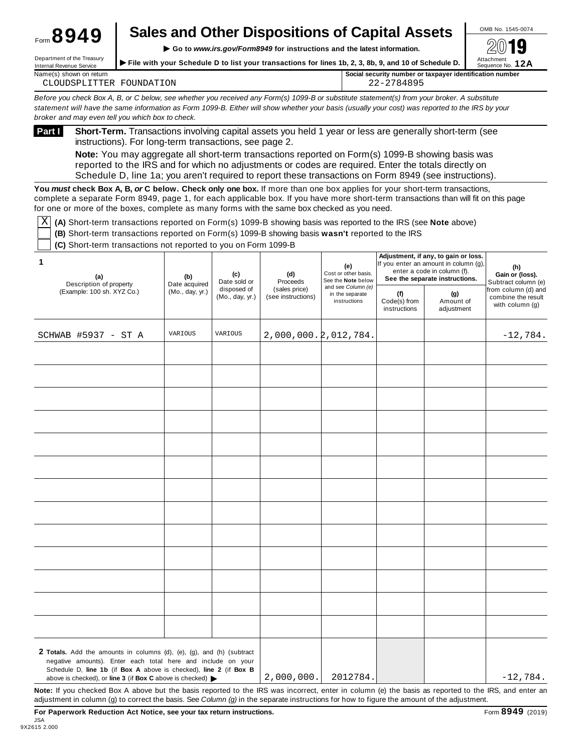Form **8949**

# Sales and Other Dispositions of Capital Assets

▶ Go to *www.irs.gov/Form8949* for instructions and the latest information.

▶ File with your Schedule D to list your transactions for lines 1b, 2, 3, 8b, 9, and 10 of Schedule D.

Department of the Treasury
Internal Revenue Service

OMB No. 1545-0074

**2019**

Attachment Sequence No. **12A**

Name(s) shown on return: CLOUDSPLITTER FOUNDATION

Social security number or taxpayer identification number: 22-2784895

*Before you check Box A, B, or C below, see whether you received any Form(s) 1099-B or substitute statement(s) from your broker. A substitute statement will have the same information as Form 1099-B. Either will show whether your basis (usually your cost) was reported to the IRS by your broker and may even tell you which box to check.*

**Part I** **Short-Term.** Transactions involving capital assets you held 1 year or less are generally short-term (see instructions). For long-term transactions, see page 2.

**Note:** You may aggregate all short-term transactions reported on Form(s) 1099-B showing basis was reported to the IRS and for which no adjustments or codes are required. Enter the totals directly on Schedule D, line 1a; you aren't required to report these transactions on Form 8949 (see instructions).

**You *must* check Box A, B, *or* C below. Check only one box.** If more than one box applies for your short-term transactions, complete a separate Form 8949, page 1, for each applicable box. If you have more short-term transactions than will fit on this page for one or more of the boxes, complete as many forms with the same box checked as you need.

- [X] **(A)** Short-term transactions reported on Form(s) 1099-B showing basis was reported to the IRS (see **Note** above)
- [ ] **(B)** Short-term transactions reported on Form(s) 1099-B showing basis **wasn't** reported to the IRS
- [ ] **(C)** Short-term transactions not reported to you on Form 1099-B

| 1 (a) Description of property (Example: 100 sh. XYZ Co.) | (b) Date acquired (Mo., day, yr.) | (c) Date sold or disposed of (Mo., day, yr.) | (d) Proceeds (sales price) (see instructions) | (e) Cost or other basis. See the **Note** below and see *Column (e)* in the separate instructions | Adjustment, if any, to gain or loss. If you enter an amount in column (g), enter a code in column (f). See the separate instructions. (f) Code(s) from instructions | (g) Amount of adjustment | (h) Gain or (loss). Subtract column (e) from column (d) and combine the result with column (g) |
|---|---|---|---|---|---|---|---|
| SCHWAB #5937 - ST A | VARIOUS | VARIOUS | 2,000,000. | 2,012,784. | | | -12,784. |
| | | | | | | | |
| | | | | | | | |
| | | | | | | | |
| | | | | | | | |
| | | | | | | | |
| | | | | | | | |
| | | | | | | | |
| | | | | | | | |
| | | | | | | | |
| | | | | | | | |
| | | | | | | | |
| | | | | | | | |
| | | | | | | | |
| **2 Totals.** Add the amounts in columns (d), (e), (g), and (h) (subtract negative amounts). Enter each total here and include on your Schedule D, **line 1b** (if **Box A** above is checked), **line 2** (if **Box B** above is checked), or **line 3** (if **Box C** above is checked) ▶ | | | 2,000,000. | 2012784. | | | -12,784. |

**Note:** If you checked Box A above but the basis reported to the IRS was incorrect, enter in column (e) the basis as reported to the IRS, and enter an adjustment in column (g) to correct the basis. See *Column (g)* in the separate instructions for how to figure the amount of the adjustment.

**For Paperwork Reduction Act Notice, see your tax return instructions.**

Form **8949** (2019)

JSA
9X2615 2.000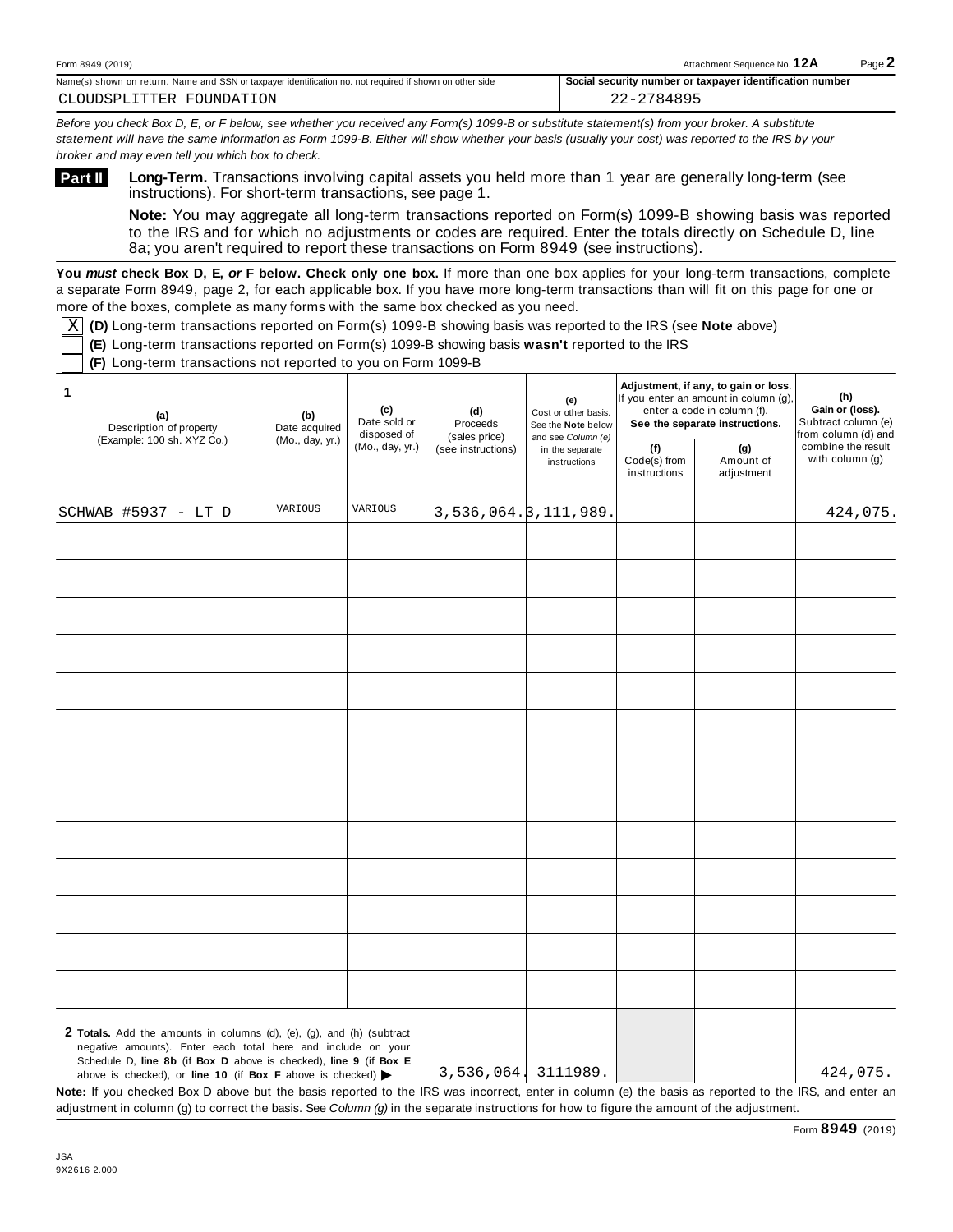Form 8949 (2019) Attachment Sequence No. **12A** Page **2**

Name(s) shown on return. Name and SSN or taxpayer identification no. not required if shown on other side: CLOUDSPLITTER FOUNDATION

Social security number or taxpayer identification number: 22-2784895

*Before you check Box D, E, or F below, see whether you received any Form(s) 1099-B or substitute statement(s) from your broker. A substitute statement will have the same information as Form 1099-B. Either will show whether your basis (usually your cost) was reported to the IRS by your broker and may even tell you which box to check.*

## Part II

**Long-Term.** Transactions involving capital assets you held more than 1 year are generally long-term (see instructions). For short-term transactions, see page 1.

**Note:** You may aggregate all long-term transactions reported on Form(s) 1099-B showing basis was reported to the IRS and for which no adjustments or codes are required. Enter the totals directly on Schedule D, line 8a; you aren't required to report these transactions on Form 8949 (see instructions).

**You *must* check Box D, E, *or* F below. Check only one box.** If more than one box applies for your long-term transactions, complete a separate Form 8949, page 2, for each applicable box. If you have more long-term transactions than will fit on this page for one or more of the boxes, complete as many forms with the same box checked as you need.

- [X] **(D)** Long-term transactions reported on Form(s) 1099-B showing basis was reported to the IRS (see **Note** above)
- [ ] **(E)** Long-term transactions reported on Form(s) 1099-B showing basis **wasn't** reported to the IRS
- [ ] **(F)** Long-term transactions not reported to you on Form 1099-B

| 1 (a) Description of property (Example: 100 sh. XYZ Co.) | (b) Date acquired (Mo., day, yr.) | (c) Date sold or disposed of (Mo., day, yr.) | (d) Proceeds (sales price) (see instructions) | (e) Cost or other basis. See the **Note** below and see *Column (e)* in the separate instructions | Adjustment, if any, to gain or loss. If you enter an amount in column (g), enter a code in column (f). See the separate instructions. (f) Code(s) from instructions | (g) Amount of adjustment | (h) Gain or (loss). Subtract column (e) from column (d) and combine the result with column (g) |
|---|---|---|---|---|---|---|---|
| SCHWAB #5937 - LT D | VARIOUS | VARIOUS | 3,536,064. | 3,111,989. | | | 424,075. |
| | | | | | | | |
| | | | | | | | |
| | | | | | | | |
| | | | | | | | |
| | | | | | | | |
| | | | | | | | |
| | | | | | | | |
| | | | | | | | |
| | | | | | | | |
| | | | | | | | |
| | | | | | | | |
| | | | | | | | |
| | | | | | | | |
| **2 Totals.** Add the amounts in columns (d), (e), (g), and (h) (subtract negative amounts). Enter each total here and include on your Schedule D, **line 8b** (if **Box D** above is checked), **line 9** (if **Box E** above is checked), or **line 10** (if **Box F** above is checked) ▶ | | | 3,536,064. | 3111989. | | | 424,075. |

**Note:** If you checked Box D above but the basis reported to the IRS was incorrect, enter in column (e) the basis as reported to the IRS, and enter an adjustment in column (g) to correct the basis. See *Column (g)* in the separate instructions for how to figure the amount of the adjustment.

Form **8949** (2019)

JSA
9X2616 2.000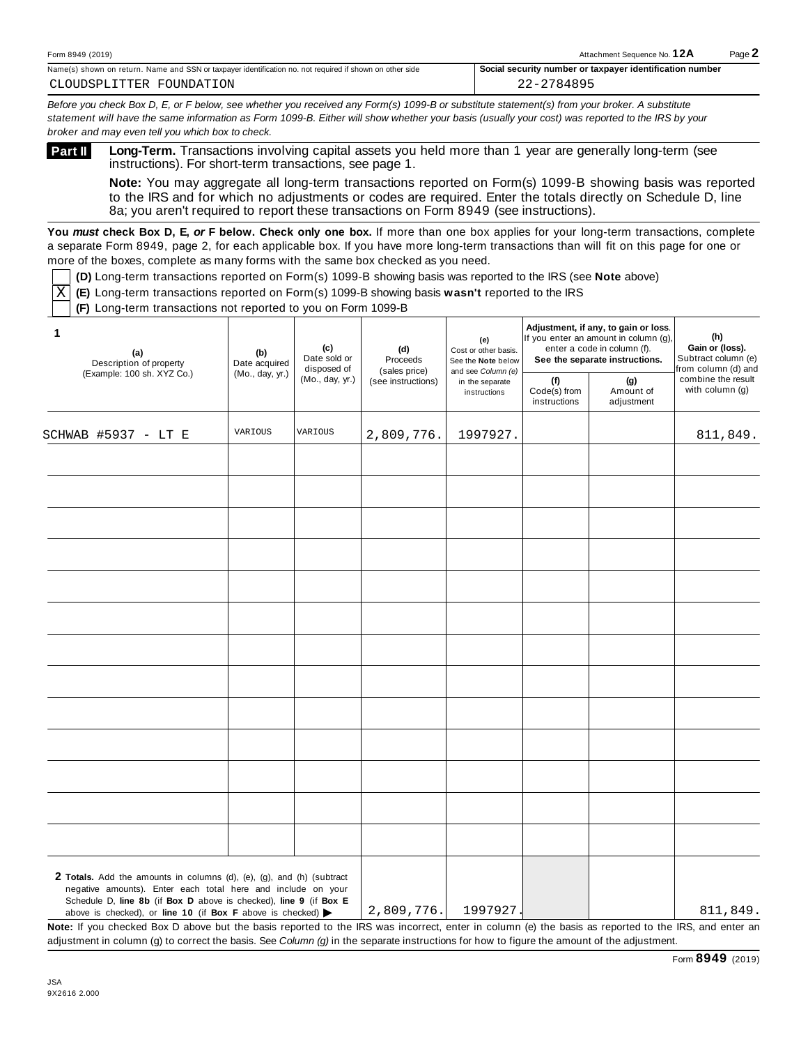Form 8949 (2019) Attachment Sequence No. **12A** Page **2**

Name(s) shown on return. Name and SSN or taxpayer identification no. not required if shown on other side: CLOUDSPLITTER FOUNDATION

**Social security number or taxpayer identification number:** 22-2784895

*Before you check Box D, E, or F below, see whether you received any Form(s) 1099-B or substitute statement(s) from your broker. A substitute statement will have the same information as Form 1099-B. Either will show whether your basis (usually your cost) was reported to the IRS by your broker and may even tell you which box to check.*

## Part II **Long-Term.** Transactions involving capital assets you held more than 1 year are generally long-term (see instructions). For short-term transactions, see page 1.

**Note:** You may aggregate all long-term transactions reported on Form(s) 1099-B showing basis was reported to the IRS and for which no adjustments or codes are required. Enter the totals directly on Schedule D, line 8a; you aren't required to report these transactions on Form 8949 (see instructions).

**You *must* check Box D, E, *or* F below. Check only one box.** If more than one box applies for your long-term transactions, complete a separate Form 8949, page 2, for each applicable box. If you have more long-term transactions than will fit on this page for one or more of the boxes, complete as many forms with the same box checked as you need.

☐ **(D)** Long-term transactions reported on Form(s) 1099-B showing basis was reported to the IRS (see **Note** above)

☒ **(E)** Long-term transactions reported on Form(s) 1099-B showing basis **wasn't** reported to the IRS

☐ **(F)** Long-term transactions not reported to you on Form 1099-B

| **1** (a) Description of property (Example: 100 sh. XYZ Co.) | (b) Date acquired (Mo., day, yr.) | (c) Date sold or disposed of (Mo., day, yr.) | (d) Proceeds (sales price) (see instructions) | (e) Cost or other basis. See the **Note** below and see *Column (e)* in the separate instructions | Adjustment, if any, to gain or loss. If you enter an amount in column (g), enter a code in column (f). **See the separate instructions.** (f) Code(s) from instructions | (g) Amount of adjustment | (h) Gain or (loss). Subtract column (e) from column (d) and combine the result with column (g) |
|---|---|---|---|---|---|---|---|
| SCHWAB #5937 - LT E | VARIOUS | VARIOUS | 2,809,776. | 1997927. | | | 811,849. |
| | | | | | | | |
| | | | | | | | |
| | | | | | | | |
| | | | | | | | |
| | | | | | | | |
| | | | | | | | |
| | | | | | | | |
| | | | | | | | |
| | | | | | | | |
| | | | | | | | |
| | | | | | | | |
| | | | | | | | |
| | | | | | | | |
| **2 Totals.** Add the amounts in columns (d), (e), (g), and (h) (subtract negative amounts). Enter each total here and include on your Schedule D, **line 8b** (if **Box D** above is checked), **line 9** (if **Box E** above is checked), or **line 10** (if **Box F** above is checked) ▶ | | | 2,809,776. | 1997927. | | | 811,849. |

**Note:** If you checked Box D above but the basis reported to the IRS was incorrect, enter in column (e) the basis as reported to the IRS, and enter an adjustment in column (g) to correct the basis. See *Column (g)* in the separate instructions for how to figure the amount of the adjustment.

Form **8949** (2019)

JSA
9X2616 2.000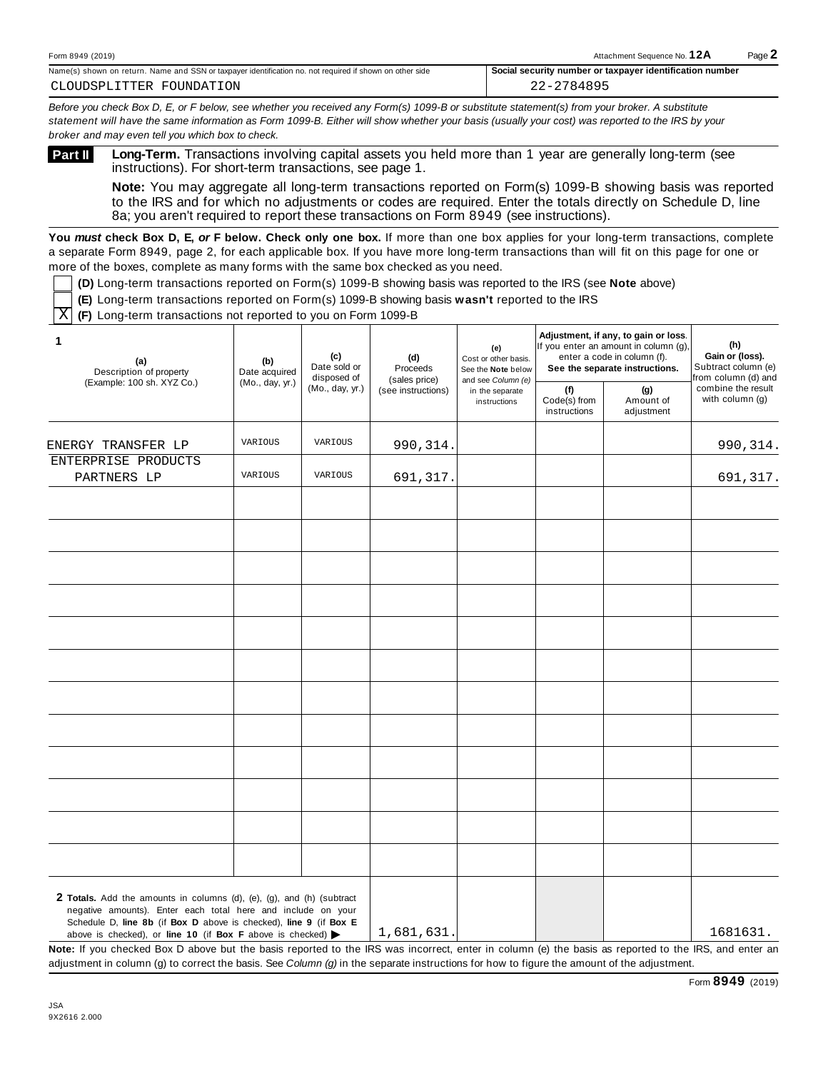Form 8949 (2019) Attachment Sequence No. **12A** Page **2**

Name(s) shown on return. Name and SSN or taxpayer identification no. not required if shown on other side: CLOUDSPLITTER FOUNDATION

Social security number or taxpayer identification number: 22-2784895

*Before you check Box D, E, or F below, see whether you received any Form(s) 1099-B or substitute statement(s) from your broker. A substitute statement will have the same information as Form 1099-B. Either will show whether your basis (usually your cost) was reported to the IRS by your broker and may even tell you which box to check.*

## Part II

**Long-Term.** Transactions involving capital assets you held more than 1 year are generally long-term (see instructions). For short-term transactions, see page 1.

**Note:** You may aggregate all long-term transactions reported on Form(s) 1099-B showing basis was reported to the IRS and for which no adjustments or codes are required. Enter the totals directly on Schedule D, line 8a; you aren't required to report these transactions on Form 8949 (see instructions).

**You *must* check Box D, E, *or* F below. Check only one box.** If more than one box applies for your long-term transactions, complete a separate Form 8949, page 2, for each applicable box. If you have more long-term transactions than will fit on this page for one or more of the boxes, complete as many forms with the same box checked as you need.

- [ ] **(D)** Long-term transactions reported on Form(s) 1099-B showing basis was reported to the IRS (see **Note** above)
- [ ] **(E)** Long-term transactions reported on Form(s) 1099-B showing basis **wasn't** reported to the IRS
- [X] **(F)** Long-term transactions not reported to you on Form 1099-B

| 1 (a) Description of property (Example: 100 sh. XYZ Co.) | (b) Date acquired (Mo., day, yr.) | (c) Date sold or disposed of (Mo., day, yr.) | (d) Proceeds (sales price) (see instructions) | (e) Cost or other basis. See the **Note** below and see *Column (e)* in the separate instructions | Adjustment, if any, to gain or loss. If you enter an amount in column (g), enter a code in column (f). See the separate instructions. (f) Code(s) from instructions | (g) Amount of adjustment | (h) Gain or (loss). Subtract column (e) from column (d) and combine the result with column (g) |
|---|---|---|---|---|---|---|---|
| ENERGY TRANSFER LP | VARIOUS | VARIOUS | 990,314. | | | | 990,314. |
| ENTERPRISE PRODUCTS PARTNERS LP | VARIOUS | VARIOUS | 691,317. | | | | 691,317. |
| **2 Totals.** Add the amounts in columns (d), (e), (g), and (h) (subtract negative amounts). Enter each total here and include on your Schedule D, **line 8b** (if **Box D** above is checked), **line 9** (if **Box E** above is checked), or **line 10** (if **Box F** above is checked) ▶ | | | 1,681,631. | | | | 1681631. |

**Note:** If you checked Box D above but the basis reported to the IRS was incorrect, enter in column (e) the basis as reported to the IRS, and enter an adjustment in column (g) to correct the basis. See *Column (g)* in the separate instructions for how to figure the amount of the adjustment.

Form **8949** (2019)

JSA
9X2616 2.000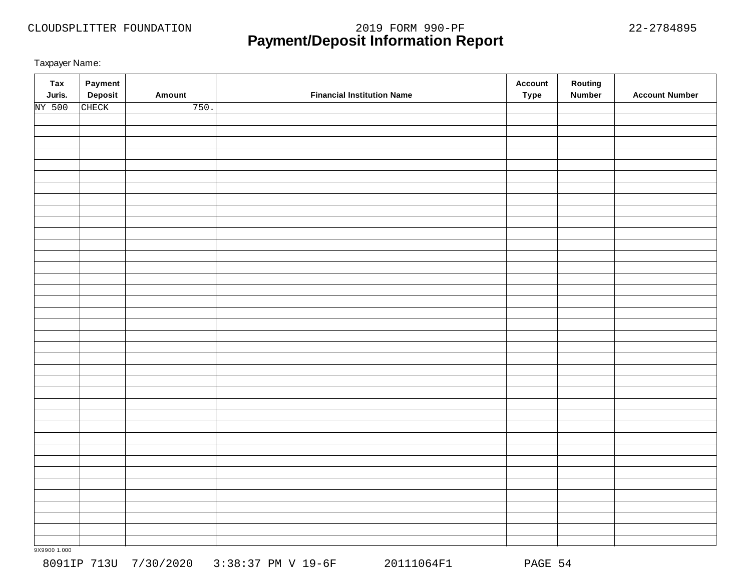# Payment/Deposit Information Report

Taxpayer Name:

| Tax Juris. | Payment Deposit | Amount | Financial Institution Name | Account Type | Routing Number | Account Number |
|---|---|---|---|---|---|---|
| NY 500 | CHECK | 750. | | | | |

9X9900 1.000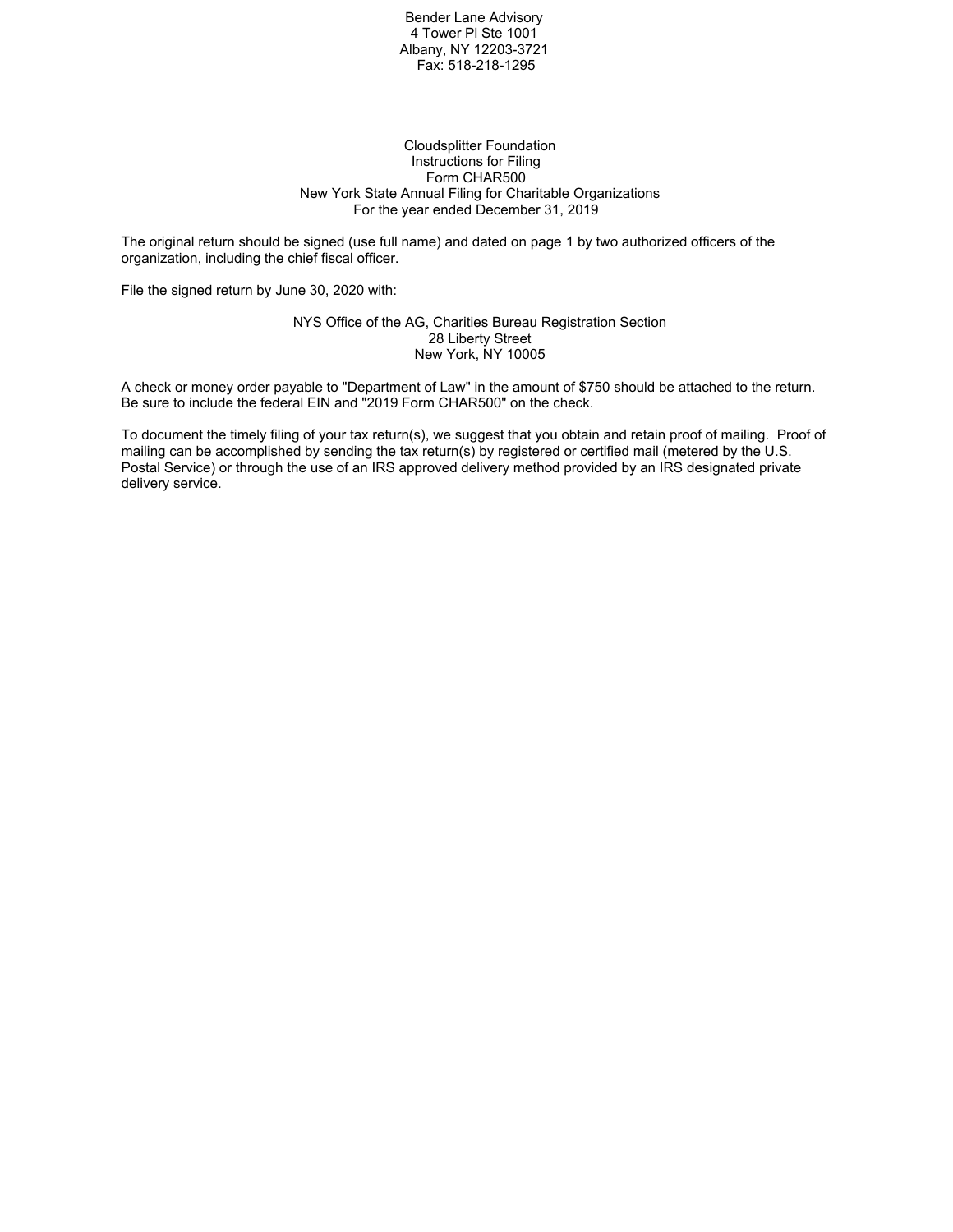Bender Lane Advisory
4 Tower Pl Ste 1001
Albany, NY 12203-3721
Fax: 518-218-1295

Cloudsplitter Foundation
Instructions for Filing
Form CHAR500
New York State Annual Filing for Charitable Organizations
For the year ended December 31, 2019

The original return should be signed (use full name) and dated on page 1 by two authorized officers of the organization, including the chief fiscal officer.

File the signed return by June 30, 2020 with:

NYS Office of the AG, Charities Bureau Registration Section
28 Liberty Street
New York, NY 10005

A check or money order payable to "Department of Law" in the amount of $750 should be attached to the return. Be sure to include the federal EIN and "2019 Form CHAR500" on the check.

To document the timely filing of your tax return(s), we suggest that you obtain and retain proof of mailing. Proof of mailing can be accomplished by sending the tax return(s) by registered or certified mail (metered by the U.S. Postal Service) or through the use of an IRS approved delivery method provided by an IRS designated private delivery service.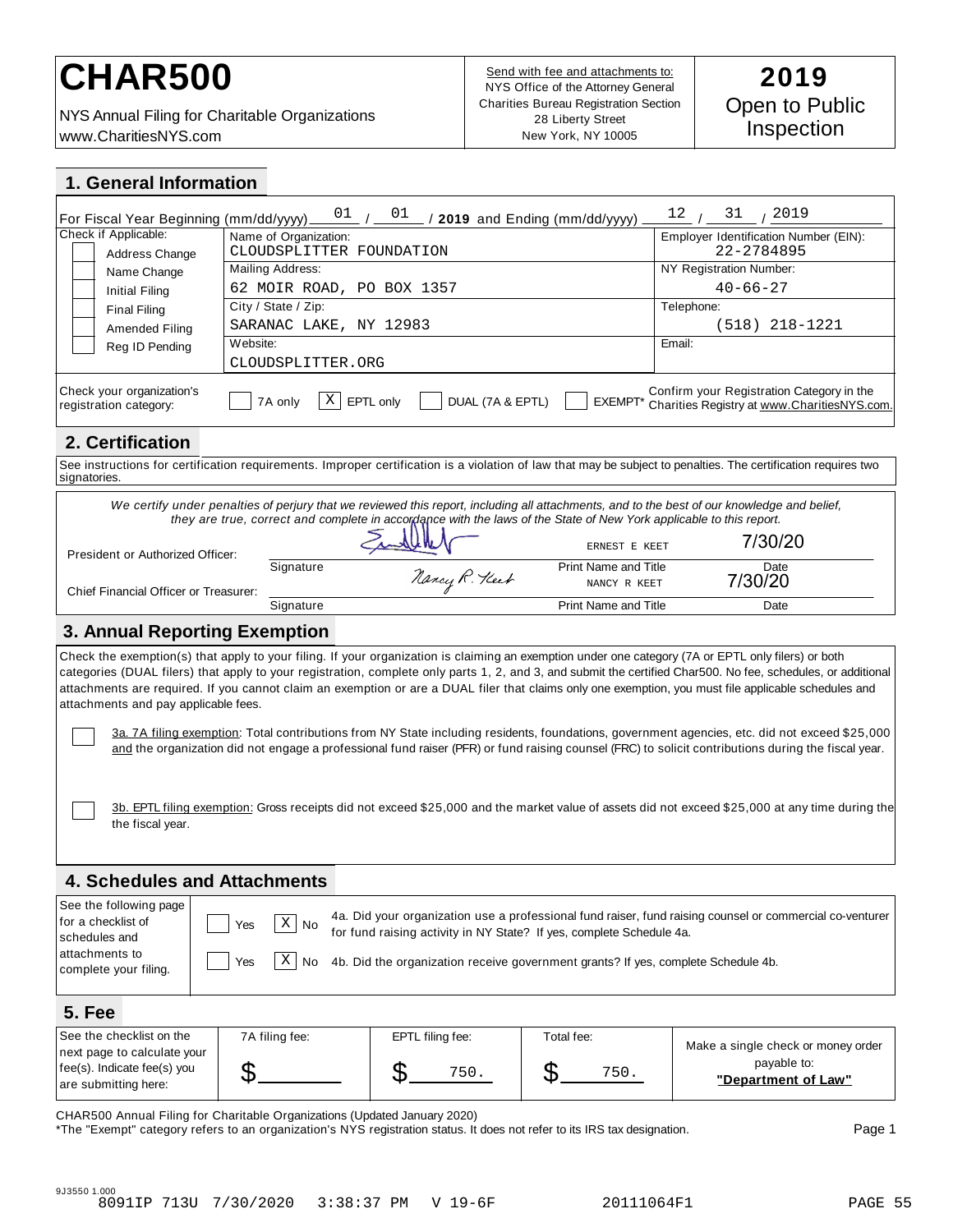# CHAR500

NYS Annual Filing for Charitable Organizations
www.CharitiesNYS.com

Send with fee and attachments to:
NYS Office of the Attorney General
Charities Bureau Registration Section
28 Liberty Street
New York, NY 10005

**2019**
Open to Public Inspection

## 1. General Information

For Fiscal Year Beginning (mm/dd/yyyy) 01 / 01 / **2019** and Ending (mm/dd/yyyy) 12 / 31 / 2019

| Check if Applicable: | | |
|---|---|---|
| [ ] Address Change<br>[ ] Name Change<br>[ ] Initial Filing<br>[ ] Final Filing<br>[ ] Amended Filing<br>[ ] Reg ID Pending | Name of Organization: CLOUDSPLITTER FOUNDATION | Employer Identification Number (EIN): 22-2784895 |
| | Mailing Address: 62 MOIR ROAD, PO BOX 1357 | NY Registration Number: 40-66-27 |
| | City / State / Zip: SARANAC LAKE, NY 12983 | Telephone: (518) 218-1221 |
| | Website: CLOUDSPLITTER.ORG | Email: |

Check your organization's registration category: [ ] 7A only [X] EPTL only [ ] DUAL (7A & EPTL) [ ] EXEMPT*

Confirm your Registration Category in the Charities Registry at www.CharitiesNYS.com.

## 2. Certification

See instructions for certification requirements. Improper certification is a violation of law that may be subject to penalties. The certification requires two signatories.

*We certify under penalties of perjury that we reviewed this report, including all attachments, and to the best of our knowledge and belief, they are true, correct and complete in accordance with the laws of the State of New York applicable to this report.*

| | Signature | Print Name and Title | Date |
|---|---|---|---|
| President or Authorized Officer: | [signature] | ERNEST E KEET | 7/30/20 |
| Chief Financial Officer or Treasurer: | Nancy R. Keet | NANCY R KEET | 7/30/20 |

## 3. Annual Reporting Exemption

Check the exemption(s) that apply to your filing. If your organization is claiming an exemption under one category (7A or EPTL only filers) or both categories (DUAL filers) that apply to your registration, complete only parts 1, 2, and 3, and submit the certified Char500. No fee, schedules, or additional attachments are required. If you cannot claim an exemption or are a DUAL filer that claims only one exemption, you must file applicable schedules and attachments and pay applicable fees.

[ ] 3a. 7A filing exemption: Total contributions from NY State including residents, foundations, government agencies, etc. did not exceed $25,000 and the organization did not engage a professional fund raiser (PFR) or fund raising counsel (FRC) to solicit contributions during the fiscal year.

[ ] 3b. EPTL filing exemption: Gross receipts did not exceed $25,000 and the market value of assets did not exceed $25,000 at any time during the the fiscal year.

## 4. Schedules and Attachments

See the following page for a checklist of schedules and attachments to complete your filing.

[ ] Yes [X] No 4a. Did your organization use a professional fund raiser, fund raising counsel or commercial co-venturer for fund raising activity in NY State? If yes, complete Schedule 4a.

[ ] Yes [X] No 4b. Did the organization receive government grants? If yes, complete Schedule 4b.

## 5. Fee

| See the checklist on the next page to calculate your fee(s). Indicate fee(s) you are submitting here: | 7A filing fee: | EPTL filing fee: | Total fee: | Make a single check or money order payable to: |
|---|---|---|---|---|
| | $ | $ 750. | $ 750. | **"Department of Law"** |

CHAR500 Annual Filing for Charitable Organizations (Updated January 2020)

*The "Exempt" category refers to an organization's NYS registration status. It does not refer to its IRS tax designation.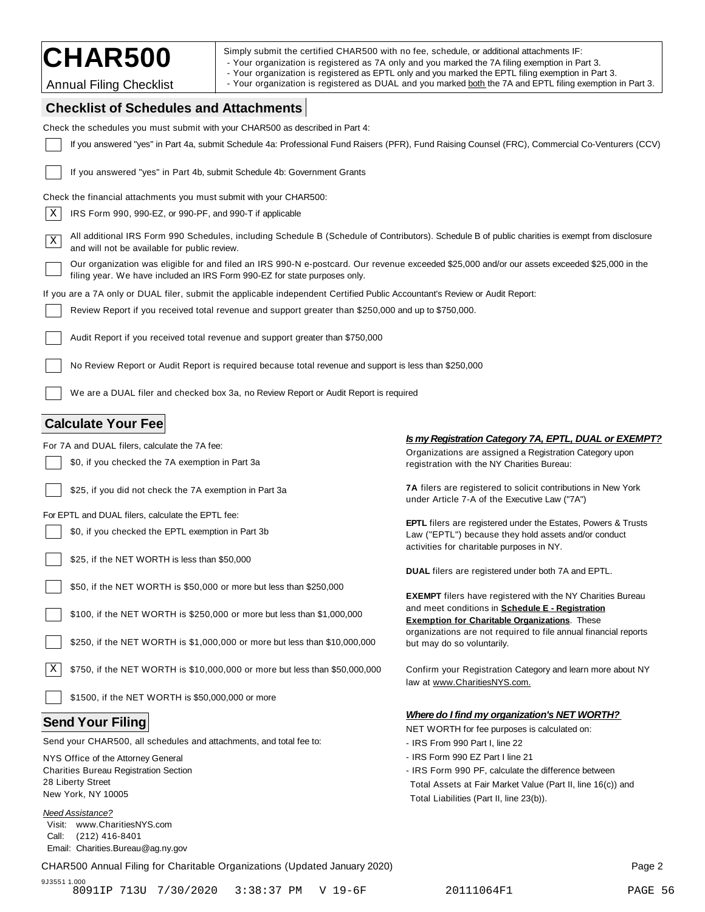# CHAR500

Annual Filing Checklist

Simply submit the certified CHAR500 with no fee, schedule, or additional attachments IF:
- Your organization is registered as 7A only and you marked the 7A filing exemption in Part 3.
- Your organization is registered as EPTL only and you marked the EPTL filing exemption in Part 3.
- Your organization is registered as DUAL and you marked both the 7A and EPTL filing exemption in Part 3.

## Checklist of Schedules and Attachments

Check the schedules you must submit with your CHAR500 as described in Part 4:

- [ ] If you answered "yes" in Part 4a, submit Schedule 4a: Professional Fund Raisers (PFR), Fund Raising Counsel (FRC), Commercial Co-Venturers (CCV)
- [ ] If you answered "yes" in Part 4b, submit Schedule 4b: Government Grants

Check the financial attachments you must submit with your CHAR500:

- [X] IRS Form 990, 990-EZ, or 990-PF, and 990-T if applicable
- [X] All additional IRS Form 990 Schedules, including Schedule B (Schedule of Contributors). Schedule B of public charities is exempt from disclosure and will not be available for public review.
- [ ] Our organization was eligible for and filed an IRS 990-N e-postcard. Our revenue exceeded $25,000 and/or our assets exceeded $25,000 in the filing year. We have included an IRS Form 990-EZ for state purposes only.

If you are a 7A only or DUAL filer, submit the applicable independent Certified Public Accountant's Review or Audit Report:

- [ ] Review Report if you received total revenue and support greater than $250,000 and up to $750,000.
- [ ] Audit Report if you received total revenue and support greater than $750,000
- [ ] No Review Report or Audit Report is required because total revenue and support is less than $250,000
- [ ] We are a DUAL filer and checked box 3a, no Review Report or Audit Report is required

## Calculate Your Fee

For 7A and DUAL filers, calculate the 7A fee:

- [ ] $0, if you checked the 7A exemption in Part 3a
- [ ] $25, if you did not check the 7A exemption in Part 3a

For EPTL and DUAL filers, calculate the EPTL fee:

- [ ] $0, if you checked the EPTL exemption in Part 3b
- [ ] $25, if the NET WORTH is less than $50,000
- [ ] $50, if the NET WORTH is $50,000 or more but less than $250,000
- [ ] $100, if the NET WORTH is $250,000 or more but less than $1,000,000
- [ ] $250, if the NET WORTH is $1,000,000 or more but less than $10,000,000
- [X] $750, if the NET WORTH is $10,000,000 or more but less than $50,000,000
- [ ] $1500, if the NET WORTH is $50,000,000 or more

***Is my Registration Category 7A, EPTL, DUAL or EXEMPT?***

Organizations are assigned a Registration Category upon registration with the NY Charities Bureau:

**7A** filers are registered to solicit contributions in New York under Article 7-A of the Executive Law ("7A")

**EPTL** filers are registered under the Estates, Powers & Trusts Law ("EPTL") because they hold assets and/or conduct activities for charitable purposes in NY.

**DUAL** filers are registered under both 7A and EPTL.

**EXEMPT** filers have registered with the NY Charities Bureau and meet conditions in **Schedule E - Registration Exemption for Charitable Organizations**. These organizations are not required to file annual financial reports but may do so voluntarily.

Confirm your Registration Category and learn more about NY law at www.CharitiesNYS.com.

***Where do I find my organization's NET WORTH?***

NET WORTH for fee purposes is calculated on:
- IRS From 990 Part I, line 22
- IRS Form 990 EZ Part I line 21
- IRS Form 990 PF, calculate the difference between Total Assets at Fair Market Value (Part II, line 16(c)) and Total Liabilities (Part II, line 23(b)).

## Send Your Filing

Send your CHAR500, all schedules and attachments, and total fee to:

NYS Office of the Attorney General
Charities Bureau Registration Section
28 Liberty Street
New York, NY 10005

*Need Assistance?*
Visit: www.CharitiesNYS.com
Call: (212) 416-8401
Email: Charities.Bureau@ag.ny.gov

CHAR500 Annual Filing for Charitable Organizations (Updated January 2020)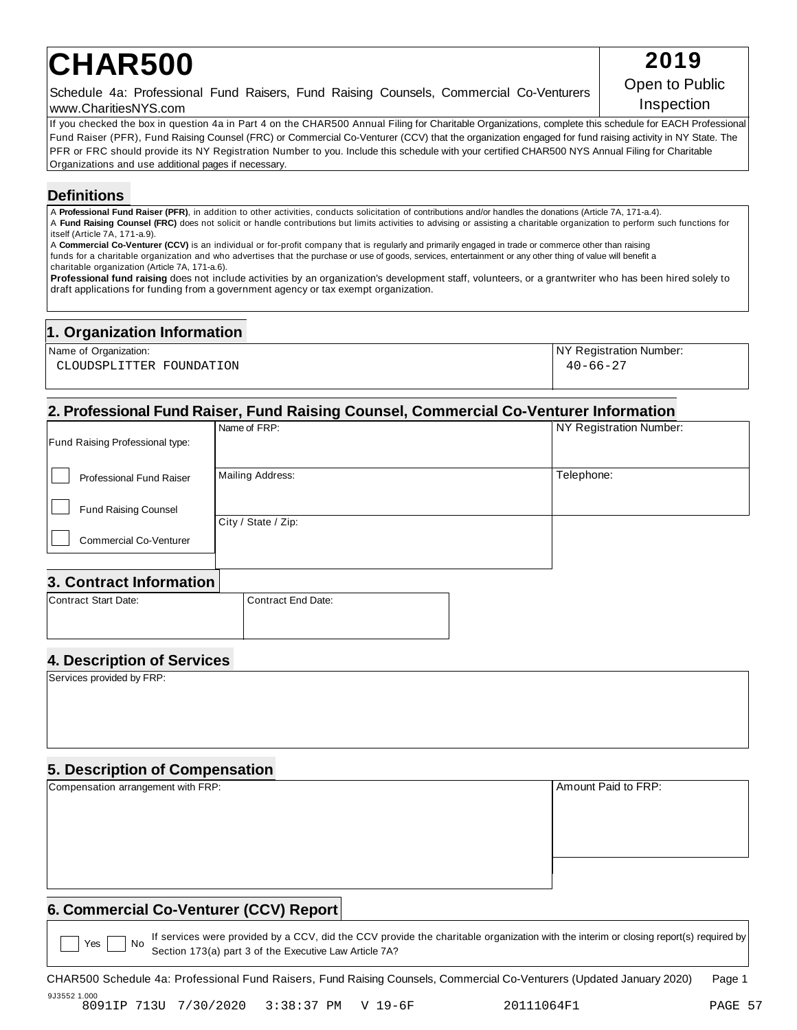# CHAR500

**2019**
Open to Public Inspection

Schedule 4a: Professional Fund Raisers, Fund Raising Counsels, Commercial Co-Venturers
www.CharitiesNYS.com

If you checked the box in question 4a in Part 4 on the CHAR500 Annual Filing for Charitable Organizations, complete this schedule for EACH Professional Fund Raiser (PFR), Fund Raising Counsel (FRC) or Commercial Co-Venturer (CCV) that the organization engaged for fund raising activity in NY State. The PFR or FRC should provide its NY Registration Number to you. Include this schedule with your certified CHAR500 NYS Annual Filing for Charitable Organizations and use additional pages if necessary.

## Definitions

A **Professional Fund Raiser (PFR)**, in addition to other activities, conducts solicitation of contributions and/or handles the donations (Article 7A, 171-a.4).
A **Fund Raising Counsel (FRC)** does not solicit or handle contributions but limits activities to advising or assisting a charitable organization to perform such functions for itself (Article 7A, 171-a.9).
A **Commercial Co-Venturer (CCV)** is an individual or for-profit company that is regularly and primarily engaged in trade or commerce other than raising funds for a charitable organization and who advertises that the purchase or use of goods, services, entertainment or any other thing of value will benefit a charitable organization (Article 7A, 171-a.6).
**Professional fund raising** does not include activities by an organization's development staff, volunteers, or a grantwriter who has been hired solely to draft applications for funding from a government agency or tax exempt organization.

## 1. Organization Information

| Name of Organization: | NY Registration Number: |
|---|---|
| CLOUDSPLITTER FOUNDATION | 40-66-27 |

## 2. Professional Fund Raiser, Fund Raising Counsel, Commercial Co-Venturer Information

Fund Raising Professional type:

- [ ] Professional Fund Raiser
- [ ] Fund Raising Counsel
- [ ] Commercial Co-Venturer

| Name of FRP: | NY Registration Number: |
|---|---|
| | |

| Mailing Address: | Telephone: |
|---|---|
| | |

City / State / Zip:

## 3. Contract Information

| Contract Start Date: | Contract End Date: |
|---|---|
| | |

## 4. Description of Services

Services provided by FRP:

## 5. Description of Compensation

| Compensation arrangement with FRP: | Amount Paid to FRP: |
|---|---|
| | |

## 6. Commercial Co-Venturer (CCV) Report

[ ] Yes [ ] No If services were provided by a CCV, did the CCV provide the charitable organization with the interim or closing report(s) required by Section 173(a) part 3 of the Executive Law Article 7A?

CHAR500 Schedule 4a: Professional Fund Raisers, Fund Raising Counsels, Commercial Co-Venturers (Updated January 2020)

9J3552 1.000
8091IP 713U 7/30/2020 3:38:37 PM V 19-6F 20111064F1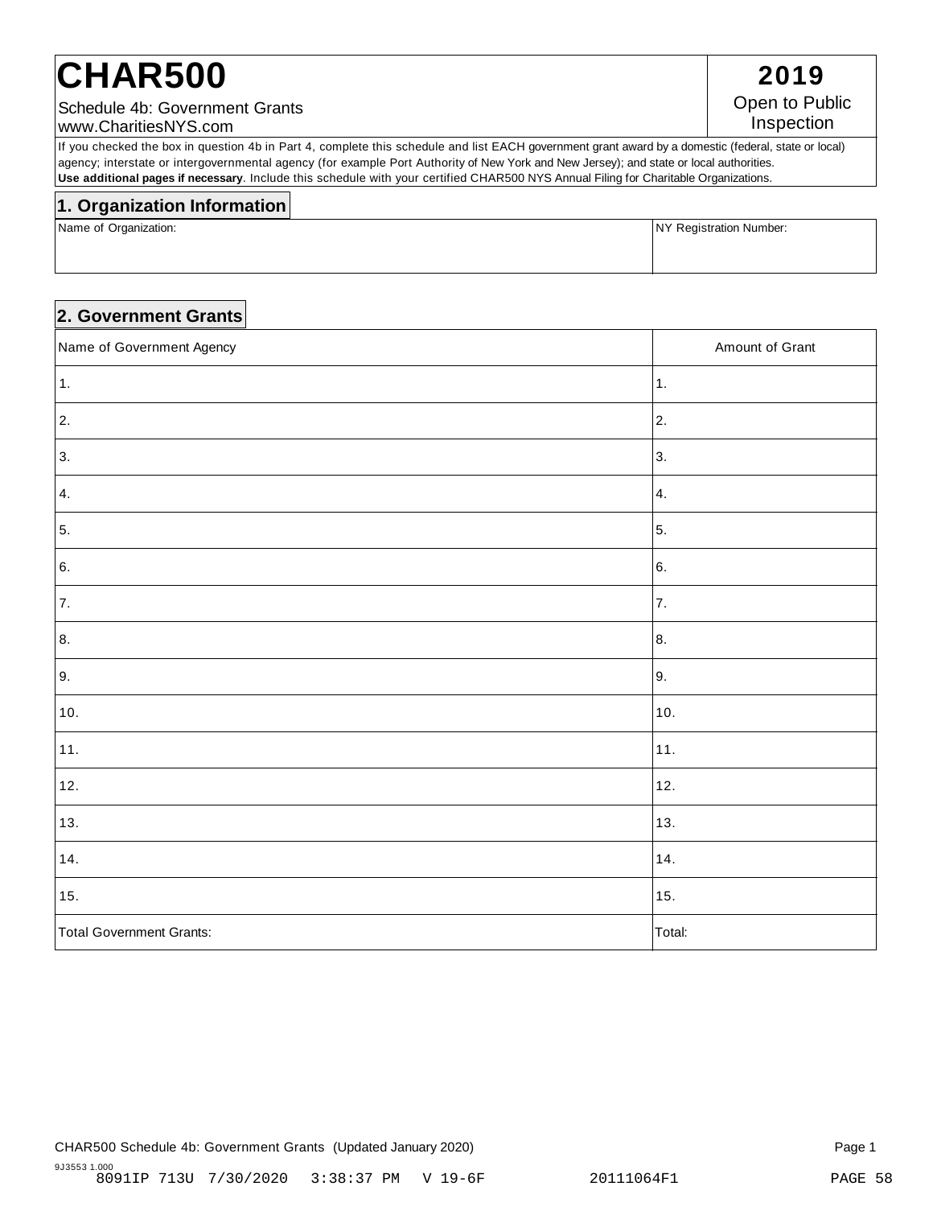# CHAR500

**2019**
Open to Public Inspection

Schedule 4b: Government Grants
www.CharitiesNYS.com

If you checked the box in question 4b in Part 4, complete this schedule and list EACH government grant award by a domestic (federal, state or local) agency; interstate or intergovernmental agency (for example Port Authority of New York and New Jersey); and state or local authorities. **Use additional pages if necessary**. Include this schedule with your certified CHAR500 NYS Annual Filing for Charitable Organizations.

## 1. Organization Information

| Name of Organization: | NY Registration Number: |
|---|---|
| | |

## 2. Government Grants

| Name of Government Agency | Amount of Grant |
|---|---|
| 1. | 1. |
| 2. | 2. |
| 3. | 3. |
| 4. | 4. |
| 5. | 5. |
| 6. | 6. |
| 7. | 7. |
| 8. | 8. |
| 9. | 9. |
| 10. | 10. |
| 11. | 11. |
| 12. | 12. |
| 13. | 13. |
| 14. | 14. |
| 15. | 15. |
| Total Government Grants: | Total: |

CHAR500 Schedule 4b: Government Grants (Updated January 2020)

9J3553 1.000
8091IP 713U 7/30/2020 3:38:37 PM V 19-6F 20111064F1